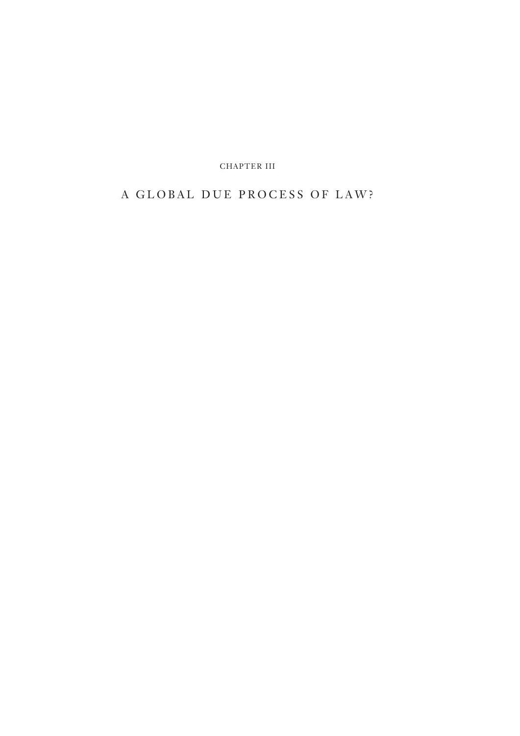CHAPTER III

# A GLOBAL DUE PROCESS OF LAW?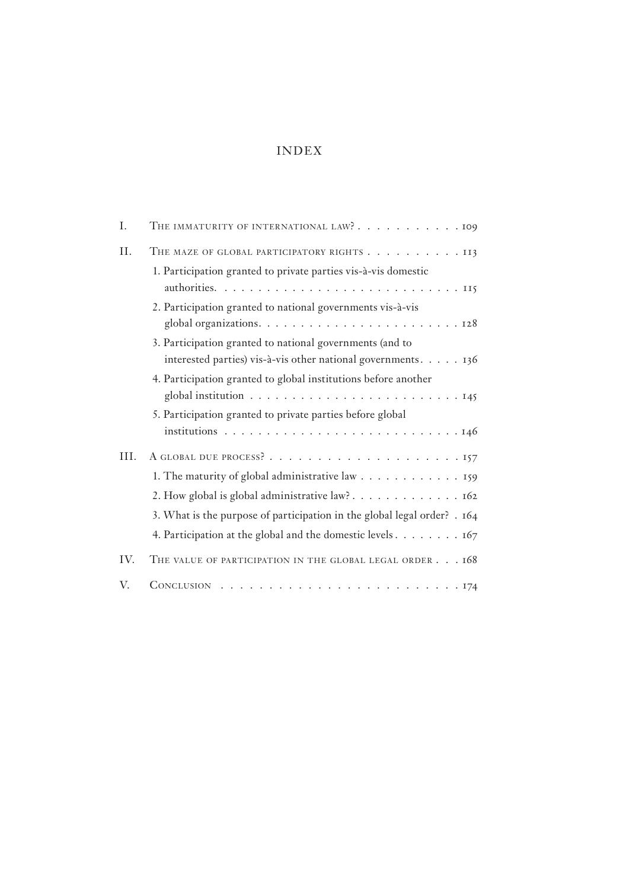# INDEX

I. The immaturity of international law? . . . . . . . . . . . 109

II. The maze of global participatory rights . . . . . . . . . . 113

1. Participation granted to private parties vis-à-vis domestic authorities. . . . . . . . . . . . . . . . . . . . . . . . . . . . 115
2. Participation granted to national governments vis-à-vis global organizations. . . . . . . . . . . . . . . . . . . . . . . 128
3. Participation granted to national governments (and to interested parties) vis-à-vis other national governments. . . . . 136
4. Participation granted to global institutions before another global institution . . . . . . . . . . . . . . . . . . . . . . . . 145
5. Participation granted to private parties before global institutions . . . . . . . . . . . . . . . . . . . . . . . . . . . 146

III. A global due process? . . . . . . . . . . . . . . . . . . . . 157

1. The maturity of global administrative law . . . . . . . . . . . . 159
2. How global is global administrative law? . . . . . . . . . . . . . 162
3. What is the purpose of participation in the global legal order? . 164
4. Participation at the global and the domestic levels . . . . . . . . 167

IV. The value of participation in the global legal order . . . 168

V. Conclusion . . . . . . . . . . . . . . . . . . . . . . . . 174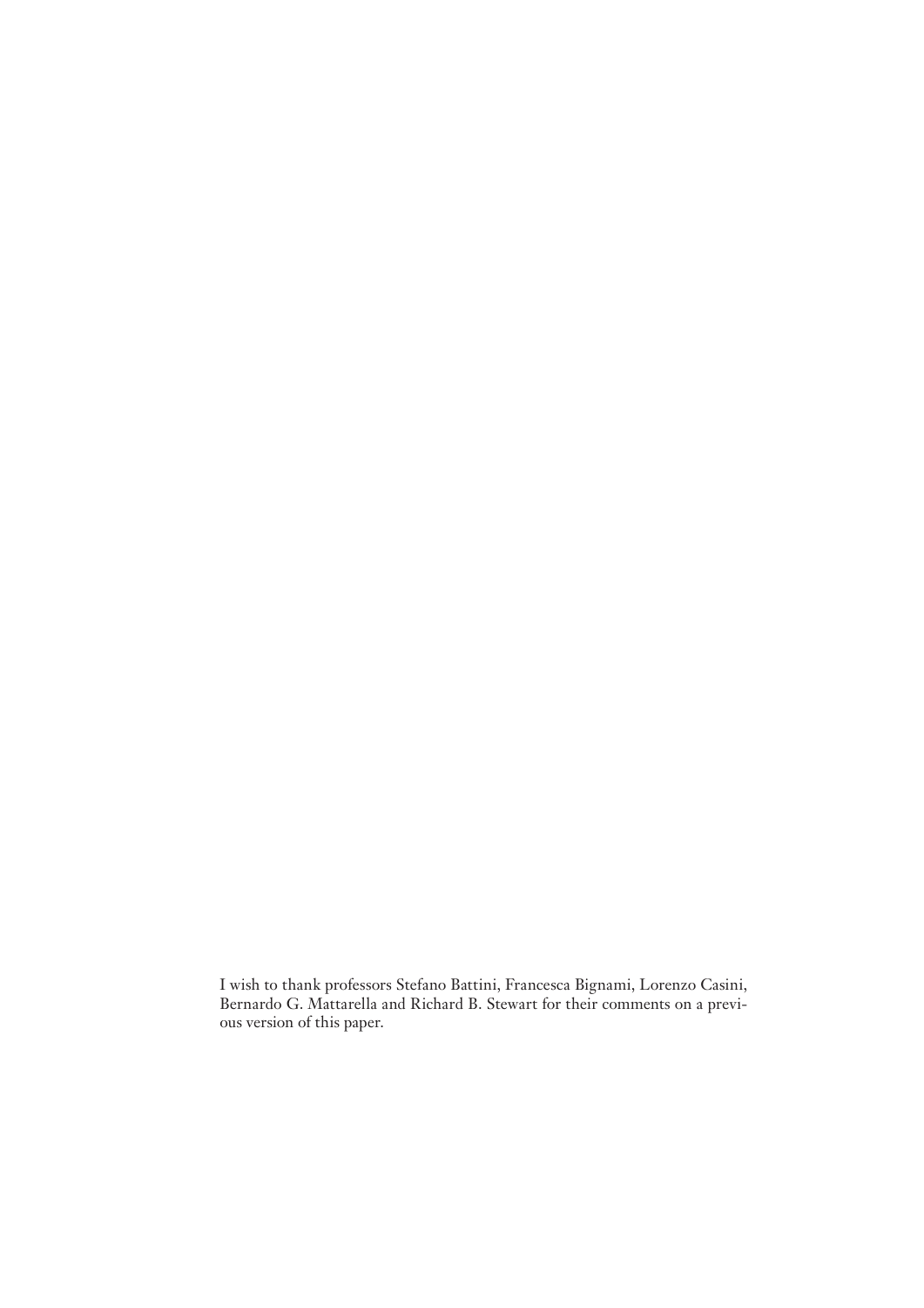I wish to thank professors Stefano Battini, Francesca Bignami, Lorenzo Casini, Bernardo G. Mattarella and Richard B. Stewart for their comments on a previous version of this paper.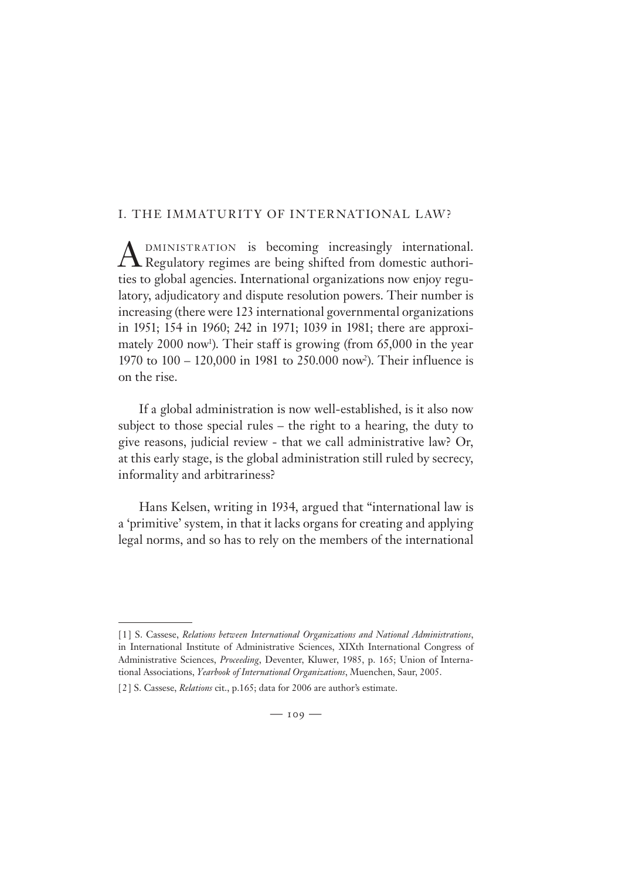## I. THE IMMATURITY OF INTERNATIONAL LAW?

Administration is becoming increasingly international. Regulatory regimes are being shifted from domestic authorities to global agencies. International organizations now enjoy regulatory, adjudicatory and dispute resolution powers. Their number is increasing (there were 123 international governmental organizations in 1951; 154 in 1960; 242 in 1971; 1039 in 1981; there are approximately 2000 now[1]). Their staff is growing (from 65,000 in the year 1970 to 100 – 120,000 in 1981 to 250.000 now[2]). Their influence is on the rise.

If a global administration is now well-established, is it also now subject to those special rules – the right to a hearing, the duty to give reasons, judicial review - that we call administrative law? Or, at this early stage, is the global administration still ruled by secrecy, informality and arbitrariness?

Hans Kelsen, writing in 1934, argued that "international law is a 'primitive' system, in that it lacks organs for creating and applying legal norms, and so has to rely on the members of the international

---

[1] S. Cassese, *Relations between International Organizations and National Administrations*, in International Institute of Administrative Sciences, XIXth International Congress of Administrative Sciences, *Proceeding*, Deventer, Kluwer, 1985, p. 165; Union of International Associations, *Yearbook of International Organizations*, Muenchen, Saur, 2005.

[2] S. Cassese, *Relations* cit., p.165; data for 2006 are author's estimate.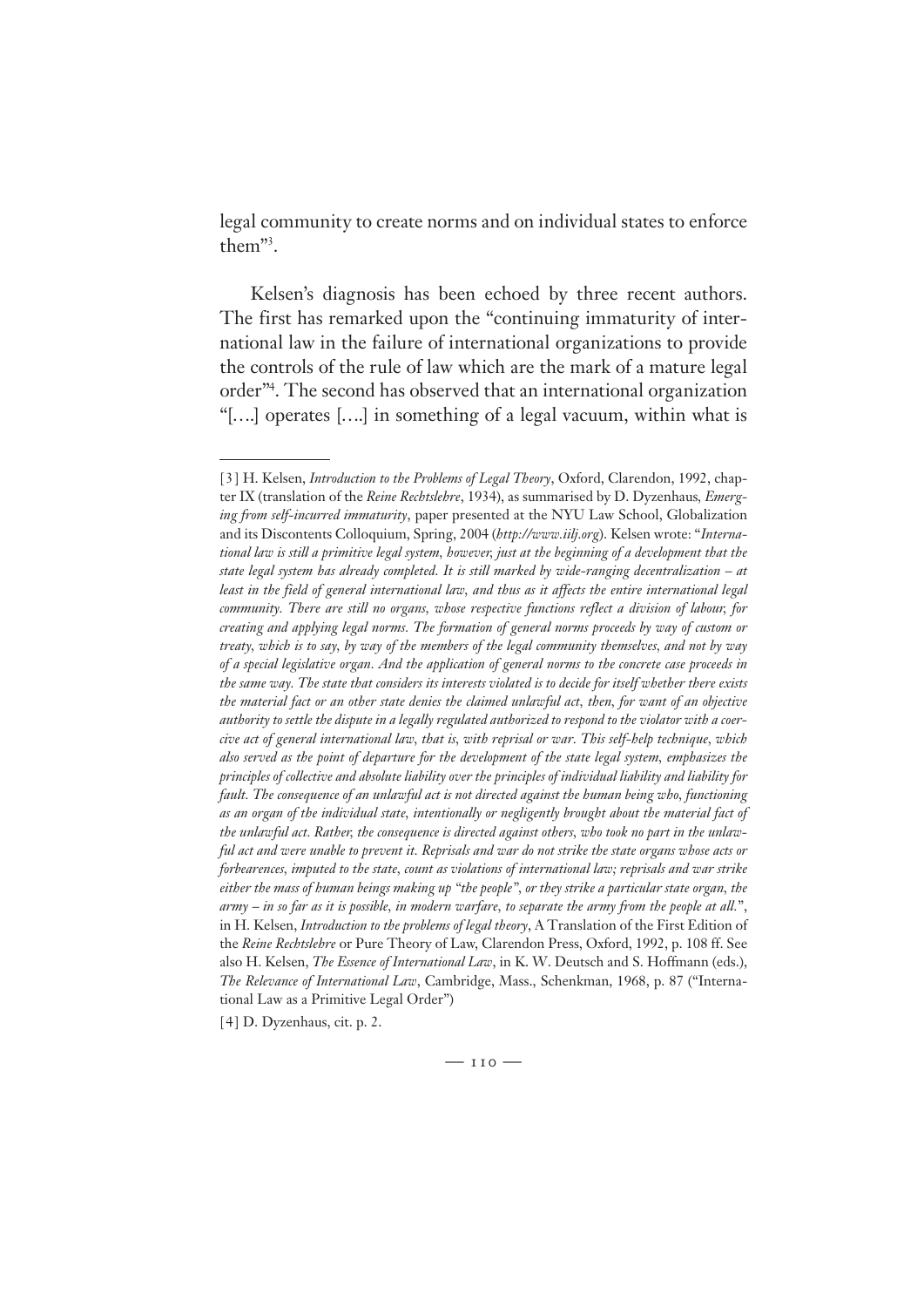legal community to create norms and on individual states to enforce them"[3].

Kelsen's diagnosis has been echoed by three recent authors. The first has remarked upon the "continuing immaturity of international law in the failure of international organizations to provide the controls of the rule of law which are the mark of a mature legal order"[4]. The second has observed that an international organization "[….] operates [….] in something of a legal vacuum, within what is

---

[3] H. Kelsen, *Introduction to the Problems of Legal Theory*, Oxford, Clarendon, 1992, chapter IX (translation of the *Reine Rechtslehre*, 1934), as summarised by D. Dyzenhaus, *Emerging from self-incurred immaturity*, paper presented at the NYU Law School, Globalization and its Discontents Colloquium, Spring, 2004 (*http://www.iilj.org*). Kelsen wrote: "*International law is still a primitive legal system, however, just at the beginning of a development that the state legal system has already completed. It is still marked by wide-ranging decentralization – at least in the field of general international law, and thus as it affects the entire international legal community. There are still no organs, whose respective functions reflect a division of labour, for creating and applying legal norms. The formation of general norms proceeds by way of custom or treaty, which is to say, by way of the members of the legal community themselves, and not by way of a special legislative organ. And the application of general norms to the concrete case proceeds in the same way. The state that considers its interests violated is to decide for itself whether there exists the material fact or an other state denies the claimed unlawful act, then, for want of an objective authority to settle the dispute in a legally regulated authorized to respond to the violator with a coercive act of general international law, that is, with reprisal or war. This self-help technique, which also served as the point of departure for the development of the state legal system, emphasizes the principles of collective and absolute liability over the principles of individual liability and liability for fault. The consequence of an unlawful act is not directed against the human being who, functioning as an organ of the individual state, intentionally or negligently brought about the material fact of the unlawful act. Rather, the consequence is directed against others, who took no part in the unlawful act and were unable to prevent it. Reprisals and war do not strike the state organs whose acts or forbearences, imputed to the state, count as violations of international law; reprisals and war strike either the mass of human beings making up "the people", or they strike a particular state organ, the army – in so far as it is possible, in modern warfare, to separate the army from the people at all.*", in H. Kelsen, *Introduction to the problems of legal theory*, A Translation of the First Edition of the *Reine Rechtslehre* or Pure Theory of Law, Clarendon Press, Oxford, 1992, p. 108 ff. See also H. Kelsen, *The Essence of International Law*, in K. W. Deutsch and S. Hoffmann (eds.), *The Relevance of International Law*, Cambridge, Mass., Schenkman, 1968, p. 87 ("International Law as a Primitive Legal Order")

[4] D. Dyzenhaus, cit. p. 2.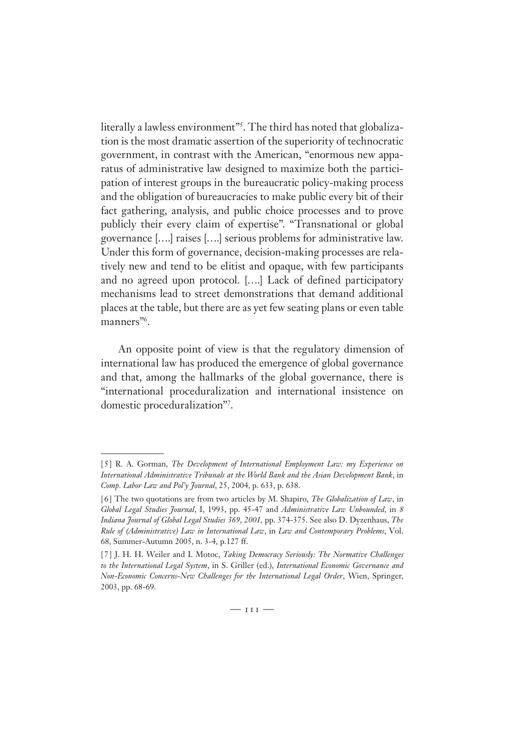literally a lawless environment"[5]. The third has noted that globalization is the most dramatic assertion of the superiority of technocratic government, in contrast with the American, "enormous new apparatus of administrative law designed to maximize both the participation of interest groups in the bureaucratic policy-making process and the obligation of bureaucracies to make public every bit of their fact gathering, analysis, and public choice processes and to prove publicly their every claim of expertise". "Transnational or global governance [….] raises [….] serious problems for administrative law. Under this form of governance, decision-making processes are relatively new and tend to be elitist and opaque, with few participants and no agreed upon protocol. [….] Lack of defined participatory mechanisms lead to street demonstrations that demand additional places at the table, but there are as yet few seating plans or even table manners"[6].

An opposite point of view is that the regulatory dimension of international law has produced the emergence of global governance and that, among the hallmarks of the global governance, there is "international proceduralization and international insistence on domestic proceduralization"[7].

---

[5] R. A. Gorman, *The Development of International Employment Law: my Experience on International Administrative Tribunals at the World Bank and the Asian Development Bank*, in *Comp. Labor Law and Pol'y Journal*, 25, 2004, p. 633, p. 638.

[6] The two quotations are from two articles by M. Shapiro, *The Globalization of Law*, in *Global Legal Studies Journal*, I, 1993, pp. 45-47 and *Administrative Law Unbounded*, in *8 Indiana Journal of Global Legal Studies 369*, *2001*, pp. 374-375. See also D. Dyzenhaus, *The Rule of (Administrative) Law in International Law*, in *Law and Contemporary Problems*, Vol. 68, Summer-Autumn 2005, n. 3-4, p.127 ff.

[7] J. H. H. Weiler and I. Motoc, *Taking Democracy Seriously: The Normative Challenges to the International Legal System*, in S. Griller (ed.), *International Economic Governance and Non-Economic Concerns-New Challenges for the International Legal Order*, Wien, Springer, 2003, pp. 68-69.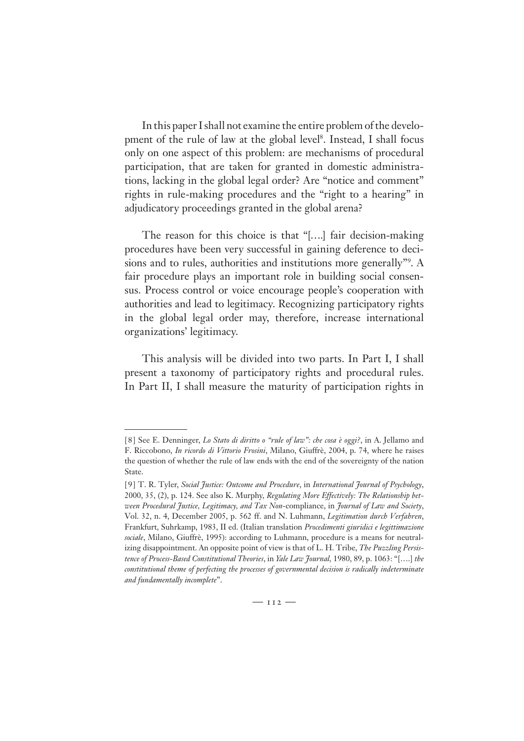In this paper I shall not examine the entire problem of the development of the rule of law at the global level[8]. Instead, I shall focus only on one aspect of this problem: are mechanisms of procedural participation, that are taken for granted in domestic administrations, lacking in the global legal order? Are "notice and comment" rights in rule-making procedures and the "right to a hearing" in adjudicatory proceedings granted in the global arena?

The reason for this choice is that "[….] fair decision-making procedures have been very successful in gaining deference to decisions and to rules, authorities and institutions more generally"[9]. A fair procedure plays an important role in building social consensus. Process control or voice encourage people's cooperation with authorities and lead to legitimacy. Recognizing participatory rights in the global legal order may, therefore, increase international organizations' legitimacy.

This analysis will be divided into two parts. In Part I, I shall present a taxonomy of participatory rights and procedural rules. In Part II, I shall measure the maturity of participation rights in

---

[8] See E. Denninger, *Lo Stato di diritto o "rule of law": che cosa è oggi?*, in A. Jellamo and F. Riccobono, *In ricordo di Vittorio Frosini*, Milano, Giuffrè, 2004, p. 74, where he raises the question of whether the rule of law ends with the end of the sovereignty of the nation State.

[9] T. R. Tyler, *Social Justice: Outcome and Procedure*, in *International Journal of Psychology*, 2000, 35, (2), p. 124. See also K. Murphy, *Regulating More Effectively: The Relationship between Procedural Justice, Legitimacy, and Tax Non*-compliance, in *Journal of Law and Society*, Vol. 32, n. 4, December 2005, p. 562 ff. and N. Luhmann, *Legitimation durch Verfahren*, Frankfurt, Suhrkamp, 1983, II ed. (Italian translation *Procedimenti giuridici e legittimazione sociale*, Milano, Giuffrè, 1995): according to Luhmann, procedure is a means for neutralizing disappointment. An opposite point of view is that of L. H. Tribe, *The Puzzling Persistence of Process-Based Constitutional Theories*, in *Yale Law Journal*, 1980, 89, p. 1063: "[….] *the constitutional theme of perfecting the processes of governmental decision is radically indeterminate and fundamentally incomplete*".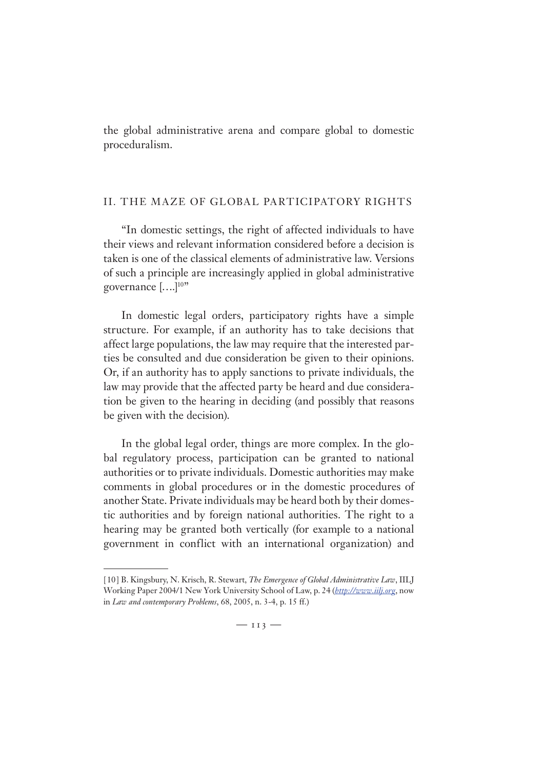the global administrative arena and compare global to domestic proceduralism.

## II. THE MAZE OF GLOBAL PARTICIPATORY RIGHTS

"In domestic settings, the right of affected individuals to have their views and relevant information considered before a decision is taken is one of the classical elements of administrative law. Versions of such a principle are increasingly applied in global administrative governance [….][10]"

In domestic legal orders, participatory rights have a simple structure. For example, if an authority has to take decisions that affect large populations, the law may require that the interested parties be consulted and due consideration be given to their opinions. Or, if an authority has to apply sanctions to private individuals, the law may provide that the affected party be heard and due consideration be given to the hearing in deciding (and possibly that reasons be given with the decision).

In the global legal order, things are more complex. In the global regulatory process, participation can be granted to national authorities or to private individuals. Domestic authorities may make comments in global procedures or in the domestic procedures of another State. Private individuals may be heard both by their domestic authorities and by foreign national authorities. The right to a hearing may be granted both vertically (for example to a national government in conflict with an international organization) and

---

[10] B. Kingsbury, N. Krisch, R. Stewart, *The Emergence of Global Administrative Law*, IILJ Working Paper 2004/1 New York University School of Law, p. 24 (*http://www.iilj.org*, now in *Law and contemporary Problems*, 68, 2005, n. 3-4, p. 15 ff.)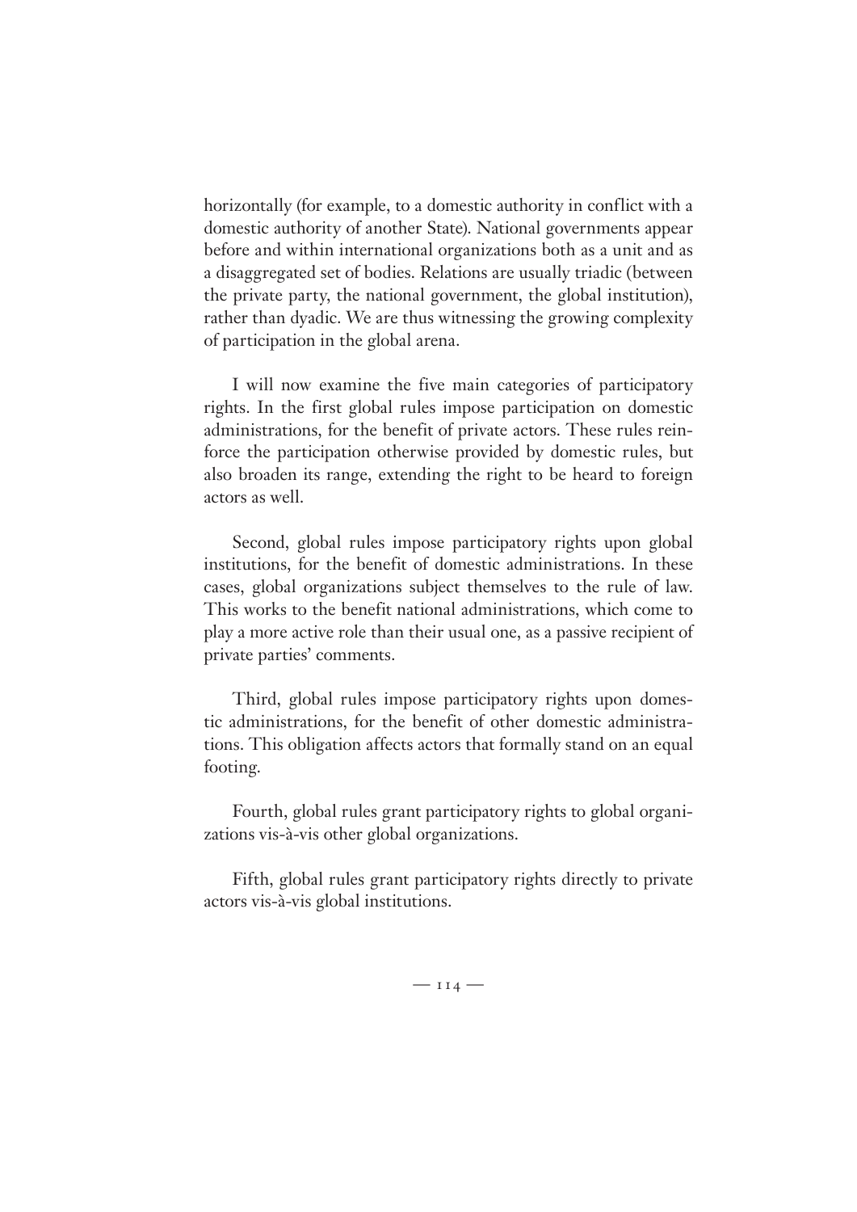horizontally (for example, to a domestic authority in conflict with a domestic authority of another State). National governments appear before and within international organizations both as a unit and as a disaggregated set of bodies. Relations are usually triadic (between the private party, the national government, the global institution), rather than dyadic. We are thus witnessing the growing complexity of participation in the global arena.

I will now examine the five main categories of participatory rights. In the first global rules impose participation on domestic administrations, for the benefit of private actors. These rules reinforce the participation otherwise provided by domestic rules, but also broaden its range, extending the right to be heard to foreign actors as well.

Second, global rules impose participatory rights upon global institutions, for the benefit of domestic administrations. In these cases, global organizations subject themselves to the rule of law. This works to the benefit national administrations, which come to play a more active role than their usual one, as a passive recipient of private parties' comments.

Third, global rules impose participatory rights upon domestic administrations, for the benefit of other domestic administrations. This obligation affects actors that formally stand on an equal footing.

Fourth, global rules grant participatory rights to global organizations vis-à-vis other global organizations.

Fifth, global rules grant participatory rights directly to private actors vis-à-vis global institutions.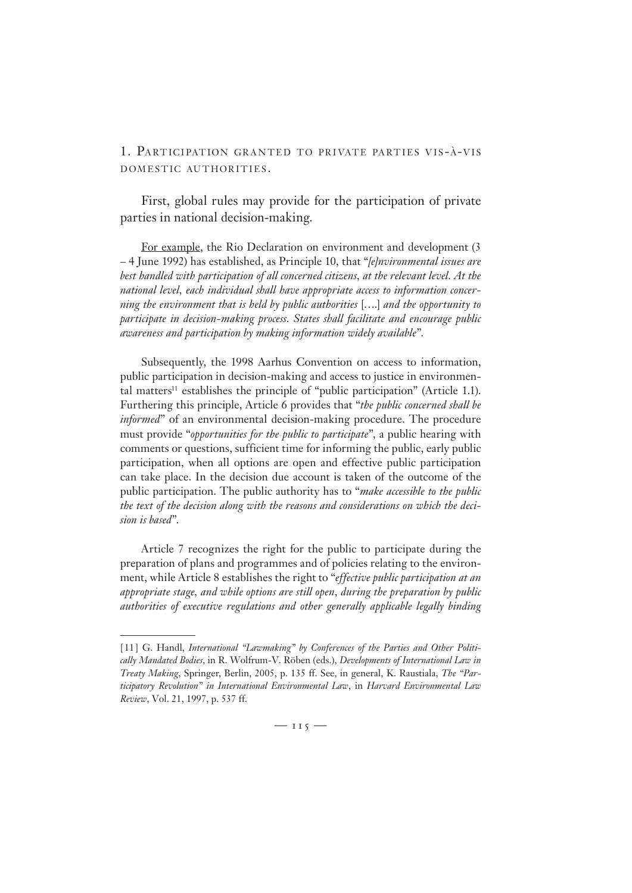## 1. Participation granted to private parties vis-à-vis domestic authorities.

First, global rules may provide for the participation of private parties in national decision-making.

For example, the Rio Declaration on environment and development (3 – 4 June 1992) has established, as Principle 10, that "*[e]nvironmental issues are best handled with participation of all concerned citizens, at the relevant level. At the national level, each individual shall have appropriate access to information concerning the environment that is held by public authorities* [….] *and the opportunity to participate in decision-making process. States shall facilitate and encourage public awareness and participation by making information widely available*".

Subsequently, the 1998 Aarhus Convention on access to information, public participation in decision-making and access to justice in environmental matters[11] establishes the principle of "public participation" (Article 1.1). Furthering this principle, Article 6 provides that "*the public concerned shall be informed*" of an environmental decision-making procedure. The procedure must provide "*opportunities for the public to participate*", a public hearing with comments or questions, sufficient time for informing the public, early public participation, when all options are open and effective public participation can take place. In the decision due account is taken of the outcome of the public participation. The public authority has to "*make accessible to the public the text of the decision along with the reasons and considerations on which the decision is based*".

Article 7 recognizes the right for the public to participate during the preparation of plans and programmes and of policies relating to the environment, while Article 8 establishes the right to "*effective public participation at an appropriate stage, and while options are still open, during the preparation by public authorities of executive regulations and other generally applicable legally binding*

---

[11] G. Handl, *International "Lawmaking" by Conferences of the Parties and Other Politically Mandated Bodies*, in R. Wolfrum-V. Röben (eds.), *Developments of International Law in Treaty Making*, Springer, Berlin, 2005, p. 135 ff. See, in general, K. Raustiala, *The "Participatory Revolution" in International Environmental Law*, in *Harvard Environmental Law Review*, Vol. 21, 1997, p. 537 ff.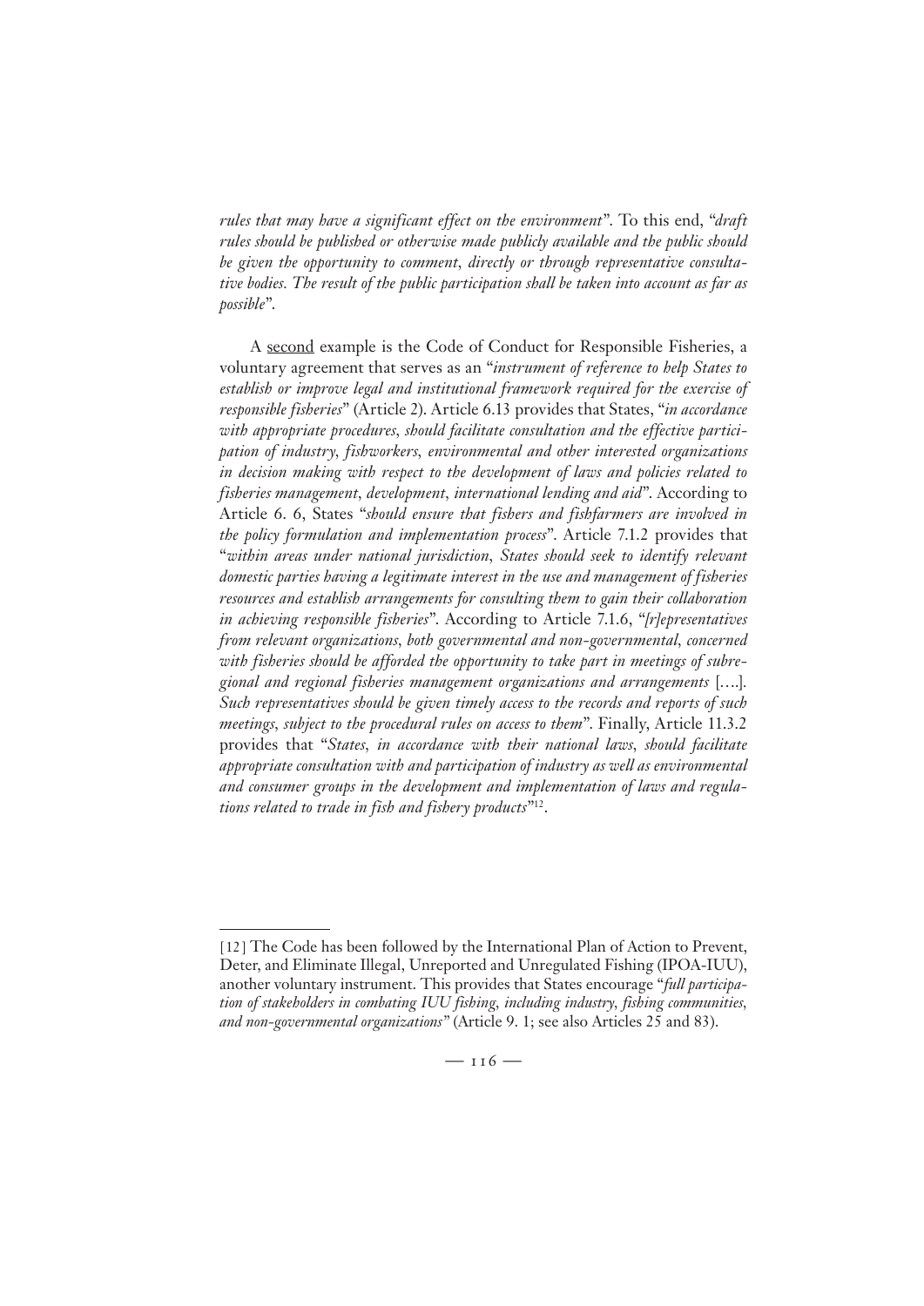*rules that may have a significant effect on the environment*". To this end, "*draft rules should be published or otherwise made publicly available and the public should be given the opportunity to comment, directly or through representative consultative bodies. The result of the public participation shall be taken into account as far as possible*".

A <u>second</u> example is the Code of Conduct for Responsible Fisheries, a voluntary agreement that serves as an "*instrument of reference to help States to establish or improve legal and institutional framework required for the exercise of responsible fisheries*" (Article 2). Article 6.13 provides that States, "*in accordance with appropriate procedures, should facilitate consultation and the effective participation of industry, fishworkers, environmental and other interested organizations in decision making with respect to the development of laws and policies related to fisheries management, development, international lending and aid*". According to Article 6. 6, States "*should ensure that fishers and fishfarmers are involved in the policy formulation and implementation process*". Article 7.1.2 provides that "*within areas under national jurisdiction, States should seek to identify relevant domestic parties having a legitimate interest in the use and management of fisheries resources and establish arrangements for consulting them to gain their collaboration in achieving responsible fisheries*". According to Article 7.1.6, "*[r]epresentatives from relevant organizations, both governmental and non-governmental, concerned with fisheries should be afforded the opportunity to take part in meetings of subregional and regional fisheries management organizations and arrangements* [….]. *Such representatives should be given timely access to the records and reports of such meetings, subject to the procedural rules on access to them*". Finally, Article 11.3.2 provides that "*States, in accordance with their national laws, should facilitate appropriate consultation with and participation of industry as well as environmental and consumer groups in the development and implementation of laws and regulations related to trade in fish and fishery products*"[12].

---

[12] The Code has been followed by the International Plan of Action to Prevent, Deter, and Eliminate Illegal, Unreported and Unregulated Fishing (IPOA-IUU), another voluntary instrument. This provides that States encourage "*full participation of stakeholders in combating IUU fishing, including industry, fishing communities, and non-governmental organizations*" (Article 9. 1; see also Articles 25 and 83).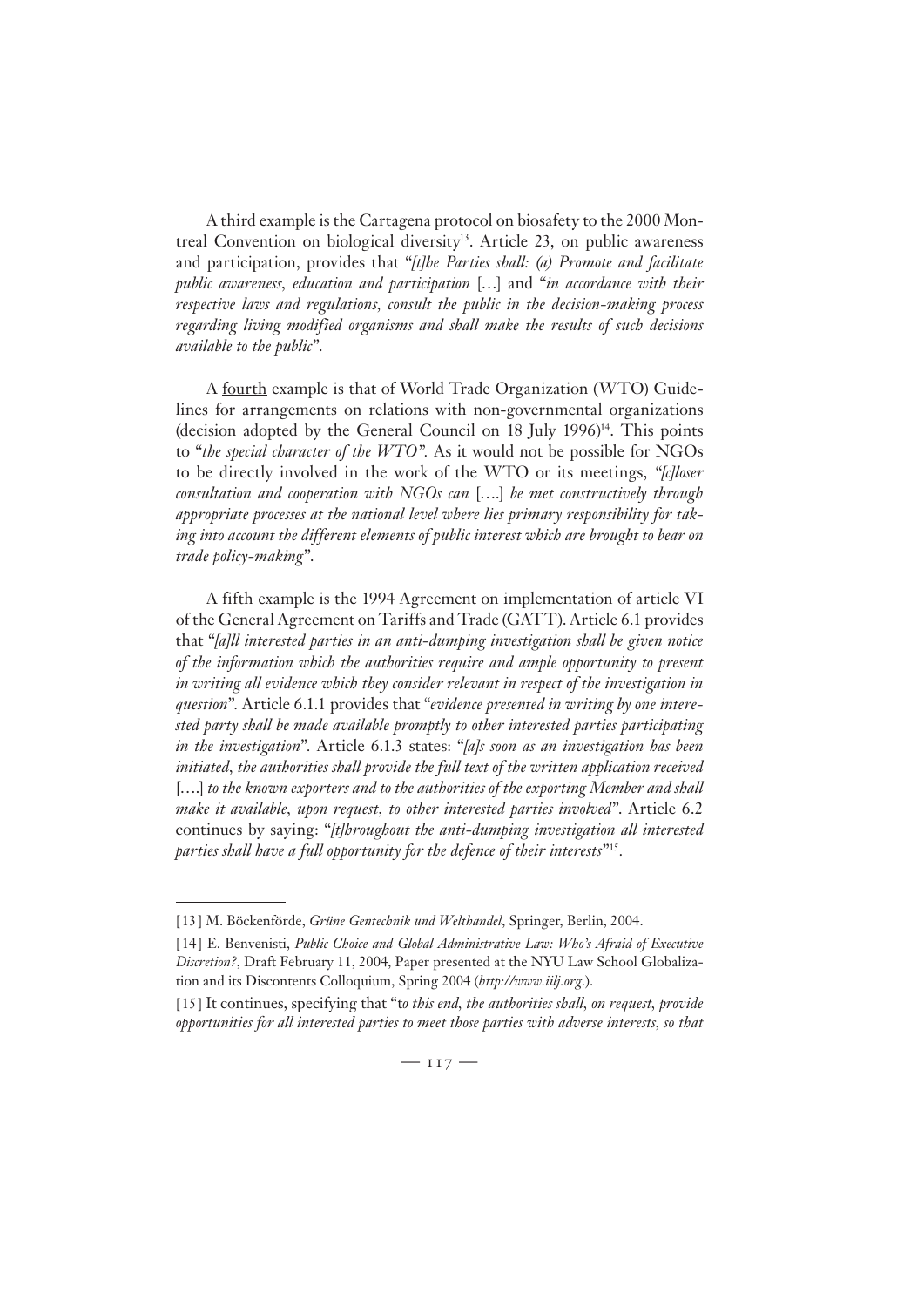A <u>third</u> example is the Cartagena protocol on biosafety to the 2000 Montreal Convention on biological diversity[13]. Article 23, on public awareness and participation, provides that "*[t]he Parties shall: (a) Promote and facilitate public awareness, education and participation* […] and "*in accordance with their respective laws and regulations, consult the public in the decision-making process regarding living modified organisms and shall make the results of such decisions available to the public*".

A <u>fourth</u> example is that of World Trade Organization (WTO) Guidelines for arrangements on relations with non-governmental organizations (decision adopted by the General Council on 18 July 1996)[14]. This points to "*the special character of the WTO*". As it would not be possible for NGOs to be directly involved in the work of the WTO or its meetings, "*[c]loser consultation and cooperation with NGOs can* [….] *be met constructively through appropriate processes at the national level where lies primary responsibility for taking into account the different elements of public interest which are brought to bear on trade policy-making*".

<u>A fifth</u> example is the 1994 Agreement on implementation of article VI of the General Agreement on Tariffs and Trade (GATT). Article 6.1 provides that "*[a]ll interested parties in an anti-dumping investigation shall be given notice of the information which the authorities require and ample opportunity to present in writing all evidence which they consider relevant in respect of the investigation in question*". Article 6.1.1 provides that "*evidence presented in writing by one interested party shall be made available promptly to other interested parties participating in the investigation*". Article 6.1.3 states: "*[a]s soon as an investigation has been initiated, the authorities shall provide the full text of the written application received* [….] *to the known exporters and to the authorities of the exporting Member and shall make it available, upon request, to other interested parties involved*". Article 6.2 continues by saying: "*[t]hroughout the anti-dumping investigation all interested parties shall have a full opportunity for the defence of their interests*"[15].

---

[13] M. Böckenförde, *Grüne Gentechnik und Welthandel*, Springer, Berlin, 2004.

[14] E. Benvenisti, *Public Choice and Global Administrative Law: Who's Afraid of Executive Discretion?*, Draft February 11, 2004, Paper presented at the NYU Law School Globalization and its Discontents Colloquium, Spring 2004 (*http://www.iilj.org*.).

[15] It continues, specifying that "t*o this end, the authorities shall, on request, provide opportunities for all interested parties to meet those parties with adverse interests, so that*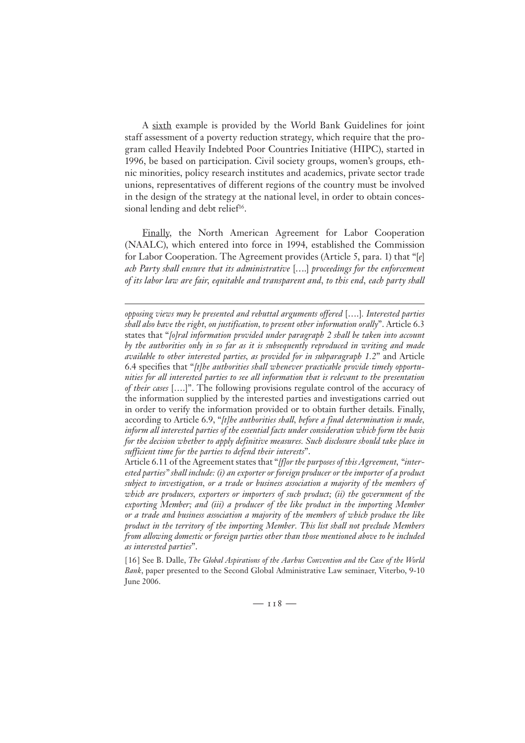A <u>sixth</u> example is provided by the World Bank Guidelines for joint staff assessment of a poverty reduction strategy, which require that the program called Heavily Indebted Poor Countries Initiative (HIPC), started in 1996, be based on participation. Civil society groups, women's groups, ethnic minorities, policy research institutes and academics, private sector trade unions, representatives of different regions of the country must be involved in the design of the strategy at the national level, in order to obtain concessional lending and debt relief[16].

<u>Finally</u>, the North American Agreement for Labor Cooperation (NAALC), which entered into force in 1994, established the Commission for Labor Cooperation. The Agreement provides (Article 5, para. 1) that "[*e*]*ach Party shall ensure that its administrative* [….] *proceedings for the enforcement of its labor law are fair, equitable and transparent and, to this end, each party shall*

---

*opposing views may be presented and rebuttal arguments offered* [….]. *Interested parties shall also have the right, on justification, to present other information orally*". Article 6.3 states that "*[o]ral information provided under paragraph 2 shall be taken into account by the authorities only in so far as it is subsequently reproduced in writing and made available to other interested parties, as provided for in subparagraph 1.2*" and Article 6.4 specifies that "*[t]he authorities shall whenever practicable provide timely opportunities for all interested parties to see all information that is relevant to the presentation of their cases* [….]". The following provisions regulate control of the accuracy of the information supplied by the interested parties and investigations carried out in order to verify the information provided or to obtain further details. Finally, according to Article 6.9, "*[t]he authorities shall, before a final determination is made, inform all interested parties of the essential facts under consideration which form the basis for the decision whether to apply definitive measures. Such disclosure should take place in sufficient time for the parties to defend their interests*".
Article 6.11 of the Agreement states that "*[f]or the purposes of this Agreement, "interested parties" shall include: (i) an exporter or foreign producer or the importer of a product subject to investigation, or a trade or business association a majority of the members of which are producers, exporters or importers of such product; (ii) the government of the exporting Member; and (iii) a producer of the like product in the importing Member or a trade and business association a majority of the members of which produce the like product in the territory of the importing Member. This list shall not preclude Members from allowing domestic or foreign parties other than those mentioned above to be included as interested parties*".

[16] See B. Dalle, *The Global Aspirations of the Aarhus Convention and the Case of the World Bank*, paper presented to the Second Global Administrative Law seminaer, Viterbo, 9-10 June 2006.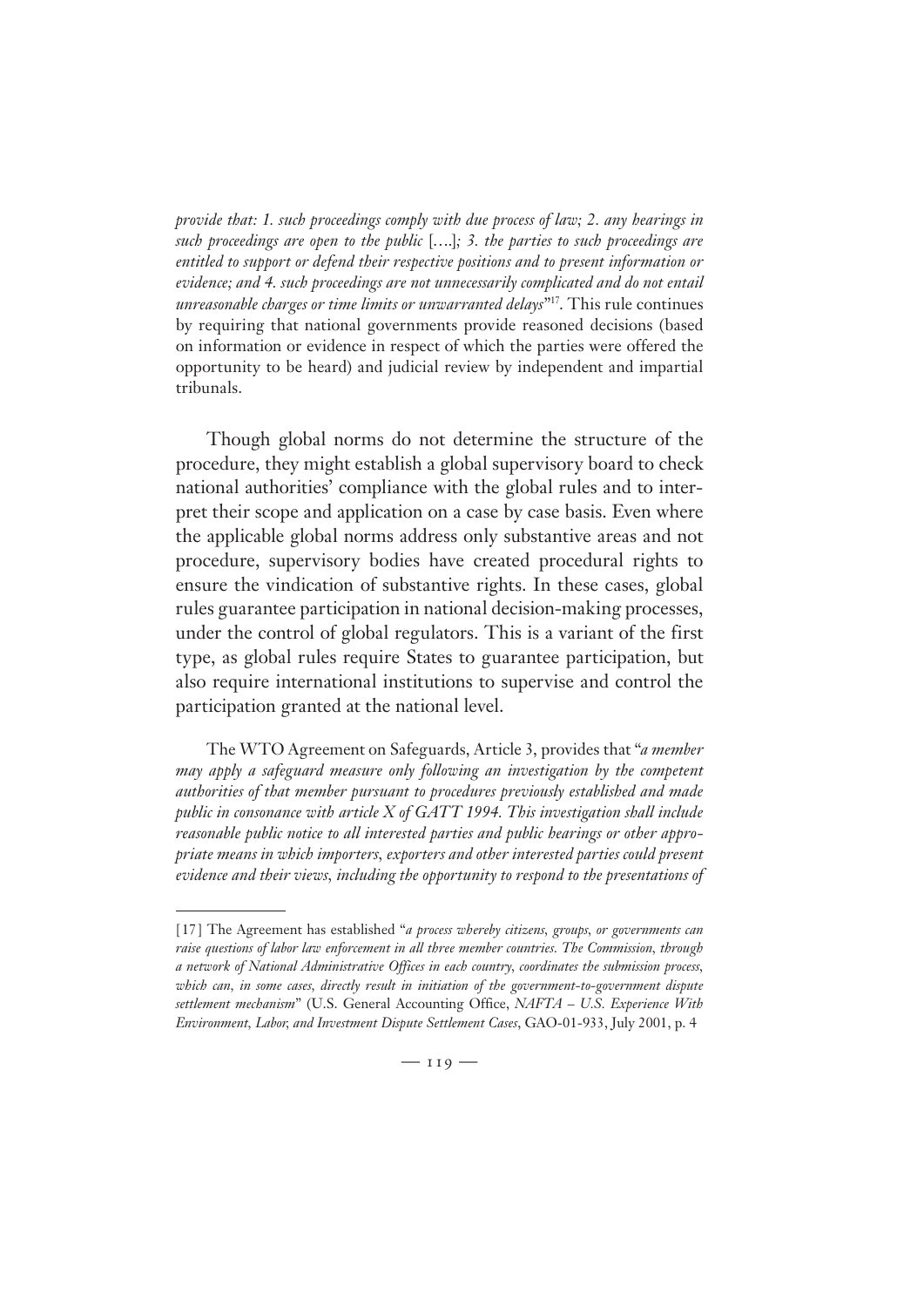*provide that: 1. such proceedings comply with due process of law; 2. any hearings in such proceedings are open to the public* [….]*; 3. the parties to such proceedings are entitled to support or defend their respective positions and to present information or evidence; and 4. such proceedings are not unnecessarily complicated and do not entail unreasonable charges or time limits or unwarranted delays*"[17]. This rule continues by requiring that national governments provide reasoned decisions (based on information or evidence in respect of which the parties were offered the opportunity to be heard) and judicial review by independent and impartial tribunals.

Though global norms do not determine the structure of the procedure, they might establish a global supervisory board to check national authorities' compliance with the global rules and to interpret their scope and application on a case by case basis. Even where the applicable global norms address only substantive areas and not procedure, supervisory bodies have created procedural rights to ensure the vindication of substantive rights. In these cases, global rules guarantee participation in national decision-making processes, under the control of global regulators. This is a variant of the first type, as global rules require States to guarantee participation, but also require international institutions to supervise and control the participation granted at the national level.

The WTO Agreement on Safeguards, Article 3, provides that "*a member may apply a safeguard measure only following an investigation by the competent authorities of that member pursuant to procedures previously established and made public in consonance with article X of GATT 1994. This investigation shall include reasonable public notice to all interested parties and public hearings or other appropriate means in which importers, exporters and other interested parties could present evidence and their views, including the opportunity to respond to the presentations of*

---

[17] The Agreement has established "*a process whereby citizens, groups, or governments can raise questions of labor law enforcement in all three member countries. The Commission, through a network of National Administrative Offices in each country, coordinates the submission process, which can, in some cases, directly result in initiation of the government-to-government dispute settlement mechanism*" (U.S. General Accounting Office, *NAFTA – U.S. Experience With Environment, Labor, and Investment Dispute Settlement Cases*, GAO-01-933, July 2001, p. 4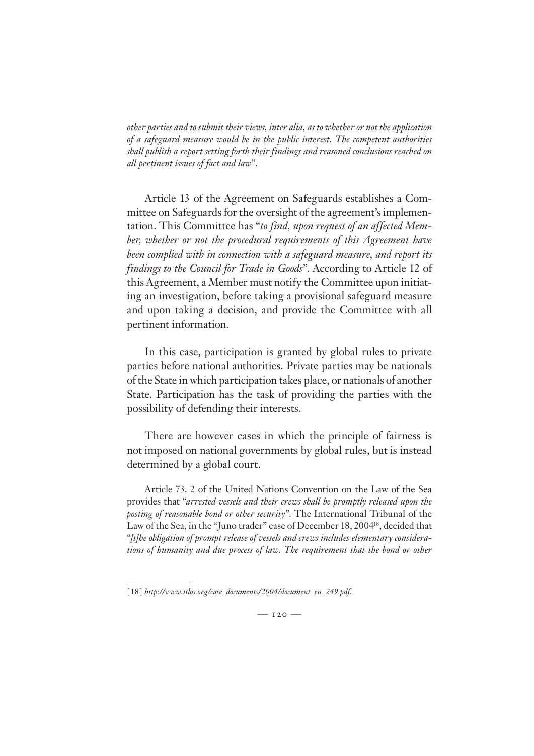*other parties and to submit their views, inter alia, as to whether or not the application of a safeguard measure would be in the public interest. The competent authorities shall publish a report setting forth their findings and reasoned conclusions reached on all pertinent issues of fact and law*".

Article 13 of the Agreement on Safeguards establishes a Committee on Safeguards for the oversight of the agreement's implementation. This Committee has "*to find, upon request of an affected Member, whether or not the procedural requirements of this Agreement have been complied with in connection with a safeguard measure, and report its findings to the Council for Trade in Goods*". According to Article 12 of this Agreement, a Member must notify the Committee upon initiating an investigation, before taking a provisional safeguard measure and upon taking a decision, and provide the Committee with all pertinent information.

In this case, participation is granted by global rules to private parties before national authorities. Private parties may be nationals of the State in which participation takes place, or nationals of another State. Participation has the task of providing the parties with the possibility of defending their interests.

There are however cases in which the principle of fairness is not imposed on national governments by global rules, but is instead determined by a global court.

Article 73. 2 of the United Nations Convention on the Law of the Sea provides that "*arrested vessels and their crews shall be promptly released upon the posting of reasonable bond or other security*". The International Tribunal of the Law of the Sea, in the "Juno trader" case of December 18, 2004[18], decided that "*[t]he obligation of prompt release of vessels and crews includes elementary considerations of humanity and due process of law. The requirement that the bond or other*

[18] *http://www.itlos.org/case_documents/2004/document_en_249.pdf.*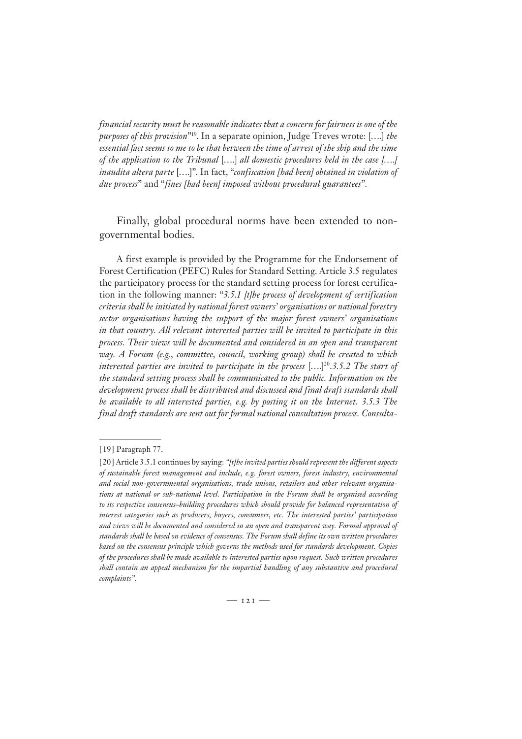*financial security must be reasonable indicates that a concern for fairness is one of the purposes of this provision*"[19]. In a separate opinion, Judge Treves wrote: [….] *the essential fact seems to me to be that between the time of arrest of the ship and the time of the application to the Tribunal* [….] *all domestic procedures held in the case [….] inaudita altera parte* [….]". In fact, "*confiscation [had been] obtained in violation of due process*" and "*fines [had been] imposed without procedural guarantees*".

Finally, global procedural norms have been extended to non-governmental bodies.

A first example is provided by the Programme for the Endorsement of Forest Certification (PEFC) Rules for Standard Setting. Article 3.5 regulates the participatory process for the standard setting process for forest certification in the following manner: "*3.5.1 [t]he process of development of certification criteria shall be initiated by national forest owners' organisations or national forestry sector organisations having the support of the major forest owners' organisations in that country. All relevant interested parties will be invited to participate in this process. Their views will be documented and considered in an open and transparent way. A Forum (e.g., committee, council, working group) shall be created to which interested parties are invited to participate in the process* [….][20]*.3.5.2 The start of the standard setting process shall be communicated to the public. Information on the development process shall be distributed and discussed and final draft standards shall be available to all interested parties, e.g. by posting it on the Internet. 3.5.3 The final draft standards are sent out for formal national consultation process. Consulta-*

---

[19] Paragraph 77.

[20] Article 3.5.1 continues by saying: *"[t]he invited parties should represent the different aspects of sustainable forest management and include, e.g. forest owners, forest industry, environmental and social non-governmental organisations, trade unions, retailers and other relevant organisations at national or sub-national level. Participation in the Forum shall be organised according to its respective consensus–building procedures which should provide for balanced representation of interest categories such as producers, buyers, consumers, etc. The interested parties' participation and views will be documented and considered in an open and transparent way. Formal approval of standards shall be based on evidence of consensus. The Forum shall define its own written procedures based on the consensus principle which governs the methods used for standards development. Copies of the procedures shall be made available to interested parties upon request. Such written procedures shall contain an appeal mechanism for the impartial handling of any substantive and procedural complaints".*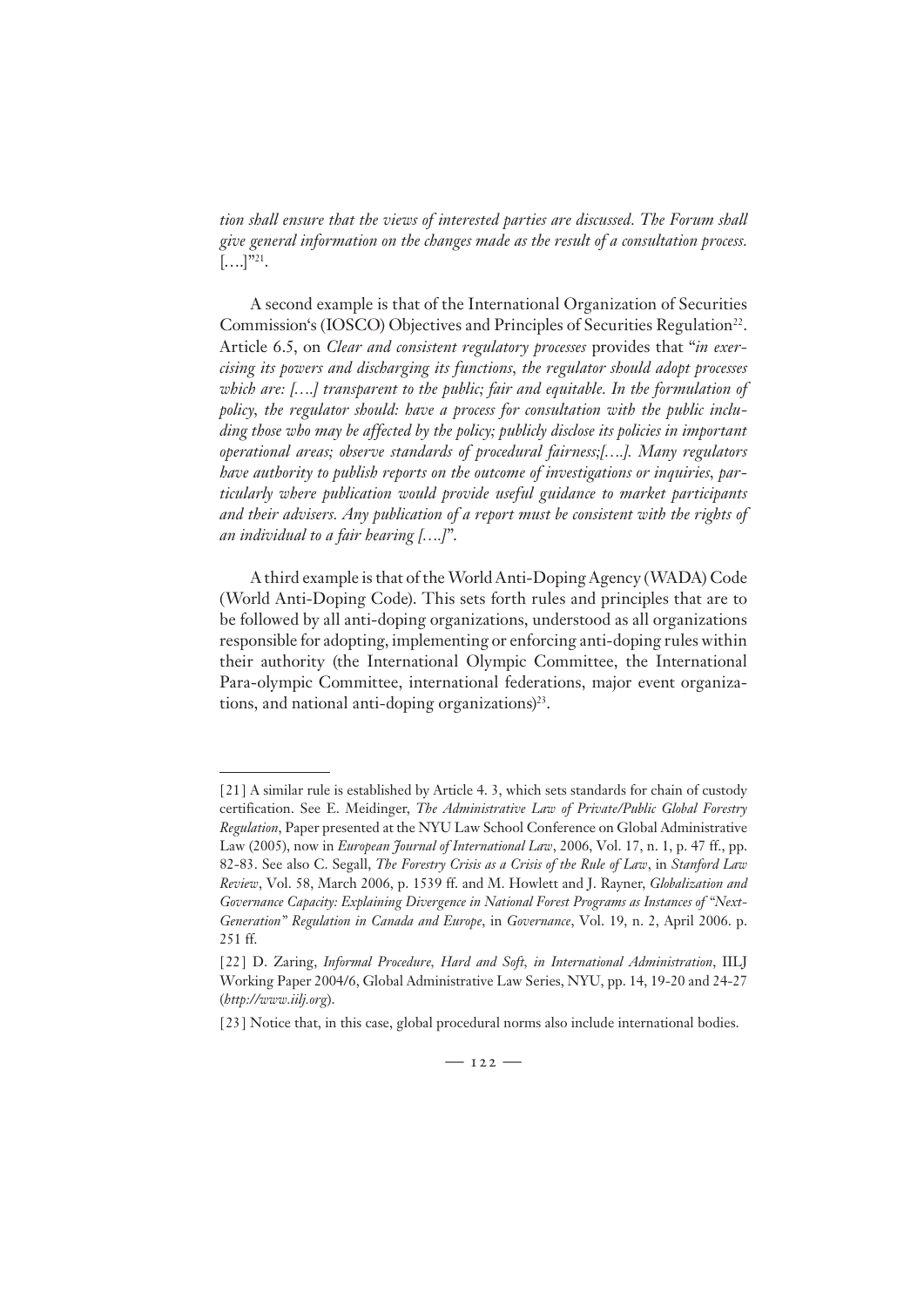*tion shall ensure that the views of interested parties are discussed. The Forum shall give general information on the changes made as the result of a consultation process.* [….]"[21].

A second example is that of the International Organization of Securities Commission's (IOSCO) Objectives and Principles of Securities Regulation[22]. Article 6.5, on *Clear and consistent regulatory processes* provides that "*in exercising its powers and discharging its functions, the regulator should adopt processes which are: [….] transparent to the public; fair and equitable. In the formulation of policy, the regulator should: have a process for consultation with the public including those who may be affected by the policy; publicly disclose its policies in important operational areas; observe standards of procedural fairness;[….]. Many regulators have authority to publish reports on the outcome of investigations or inquiries, particularly where publication would provide useful guidance to market participants and their advisers. Any publication of a report must be consistent with the rights of an individual to a fair hearing [….]*".

A third example is that of the World Anti-Doping Agency (WADA) Code (World Anti-Doping Code). This sets forth rules and principles that are to be followed by all anti-doping organizations, understood as all organizations responsible for adopting, implementing or enforcing anti-doping rules within their authority (the International Olympic Committee, the International Para-olympic Committee, international federations, major event organizations, and national anti-doping organizations)[23].

---

[21] A similar rule is established by Article 4. 3, which sets standards for chain of custody certification. See E. Meidinger, *The Administrative Law of Private/Public Global Forestry Regulation*, Paper presented at the NYU Law School Conference on Global Administrative Law (2005), now in *European Journal of International Law*, 2006, Vol. 17, n. 1, p. 47 ff., pp. 82-83. See also C. Segall, *The Forestry Crisis as a Crisis of the Rule of Law*, in *Stanford Law Review*, Vol. 58, March 2006, p. 1539 ff. and M. Howlett and J. Rayner, *Globalization and Governance Capacity: Explaining Divergence in National Forest Programs as Instances of "Next-Generation" Regulation in Canada and Europe*, in *Governance*, Vol. 19, n. 2, April 2006. p. 251 ff.

[22] D. Zaring, *Informal Procedure, Hard and Soft, in International Administration*, IILJ Working Paper 2004/6, Global Administrative Law Series, NYU, pp. 14, 19-20 and 24-27 (*http://www.iilj.org*).

[23] Notice that, in this case, global procedural norms also include international bodies.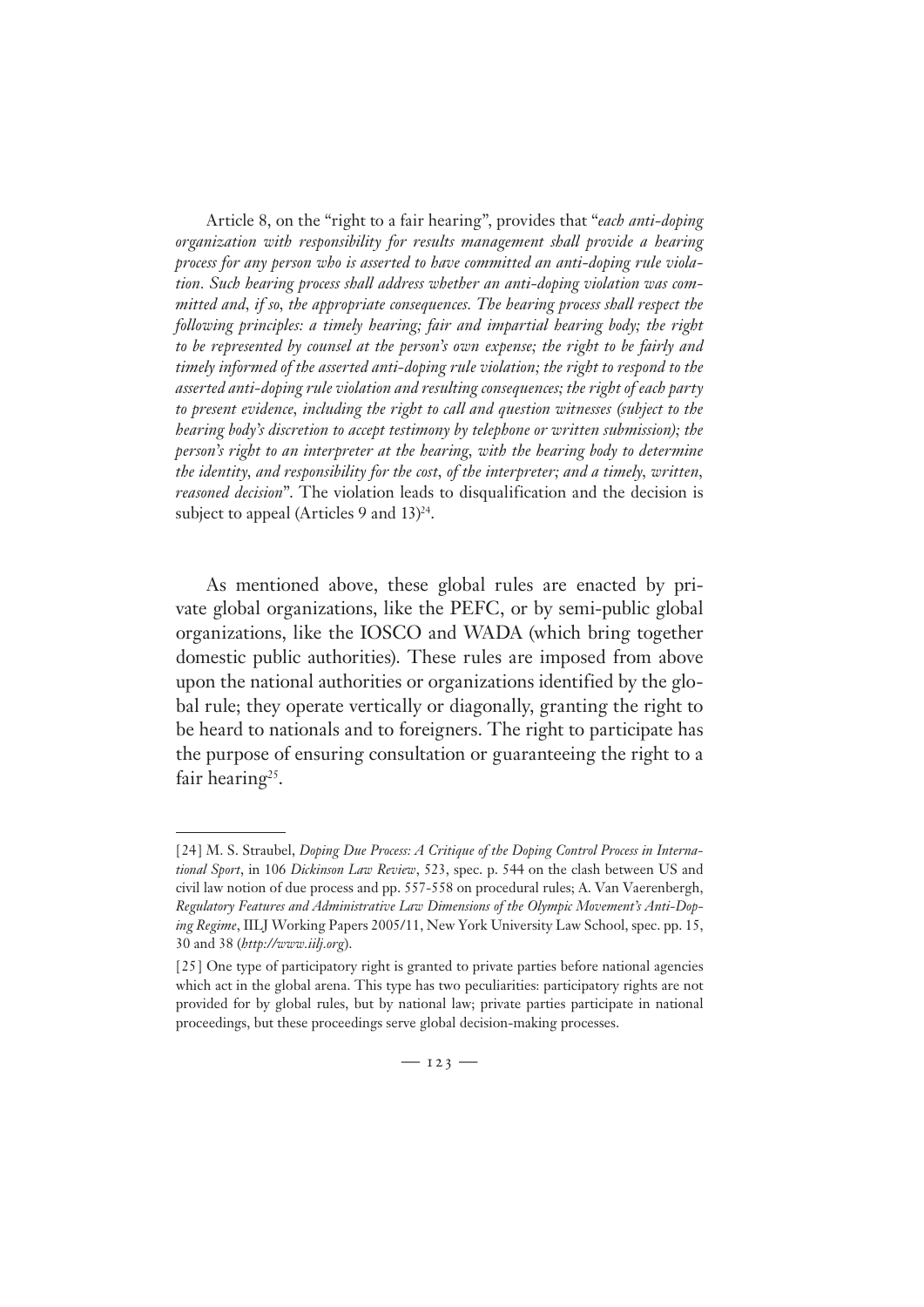Article 8, on the "right to a fair hearing", provides that "*each anti-doping organization with responsibility for results management shall provide a hearing process for any person who is asserted to have committed an anti-doping rule violation. Such hearing process shall address whether an anti-doping violation was committed and, if so, the appropriate consequences. The hearing process shall respect the following principles: a timely hearing; fair and impartial hearing body; the right to be represented by counsel at the person's own expense; the right to be fairly and timely informed of the asserted anti-doping rule violation; the right to respond to the asserted anti-doping rule violation and resulting consequences; the right of each party to present evidence, including the right to call and question witnesses (subject to the hearing body's discretion to accept testimony by telephone or written submission); the person's right to an interpreter at the hearing, with the hearing body to determine the identity, and responsibility for the cost, of the interpreter; and a timely, written, reasoned decision*". The violation leads to disqualification and the decision is subject to appeal (Articles 9 and 13)[24].

As mentioned above, these global rules are enacted by private global organizations, like the PEFC, or by semi-public global organizations, like the IOSCO and WADA (which bring together domestic public authorities). These rules are imposed from above upon the national authorities or organizations identified by the global rule; they operate vertically or diagonally, granting the right to be heard to nationals and to foreigners. The right to participate has the purpose of ensuring consultation or guaranteeing the right to a fair hearing[25].

---

[24] M. S. Straubel, *Doping Due Process: A Critique of the Doping Control Process in International Sport*, in 106 *Dickinson Law Review*, 523, spec. p. 544 on the clash between US and civil law notion of due process and pp. 557-558 on procedural rules; A. Van Vaerenbergh, *Regulatory Features and Administrative Law Dimensions of the Olympic Movement's Anti-Doping Regime*, IILJ Working Papers 2005/11, New York University Law School, spec. pp. 15, 30 and 38 (*http://www.iilj.org*).

[25] One type of participatory right is granted to private parties before national agencies which act in the global arena. This type has two peculiarities: participatory rights are not provided for by global rules, but by national law; private parties participate in national proceedings, but these proceedings serve global decision-making processes.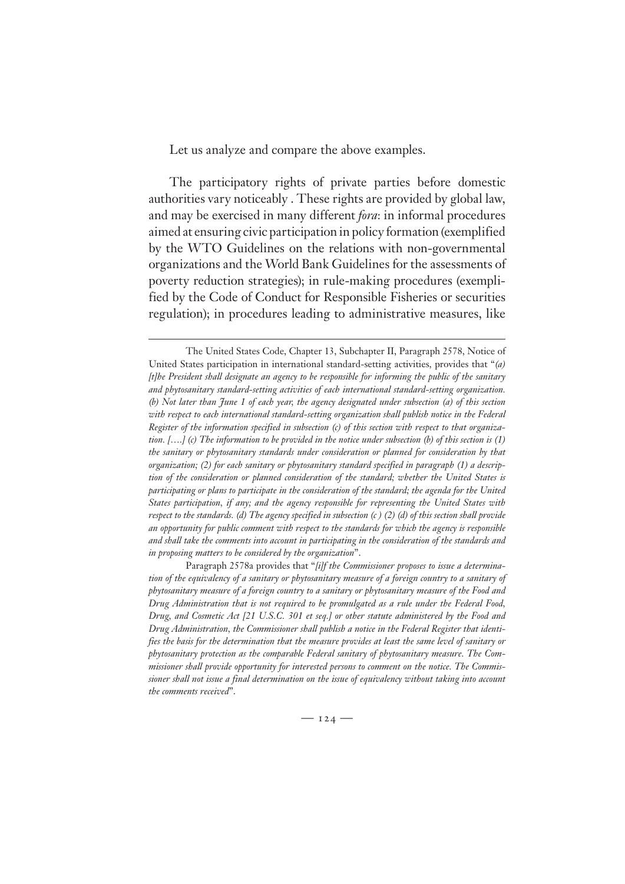Let us analyze and compare the above examples.

The participatory rights of private parties before domestic authorities vary noticeably . These rights are provided by global law, and may be exercised in many different *fora*: in informal procedures aimed at ensuring civic participation in policy formation (exemplified by the WTO Guidelines on the relations with non-governmental organizations and the World Bank Guidelines for the assessments of poverty reduction strategies); in rule-making procedures (exemplified by the Code of Conduct for Responsible Fisheries or securities regulation); in procedures leading to administrative measures, like

---

The United States Code, Chapter 13, Subchapter II, Paragraph 2578, Notice of United States participation in international standard-setting activities, provides that "*(a) [t]he President shall designate an agency to be responsible for informing the public of the sanitary and phytosanitary standard-setting activities of each international standard-setting organization. (b) Not later than June 1 of each year, the agency designated under subsection (a) of this section with respect to each international standard-setting organization shall publish notice in the Federal Register of the information specified in subsection (c) of this section with respect to that organization. [….] (c) The information to be provided in the notice under subsection (b) of this section is (1) the sanitary or phytosanitary standards under consideration or planned for consideration by that organization; (2) for each sanitary or phytosanitary standard specified in paragraph (1) a description of the consideration or planned consideration of the standard; whether the United States is participating or plans to participate in the consideration of the standard; the agenda for the United States participation, if any; and the agency responsible for representing the United States with respect to the standards. (d) The agency specified in subsection (c ) (2) (d) of this section shall provide an opportunity for public comment with respect to the standards for which the agency is responsible and shall take the comments into account in participating in the consideration of the standards and in proposing matters to be considered by the organization*".

Paragraph 2578a provides that "*[i]f the Commissioner proposes to issue a determination of the equivalency of a sanitary or phytosanitary measure of a foreign country to a sanitary of phytosanitary measure of a foreign country to a sanitary or phytosanitary measure of the Food and Drug Administration that is not required to be promulgated as a rule under the Federal Food, Drug, and Cosmetic Act [21 U.S.C. 301 et seq.] or other statute administered by the Food and Drug Administration, the Commissioner shall publish a notice in the Federal Register that identifies the basis for the determination that the measure provides at least the same level of sanitary or phytosanitary protection as the comparable Federal sanitary of phytosanitary measure. The Commissioner shall provide opportunity for interested persons to comment on the notice. The Commissioner shall not issue a final determination on the issue of equivalency without taking into account the comments received*".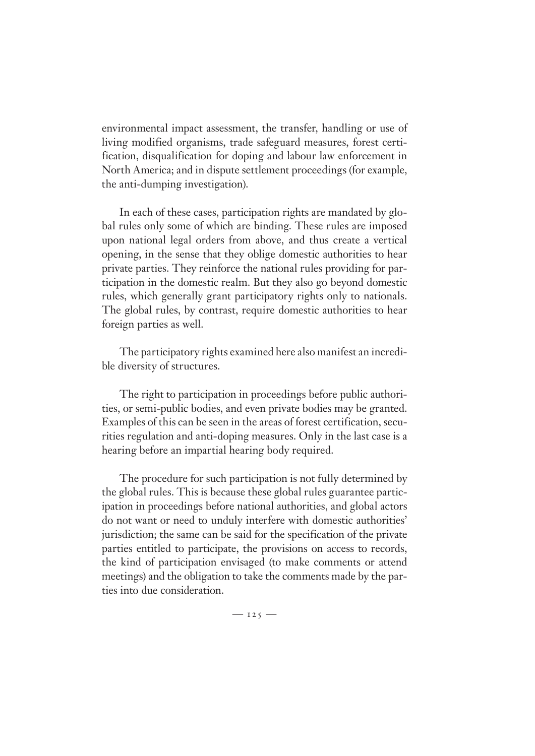environmental impact assessment, the transfer, handling or use of living modified organisms, trade safeguard measures, forest certification, disqualification for doping and labour law enforcement in North America; and in dispute settlement proceedings (for example, the anti-dumping investigation).

In each of these cases, participation rights are mandated by global rules only some of which are binding. These rules are imposed upon national legal orders from above, and thus create a vertical opening, in the sense that they oblige domestic authorities to hear private parties. They reinforce the national rules providing for participation in the domestic realm. But they also go beyond domestic rules, which generally grant participatory rights only to nationals. The global rules, by contrast, require domestic authorities to hear foreign parties as well.

The participatory rights examined here also manifest an incredible diversity of structures.

The right to participation in proceedings before public authorities, or semi-public bodies, and even private bodies may be granted. Examples of this can be seen in the areas of forest certification, securities regulation and anti-doping measures. Only in the last case is a hearing before an impartial hearing body required.

The procedure for such participation is not fully determined by the global rules. This is because these global rules guarantee participation in proceedings before national authorities, and global actors do not want or need to unduly interfere with domestic authorities' jurisdiction; the same can be said for the specification of the private parties entitled to participate, the provisions on access to records, the kind of participation envisaged (to make comments or attend meetings) and the obligation to take the comments made by the parties into due consideration.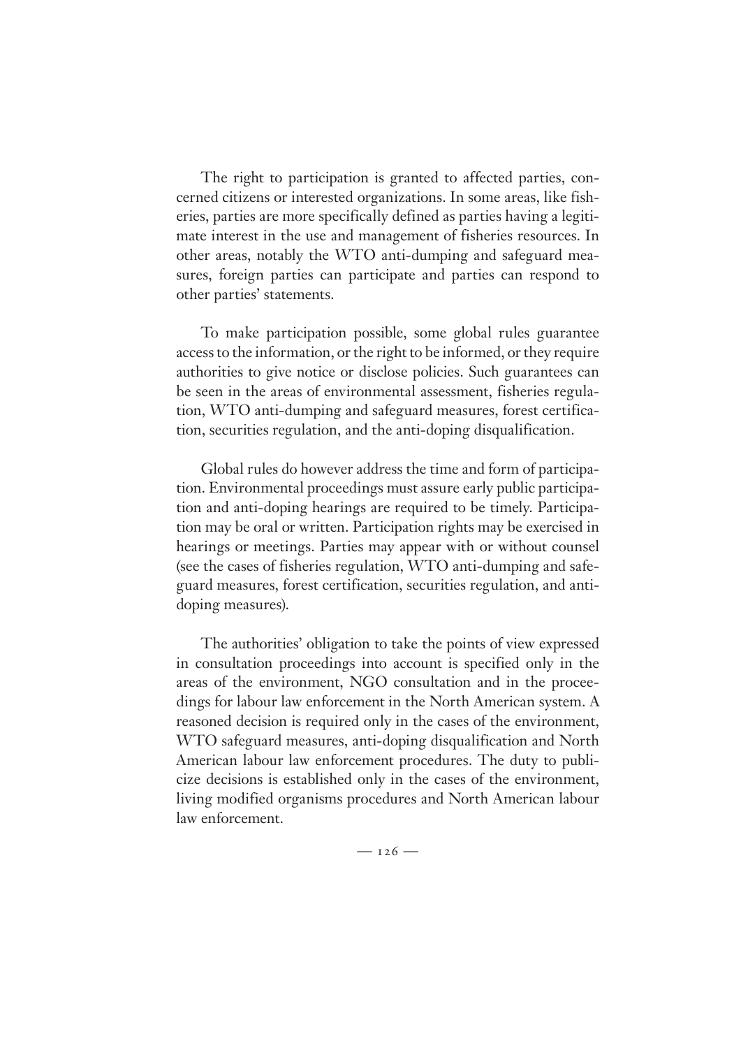The right to participation is granted to affected parties, concerned citizens or interested organizations. In some areas, like fisheries, parties are more specifically defined as parties having a legitimate interest in the use and management of fisheries resources. In other areas, notably the WTO anti-dumping and safeguard measures, foreign parties can participate and parties can respond to other parties' statements.

To make participation possible, some global rules guarantee access to the information, or the right to be informed, or they require authorities to give notice or disclose policies. Such guarantees can be seen in the areas of environmental assessment, fisheries regulation, WTO anti-dumping and safeguard measures, forest certification, securities regulation, and the anti-doping disqualification.

Global rules do however address the time and form of participation. Environmental proceedings must assure early public participation and anti-doping hearings are required to be timely. Participation may be oral or written. Participation rights may be exercised in hearings or meetings. Parties may appear with or without counsel (see the cases of fisheries regulation, WTO anti-dumping and safeguard measures, forest certification, securities regulation, and anti-doping measures).

The authorities' obligation to take the points of view expressed in consultation proceedings into account is specified only in the areas of the environment, NGO consultation and in the proceedings for labour law enforcement in the North American system. A reasoned decision is required only in the cases of the environment, WTO safeguard measures, anti-doping disqualification and North American labour law enforcement procedures. The duty to publicize decisions is established only in the cases of the environment, living modified organisms procedures and North American labour law enforcement.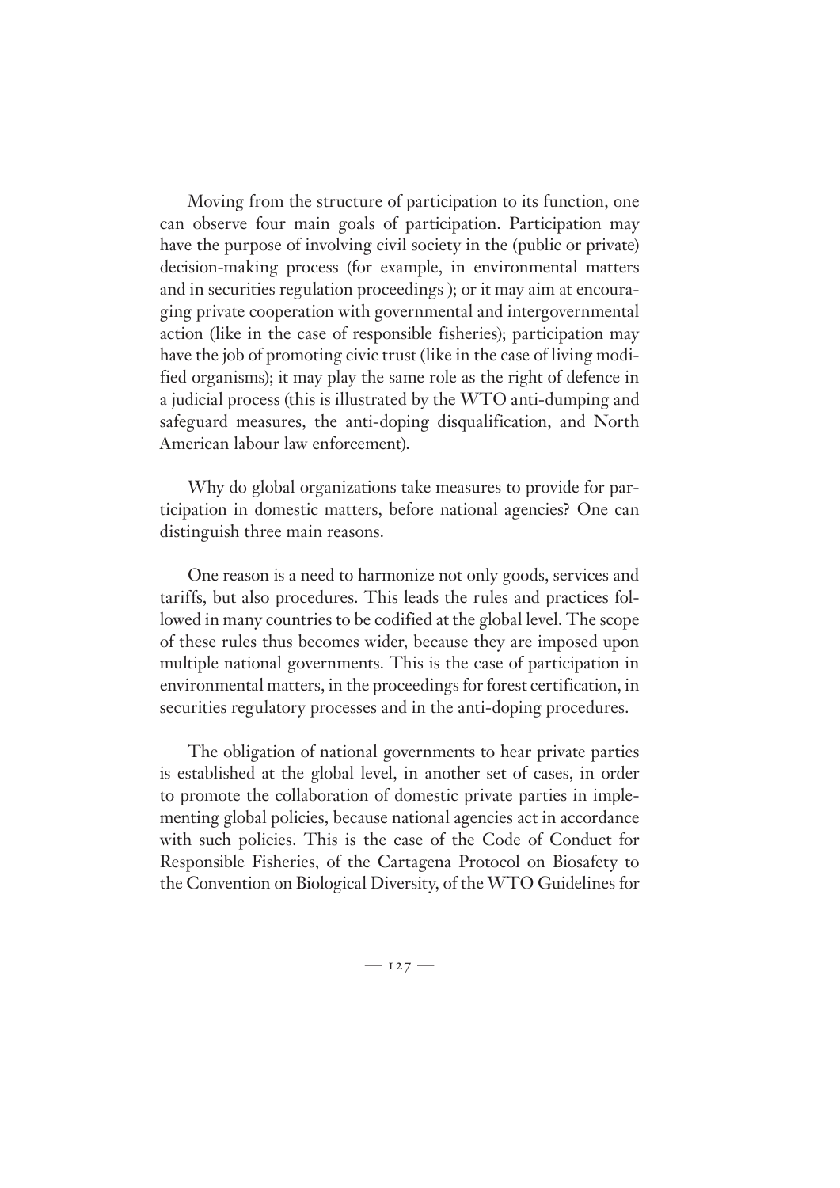Moving from the structure of participation to its function, one can observe four main goals of participation. Participation may have the purpose of involving civil society in the (public or private) decision-making process (for example, in environmental matters and in securities regulation proceedings ); or it may aim at encouraging private cooperation with governmental and intergovernmental action (like in the case of responsible fisheries); participation may have the job of promoting civic trust (like in the case of living modified organisms); it may play the same role as the right of defence in a judicial process (this is illustrated by the WTO anti-dumping and safeguard measures, the anti-doping disqualification, and North American labour law enforcement).

Why do global organizations take measures to provide for participation in domestic matters, before national agencies? One can distinguish three main reasons.

One reason is a need to harmonize not only goods, services and tariffs, but also procedures. This leads the rules and practices followed in many countries to be codified at the global level. The scope of these rules thus becomes wider, because they are imposed upon multiple national governments. This is the case of participation in environmental matters, in the proceedings for forest certification, in securities regulatory processes and in the anti-doping procedures.

The obligation of national governments to hear private parties is established at the global level, in another set of cases, in order to promote the collaboration of domestic private parties in implementing global policies, because national agencies act in accordance with such policies. This is the case of the Code of Conduct for Responsible Fisheries, of the Cartagena Protocol on Biosafety to the Convention on Biological Diversity, of the WTO Guidelines for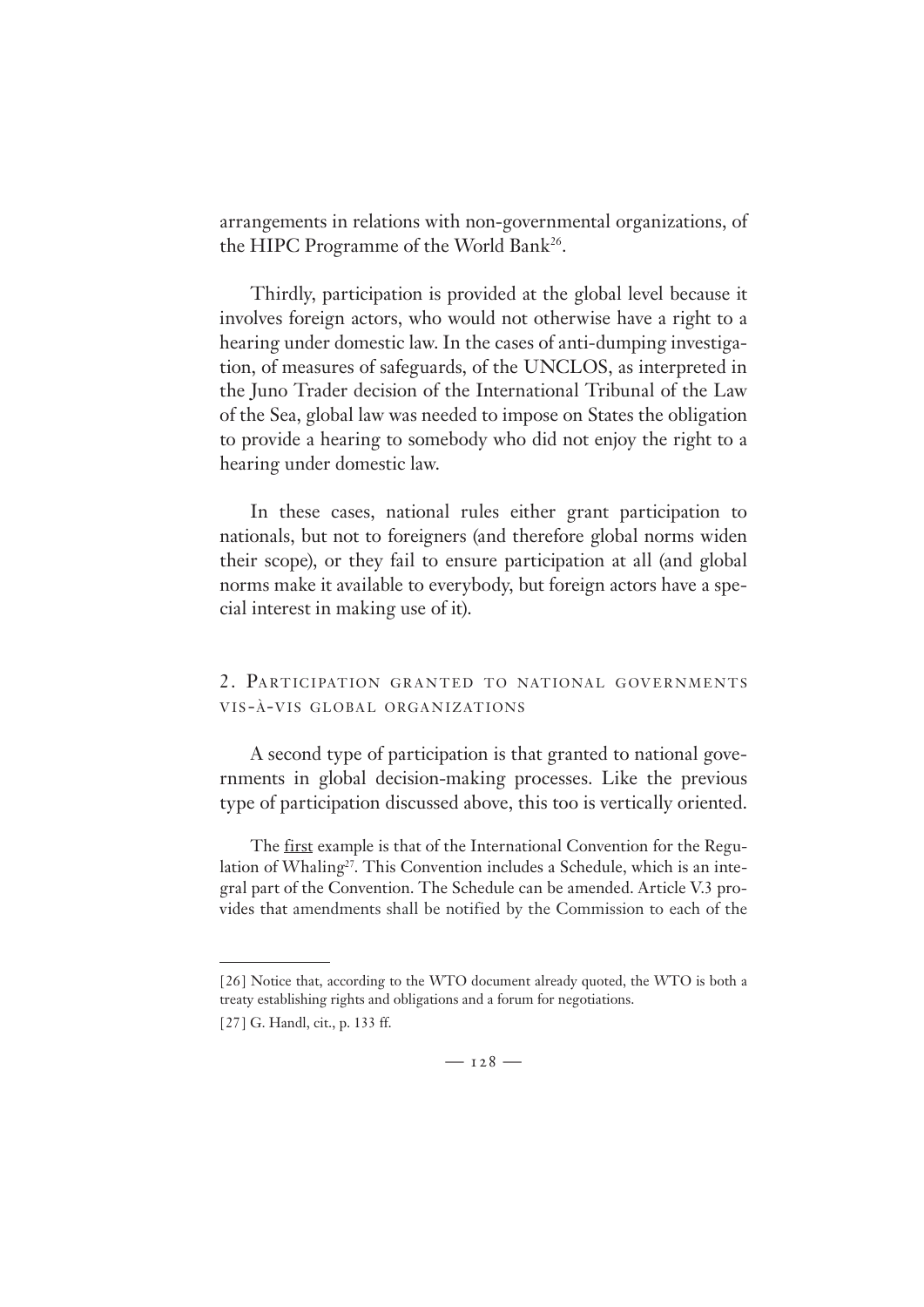arrangements in relations with non-governmental organizations, of the HIPC Programme of the World Bank[26].

Thirdly, participation is provided at the global level because it involves foreign actors, who would not otherwise have a right to a hearing under domestic law. In the cases of anti-dumping investigation, of measures of safeguards, of the UNCLOS, as interpreted in the Juno Trader decision of the International Tribunal of the Law of the Sea, global law was needed to impose on States the obligation to provide a hearing to somebody who did not enjoy the right to a hearing under domestic law.

In these cases, national rules either grant participation to nationals, but not to foreigners (and therefore global norms widen their scope), or they fail to ensure participation at all (and global norms make it available to everybody, but foreign actors have a special interest in making use of it).

## 2. Participation granted to national governments vis-à-vis global organizations

A second type of participation is that granted to national governments in global decision-making processes. Like the previous type of participation discussed above, this too is vertically oriented.

The <u>first</u> example is that of the International Convention for the Regulation of Whaling[27]. This Convention includes a Schedule, which is an integral part of the Convention. The Schedule can be amended. Article V.3 provides that amendments shall be notified by the Commission to each of the

---

[26] Notice that, according to the WTO document already quoted, the WTO is both a treaty establishing rights and obligations and a forum for negotiations.

[27] G. Handl, cit., p. 133 ff.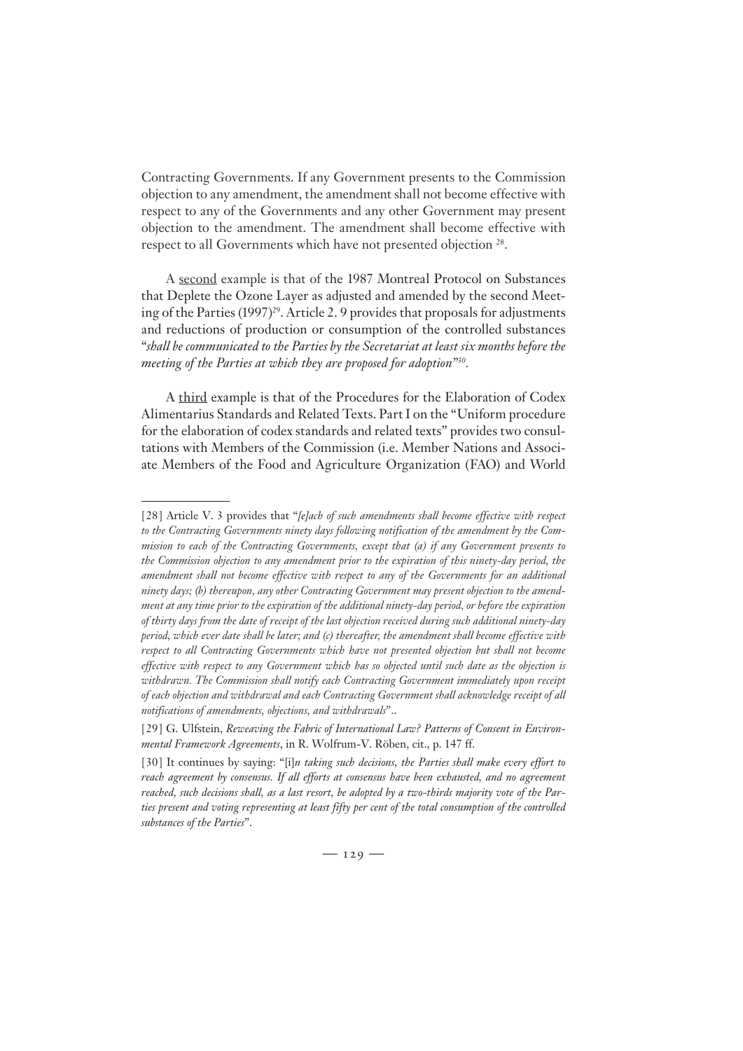Contracting Governments. If any Government presents to the Commission objection to any amendment, the amendment shall not become effective with respect to any of the Governments and any other Government may present objection to the amendment. The amendment shall become effective with respect to all Governments which have not presented objection [28].

A <u>second</u> example is that of the 1987 Montreal Protocol on Substances that Deplete the Ozone Layer as adjusted and amended by the second Meeting of the Parties (1997)[29]. Article 2. 9 provides that proposals for adjustments and reductions of production or consumption of the controlled substances "*shall be communicated to the Parties by the Secretariat at least six months before the meeting of the Parties at which they are proposed for adoption*"[30].

A <u>third</u> example is that of the Procedures for the Elaboration of Codex Alimentarius Standards and Related Texts. Part I on the "Uniform procedure for the elaboration of codex standards and related texts" provides two consultations with Members of the Commission (i.e. Member Nations and Associate Members of the Food and Agriculture Organization (FAO) and World

---

[28] Article V. 3 provides that "*[e]ach of such amendments shall become effective with respect to the Contracting Governments ninety days following notification of the amendment by the Commission to each of the Contracting Governments, except that (a) if any Government presents to the Commission objection to any amendment prior to the expiration of this ninety-day period, the amendment shall not become effective with respect to any of the Governments for an additional ninety days; (b) thereupon, any other Contracting Government may present objection to the amendment at any time prior to the expiration of the additional ninety-day period, or before the expiration of thirty days from the date of receipt of the last objection received during such additional ninety-day period, which ever date shall be later; and (c) thereafter, the amendment shall become effective with respect to all Contracting Governments which have not presented objection but shall not become effective with respect to any Government which has so objected until such date as the objection is withdrawn. The Commission shall notify each Contracting Government immediately upon receipt of each objection and withdrawal and each Contracting Government shall acknowledge receipt of all notifications of amendments, objections, and withdrawals*"..

[29] G. Ulfstein, *Reweaving the Fabric of International Law? Patterns of Consent in Environmental Framework Agreements*, in R. Wolfrum-V. Röben, cit., p. 147 ff.

[30] It continues by saying: "[i]*n taking such decisions, the Parties shall make every effort to reach agreement by consensus. If all efforts at consensus have been exhausted, and no agreement reached, such decisions shall, as a last resort, be adopted by a two-thirds majority vote of the Parties present and voting representing at least fifty per cent of the total consumption of the controlled substances of the Parties*".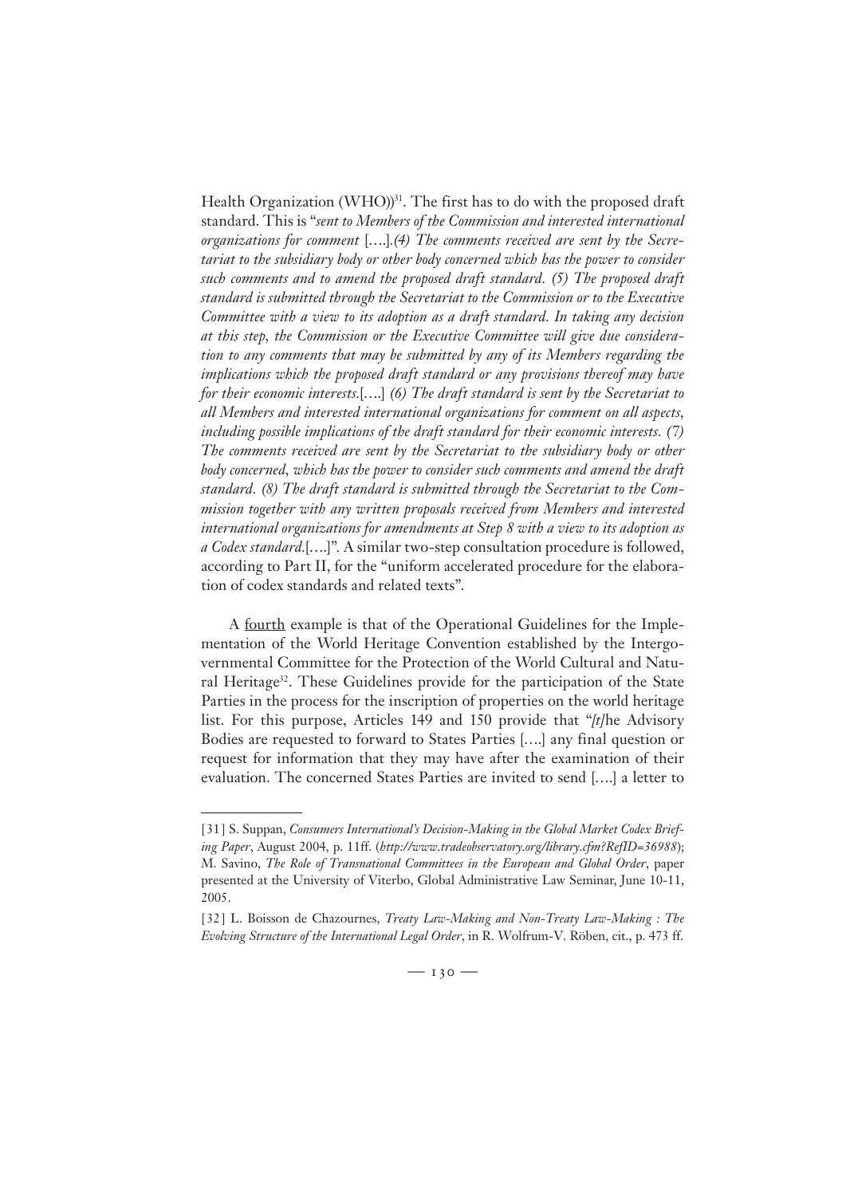Health Organization (WHO))[31]. The first has to do with the proposed draft standard. This is "*sent to Members of the Commission and interested international organizations for comment* [….].*(4) The comments received are sent by the Secretariat to the subsidiary body or other body concerned which has the power to consider such comments and to amend the proposed draft standard. (5) The proposed draft standard is submitted through the Secretariat to the Commission or to the Executive Committee with a view to its adoption as a draft standard. In taking any decision at this step, the Commission or the Executive Committee will give due consideration to any comments that may be submitted by any of its Members regarding the implications which the proposed draft standard or any provisions thereof may have for their economic interests.*[….] *(6) The draft standard is sent by the Secretariat to all Members and interested international organizations for comment on all aspects, including possible implications of the draft standard for their economic interests. (7) The comments received are sent by the Secretariat to the subsidiary body or other body concerned, which has the power to consider such comments and amend the draft standard. (8) The draft standard is submitted through the Secretariat to the Commission together with any written proposals received from Members and interested international organizations for amendments at Step 8 with a view to its adoption as a Codex standard.*[….]". A similar two-step consultation procedure is followed, according to Part II, for the "uniform accelerated procedure for the elaboration of codex standards and related texts".

A <u>fourth</u> example is that of the Operational Guidelines for the Implementation of the World Heritage Convention established by the Intergovernmental Committee for the Protection of the World Cultural and Natural Heritage[32]. These Guidelines provide for the participation of the State Parties in the process for the inscription of properties on the world heritage list. For this purpose, Articles 149 and 150 provide that "*[t]*he Advisory Bodies are requested to forward to States Parties [….] any final question or request for information that they may have after the examination of their evaluation. The concerned States Parties are invited to send [….] a letter to

---

[31] S. Suppan, *Consumers International's Decision-Making in the Global Market Codex Briefing Paper*, August 2004, p. 11ff. (*http://www.tradeobservatory.org/library.cfm?RefID=36988*); M. Savino, *The Role of Transnational Committees in the European and Global Order*, paper presented at the University of Viterbo, Global Administrative Law Seminar, June 10-11, 2005.

[32] L. Boisson de Chazournes, *Treaty Law-Making and Non-Treaty Law-Making : The Evolving Structure of the International Legal Order*, in R. Wolfrum-V. Röben, cit., p. 473 ff.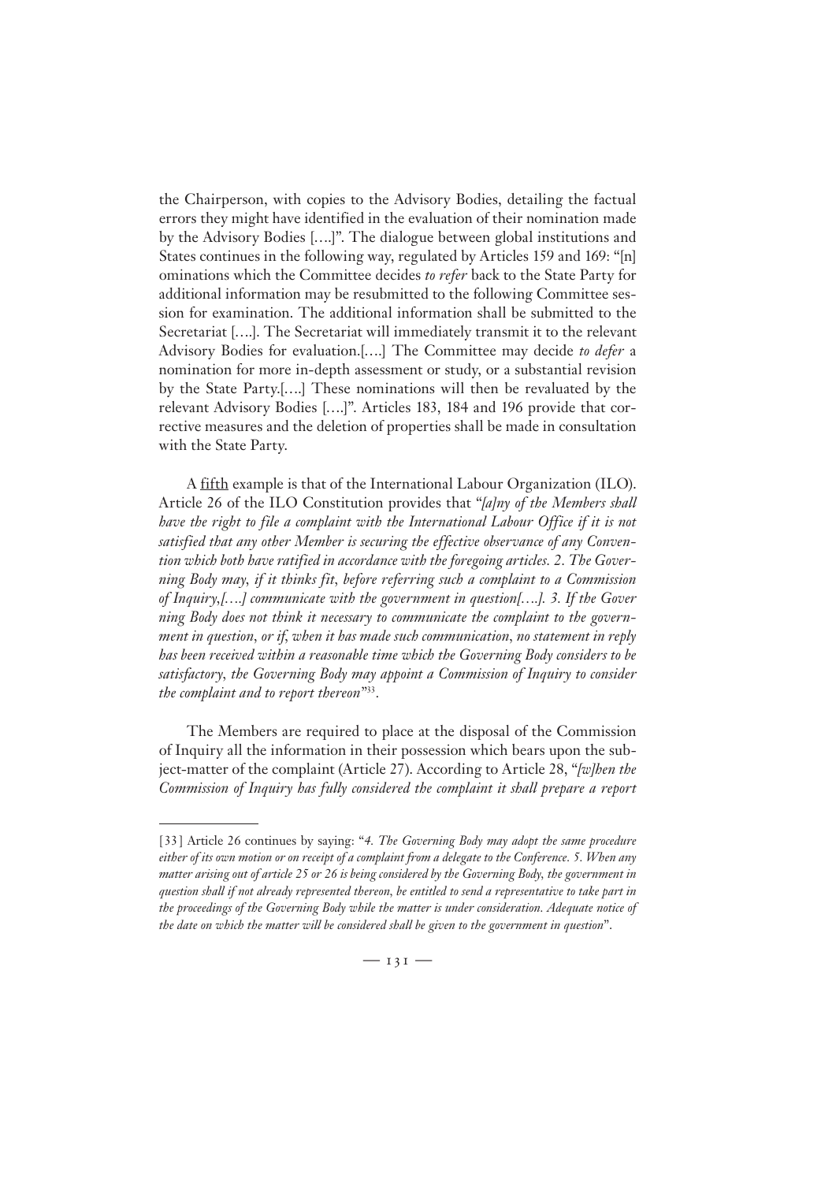the Chairperson, with copies to the Advisory Bodies, detailing the factual errors they might have identified in the evaluation of their nomination made by the Advisory Bodies [….]". The dialogue between global institutions and States continues in the following way, regulated by Articles 159 and 169: "[n]ominations which the Committee decides *to refer* back to the State Party for additional information may be resubmitted to the following Committee session for examination. The additional information shall be submitted to the Secretariat [….]. The Secretariat will immediately transmit it to the relevant Advisory Bodies for evaluation.[….] The Committee may decide *to defer* a nomination for more in-depth assessment or study, or a substantial revision by the State Party.[….] These nominations will then be revaluated by the relevant Advisory Bodies [….]". Articles 183, 184 and 196 provide that corrective measures and the deletion of properties shall be made in consultation with the State Party.

A fifth example is that of the International Labour Organization (ILO). Article 26 of the ILO Constitution provides that "*[a]ny of the Members shall have the right to file a complaint with the International Labour Office if it is not satisfied that any other Member is securing the effective observance of any Convention which both have ratified in accordance with the foregoing articles. 2. The Governing Body may, if it thinks fit, before referring such a complaint to a Commission of Inquiry,[….] communicate with the government in question[….]. 3. If the Governing Body does not think it necessary to communicate the complaint to the government in question, or if, when it has made such communication, no statement in reply has been received within a reasonable time which the Governing Body considers to be satisfactory, the Governing Body may appoint a Commission of Inquiry to consider the complaint and to report thereon*"[33].

The Members are required to place at the disposal of the Commission of Inquiry all the information in their possession which bears upon the subject-matter of the complaint (Article 27). According to Article 28, "*[w]hen the Commission of Inquiry has fully considered the complaint it shall prepare a report*

[33] Article 26 continues by saying: "*4. The Governing Body may adopt the same procedure either of its own motion or on receipt of a complaint from a delegate to the Conference. 5. When any matter arising out of article 25 or 26 is being considered by the Governing Body, the government in question shall if not already represented thereon, be entitled to send a representative to take part in the proceedings of the Governing Body while the matter is under consideration. Adequate notice of the date on which the matter will be considered shall be given to the government in question*".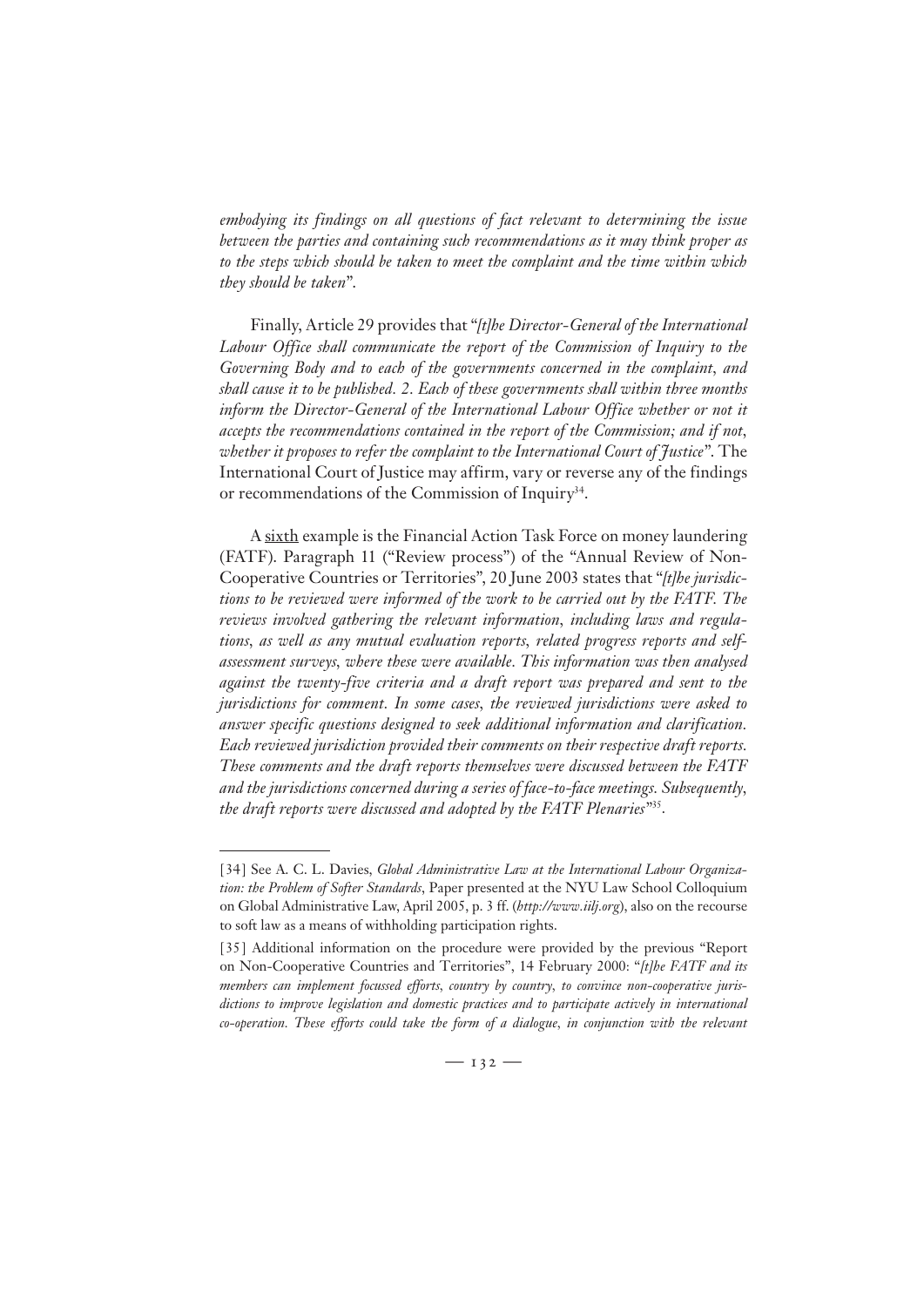*embodying its findings on all questions of fact relevant to determining the issue between the parties and containing such recommendations as it may think proper as to the steps which should be taken to meet the complaint and the time within which they should be taken*".

Finally, Article 29 provides that "*[t]he Director-General of the International Labour Office shall communicate the report of the Commission of Inquiry to the Governing Body and to each of the governments concerned in the complaint, and shall cause it to be published. 2. Each of these governments shall within three months inform the Director-General of the International Labour Office whether or not it accepts the recommendations contained in the report of the Commission; and if not, whether it proposes to refer the complaint to the International Court of Justice*". The International Court of Justice may affirm, vary or reverse any of the findings or recommendations of the Commission of Inquiry[34].

A <u>sixth</u> example is the Financial Action Task Force on money laundering (FATF). Paragraph 11 ("Review process") of the "Annual Review of Non-Cooperative Countries or Territories", 20 June 2003 states that "*[t]he jurisdictions to be reviewed were informed of the work to be carried out by the FATF. The reviews involved gathering the relevant information, including laws and regulations, as well as any mutual evaluation reports, related progress reports and self-assessment surveys, where these were available. This information was then analysed against the twenty-five criteria and a draft report was prepared and sent to the jurisdictions for comment. In some cases, the reviewed jurisdictions were asked to answer specific questions designed to seek additional information and clarification. Each reviewed jurisdiction provided their comments on their respective draft reports. These comments and the draft reports themselves were discussed between the FATF and the jurisdictions concerned during a series of face-to-face meetings. Subsequently, the draft reports were discussed and adopted by the FATF Plenaries*"[35].

---

[34] See A. C. L. Davies, *Global Administrative Law at the International Labour Organization: the Problem of Softer Standards*, Paper presented at the NYU Law School Colloquium on Global Administrative Law, April 2005, p. 3 ff. (*http://www.iilj.org*), also on the recourse to soft law as a means of withholding participation rights.

[35] Additional information on the procedure were provided by the previous "Report on Non-Cooperative Countries and Territories", 14 February 2000: "*[t]he FATF and its members can implement focussed efforts, country by country, to convince non-cooperative jurisdictions to improve legislation and domestic practices and to participate actively in international co-operation. These efforts could take the form of a dialogue, in conjunction with the relevant*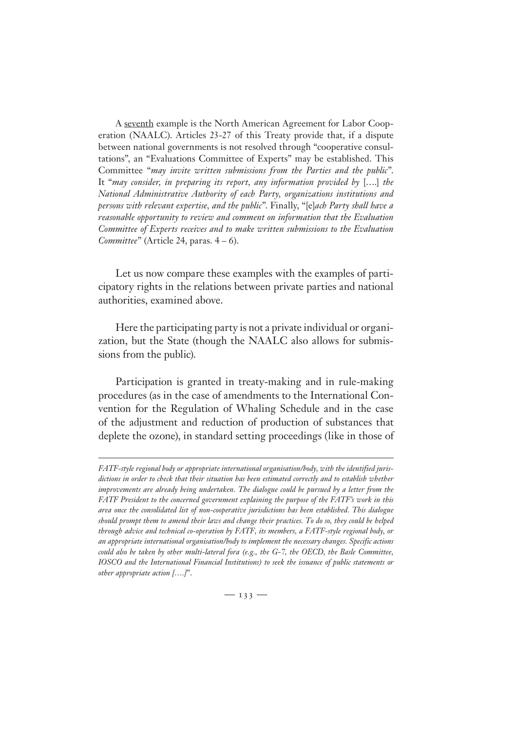A <u>seventh</u> example is the North American Agreement for Labor Cooperation (NAALC). Articles 23-27 of this Treaty provide that, if a dispute between national governments is not resolved through "cooperative consultations", an "Evaluations Committee of Experts" may be established. This Committee "*may invite written submissions from the Parties and the public*". It "*may consider, in preparing its report, any information provided by* [….] *the National Administrative Authority of each Party, organizations institutions and persons with relevant expertise, and the public*". Finally, "[e]*ach Party shall have a reasonable opportunity to review and comment on information that the Evaluation Committee of Experts receives and to make written submissions to the Evaluation Committee*" (Article 24, paras. 4 – 6).

Let us now compare these examples with the examples of participatory rights in the relations between private parties and national authorities, examined above.

Here the participating party is not a private individual or organization, but the State (though the NAALC also allows for submissions from the public).

Participation is granted in treaty-making and in rule-making procedures (as in the case of amendments to the International Convention for the Regulation of Whaling Schedule and in the case of the adjustment and reduction of production of substances that deplete the ozone), in standard setting proceedings (like in those of

---

*FATF-style regional body or appropriate international organisation/body, with the identified jurisdictions in order to check that their situation has been estimated correctly and to establish whether improvements are already being undertaken. The dialogue could be pursued by a letter from the FATF President to the concerned government explaining the purpose of the FATF's work in this area once the consolidated list of non-cooperative jurisdictions has been established. This dialogue should prompt them to amend their laws and change their practices. To do so, they could be helped through advice and technical co-operation by FATF, its members, a FATF-style regional body, or an appropriate international organisation/body to implement the necessary changes. Specific actions could also be taken by other multi-lateral fora (e.g., the G-7, the OECD, the Basle Committee, IOSCO and the International Financial Institutions) to seek the issuance of public statements or other appropriate action [….]*".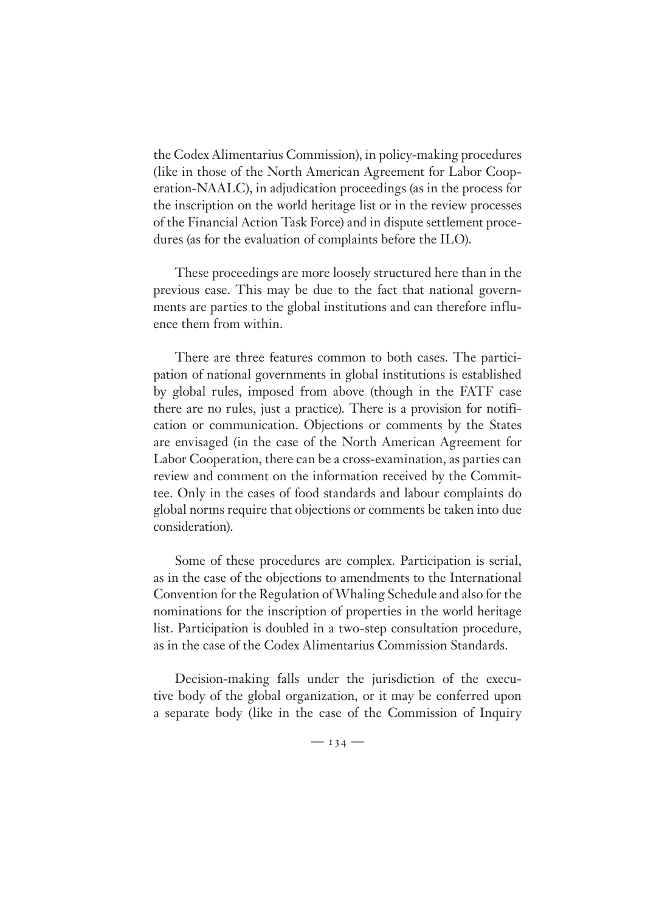the Codex Alimentarius Commission), in policy-making procedures (like in those of the North American Agreement for Labor Cooperation-NAALC), in adjudication proceedings (as in the process for the inscription on the world heritage list or in the review processes of the Financial Action Task Force) and in dispute settlement procedures (as for the evaluation of complaints before the ILO).

These proceedings are more loosely structured here than in the previous case. This may be due to the fact that national governments are parties to the global institutions and can therefore influence them from within.

There are three features common to both cases. The participation of national governments in global institutions is established by global rules, imposed from above (though in the FATF case there are no rules, just a practice). There is a provision for notification or communication. Objections or comments by the States are envisaged (in the case of the North American Agreement for Labor Cooperation, there can be a cross-examination, as parties can review and comment on the information received by the Committee. Only in the cases of food standards and labour complaints do global norms require that objections or comments be taken into due consideration).

Some of these procedures are complex. Participation is serial, as in the case of the objections to amendments to the International Convention for the Regulation of Whaling Schedule and also for the nominations for the inscription of properties in the world heritage list. Participation is doubled in a two-step consultation procedure, as in the case of the Codex Alimentarius Commission Standards.

Decision-making falls under the jurisdiction of the executive body of the global organization, or it may be conferred upon a separate body (like in the case of the Commission of Inquiry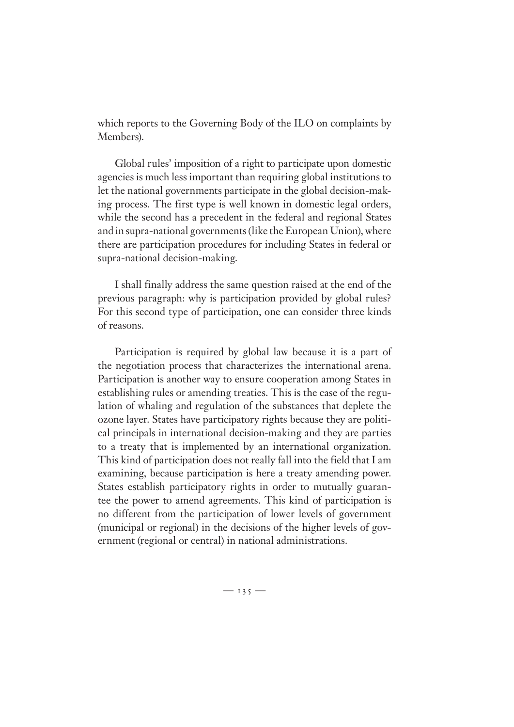which reports to the Governing Body of the ILO on complaints by Members).

Global rules' imposition of a right to participate upon domestic agencies is much less important than requiring global institutions to let the national governments participate in the global decision-making process. The first type is well known in domestic legal orders, while the second has a precedent in the federal and regional States and in supra-national governments (like the European Union), where there are participation procedures for including States in federal or supra-national decision-making.

I shall finally address the same question raised at the end of the previous paragraph: why is participation provided by global rules? For this second type of participation, one can consider three kinds of reasons.

Participation is required by global law because it is a part of the negotiation process that characterizes the international arena. Participation is another way to ensure cooperation among States in establishing rules or amending treaties. This is the case of the regulation of whaling and regulation of the substances that deplete the ozone layer. States have participatory rights because they are political principals in international decision-making and they are parties to a treaty that is implemented by an international organization. This kind of participation does not really fall into the field that I am examining, because participation is here a treaty amending power. States establish participatory rights in order to mutually guarantee the power to amend agreements. This kind of participation is no different from the participation of lower levels of government (municipal or regional) in the decisions of the higher levels of government (regional or central) in national administrations.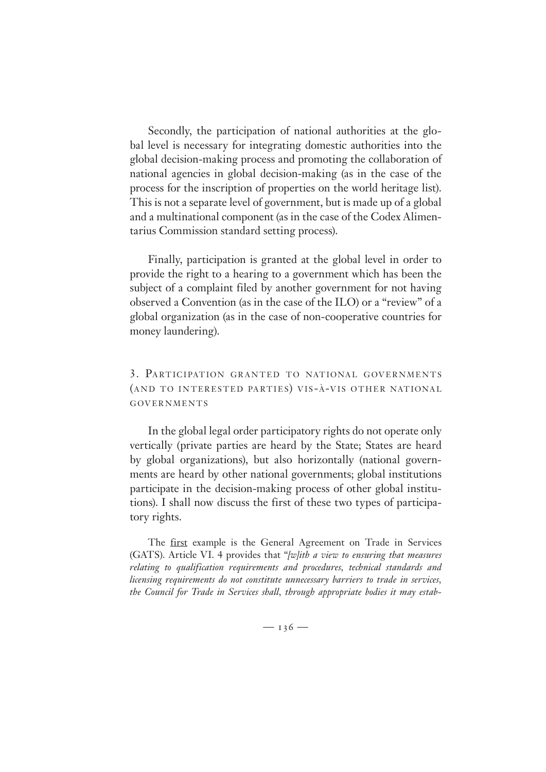Secondly, the participation of national authorities at the global level is necessary for integrating domestic authorities into the global decision-making process and promoting the collaboration of national agencies in global decision-making (as in the case of the process for the inscription of properties on the world heritage list). This is not a separate level of government, but is made up of a global and a multinational component (as in the case of the Codex Alimentarius Commission standard setting process).

Finally, participation is granted at the global level in order to provide the right to a hearing to a government which has been the subject of a complaint filed by another government for not having observed a Convention (as in the case of the ILO) or a "review" of a global organization (as in the case of non-cooperative countries for money laundering).

## 3. Participation granted to national governments (and to interested parties) vis-à-vis other national governments

In the global legal order participatory rights do not operate only vertically (private parties are heard by the State; States are heard by global organizations), but also horizontally (national governments are heard by other national governments; global institutions participate in the decision-making process of other global institutions). I shall now discuss the first of these two types of participatory rights.

The first example is the General Agreement on Trade in Services (GATS). Article VI. 4 provides that "*[w]ith a view to ensuring that measures relating to qualification requirements and procedures, technical standards and licensing requirements do not constitute unnecessary barriers to trade in services, the Council for Trade in Services shall, through appropriate bodies it may estab-*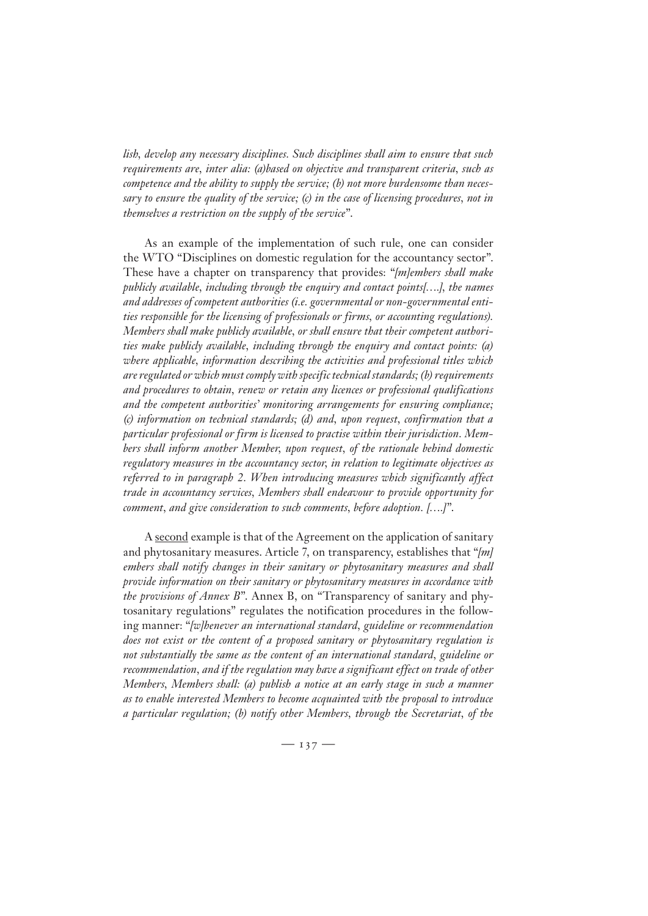*lish, develop any necessary disciplines. Such disciplines shall aim to ensure that such requirements are, inter alia: (a)based on objective and transparent criteria, such as competence and the ability to supply the service; (b) not more burdensome than necessary to ensure the quality of the service; (c) in the case of licensing procedures, not in themselves a restriction on the supply of the service*".

As an example of the implementation of such rule, one can consider the WTO "Disciplines on domestic regulation for the accountancy sector". These have a chapter on transparency that provides: "*[m]embers shall make publicly available, including through the enquiry and contact points[….], the names and addresses of competent authorities (i.e. governmental or non-governmental entities responsible for the licensing of professionals or firms, or accounting regulations). Members shall make publicly available, or shall ensure that their competent authorities make publicly available, including through the enquiry and contact points: (a) where applicable, information describing the activities and professional titles which are regulated or which must comply with specific technical standards; (b) requirements and procedures to obtain, renew or retain any licences or professional qualifications and the competent authorities' monitoring arrangements for ensuring compliance; (c) information on technical standards; (d) and, upon request, confirmation that a particular professional or firm is licensed to practise within their jurisdiction. Members shall inform another Member, upon request, of the rationale behind domestic regulatory measures in the accountancy sector, in relation to legitimate objectives as referred to in paragraph 2. When introducing measures which significantly affect trade in accountancy services, Members shall endeavour to provide opportunity for comment, and give consideration to such comments, before adoption. [….]*".

A <u>second</u> example is that of the Agreement on the application of sanitary and phytosanitary measures. Article 7, on transparency, establishes that "*[m] embers shall notify changes in their sanitary or phytosanitary measures and shall provide information on their sanitary or phytosanitary measures in accordance with the provisions of Annex B*". Annex B, on "Transparency of sanitary and phytosanitary regulations" regulates the notification procedures in the following manner: "*[w]henever an international standard, guideline or recommendation does not exist or the content of a proposed sanitary or phytosanitary regulation is not substantially the same as the content of an international standard, guideline or recommendation, and if the regulation may have a significant effect on trade of other Members, Members shall: (a) publish a notice at an early stage in such a manner as to enable interested Members to become acquainted with the proposal to introduce a particular regulation; (b) notify other Members, through the Secretariat, of the*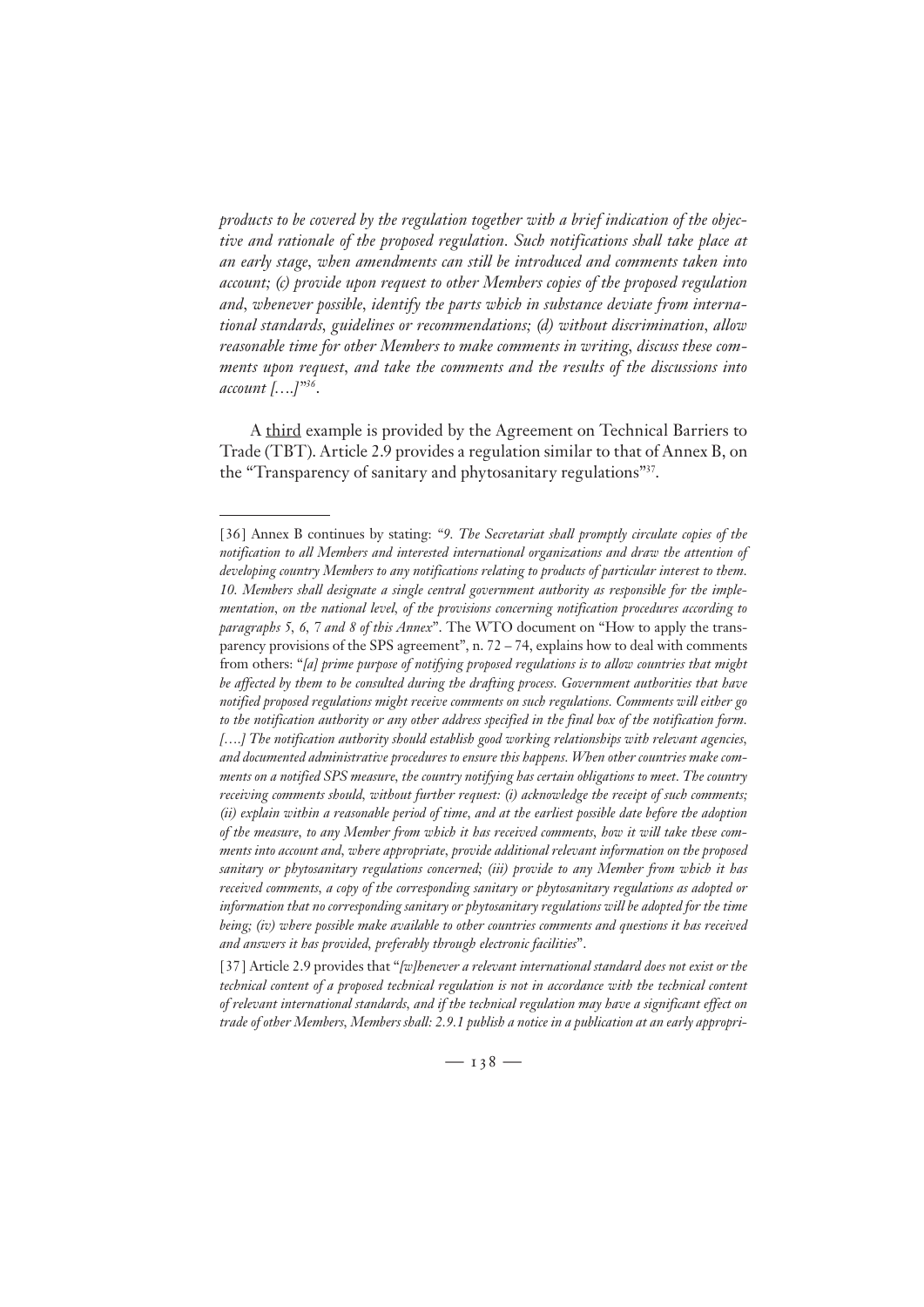*products to be covered by the regulation together with a brief indication of the objective and rationale of the proposed regulation. Such notifications shall take place at an early stage, when amendments can still be introduced and comments taken into account; (c) provide upon request to other Members copies of the proposed regulation and, whenever possible, identify the parts which in substance deviate from international standards, guidelines or recommendations; (d) without discrimination, allow reasonable time for other Members to make comments in writing, discuss these comments upon request, and take the comments and the results of the discussions into account [….]*"[36].

A <u>third</u> example is provided by the Agreement on Technical Barriers to Trade (TBT). Article 2.9 provides a regulation similar to that of Annex B, on the "Transparency of sanitary and phytosanitary regulations"[37].

---

[36] Annex B continues by stating: "*9. The Secretariat shall promptly circulate copies of the notification to all Members and interested international organizations and draw the attention of developing country Members to any notifications relating to products of particular interest to them. 10. Members shall designate a single central government authority as responsible for the implementation, on the national level, of the provisions concerning notification procedures according to paragraphs 5, 6, 7 and 8 of this Annex*". The WTO document on "How to apply the transparency provisions of the SPS agreement", n. 72 – 74, explains how to deal with comments from others: "*[a] prime purpose of notifying proposed regulations is to allow countries that might be affected by them to be consulted during the drafting process. Government authorities that have notified proposed regulations might receive comments on such regulations. Comments will either go to the notification authority or any other address specified in the final box of the notification form. [….] The notification authority should establish good working relationships with relevant agencies, and documented administrative procedures to ensure this happens. When other countries make comments on a notified SPS measure, the country notifying has certain obligations to meet. The country receiving comments should, without further request: (i) acknowledge the receipt of such comments; (ii) explain within a reasonable period of time, and at the earliest possible date before the adoption of the measure, to any Member from which it has received comments, how it will take these comments into account and, where appropriate, provide additional relevant information on the proposed sanitary or phytosanitary regulations concerned; (iii) provide to any Member from which it has received comments, a copy of the corresponding sanitary or phytosanitary regulations as adopted or information that no corresponding sanitary or phytosanitary regulations will be adopted for the time being; (iv) where possible make available to other countries comments and questions it has received and answers it has provided, preferably through electronic facilities*".

[37] Article 2.9 provides that "*[w]henever a relevant international standard does not exist or the technical content of a proposed technical regulation is not in accordance with the technical content of relevant international standards, and if the technical regulation may have a significant effect on trade of other Members, Members shall: 2.9.1 publish a notice in a publication at an early appropri-*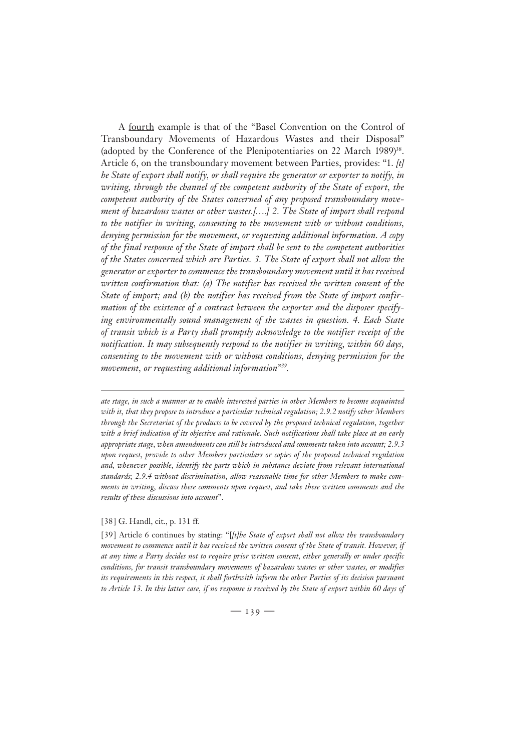A <u>fourth</u> example is that of the "Basel Convention on the Control of Transboundary Movements of Hazardous Wastes and their Disposal" (adopted by the Conference of the Plenipotentiaries on 22 March 1989)[38]. Article 6, on the transboundary movement between Parties, provides: "1. *[t]he State of export shall notify, or shall require the generator or exporter to notify, in writing, through the channel of the competent authority of the State of export, the competent authority of the States concerned of any proposed transboundary movement of hazardous wastes or other wastes.[….] 2. The State of import shall respond to the notifier in writing, consenting to the movement with or without conditions, denying permission for the movement, or requesting additional information. A copy of the final response of the State of import shall be sent to the competent authorities of the States concerned which are Parties. 3. The State of export shall not allow the generator or exporter to commence the transboundary movement until it has received written confirmation that: (a) The notifier has received the written consent of the State of import; and (b) the notifier has received from the State of import confirmation of the existence of a contract between the exporter and the disposer specifying environmentally sound management of the wastes in question. 4. Each State of transit which is a Party shall promptly acknowledge to the notifier receipt of the notification. It may subsequently respond to the notifier in writing, within 60 days, consenting to the movement with or without conditions, denying permission for the movement, or requesting additional information*"[39].

---

*ate stage, in such a manner as to enable interested parties in other Members to become acquainted with it, that they propose to introduce a particular technical regulation; 2.9.2 notify other Members through the Secretariat of the products to be covered by the proposed technical regulation, together with a brief indication of its objective and rationale. Such notifications shall take place at an early appropriate stage, when amendments can still be introduced and comments taken into account; 2.9.3 upon request, provide to other Members particulars or copies of the proposed technical regulation and, whenever possible, identify the parts which in substance deviate from relevant international standards; 2.9.4 without discrimination, allow reasonable time for other Members to make comments in writing, discuss these comments upon request, and take these written comments and the results of these discussions into account*".

[38] G. Handl, cit., p. 131 ff.

[39] Article 6 continues by stating: "[*t*]*he State of export shall not allow the transboundary movement to commence until it has received the written consent of the State of transit. However, if at any time a Party decides not to require prior written consent, either generally or under specific conditions, for transit transboundary movements of hazardous wastes or other wastes, or modifies its requirements in this respect, it shall forthwith inform the other Parties of its decision pursuant to Article 13. In this latter case, if no response is received by the State of export within 60 days of*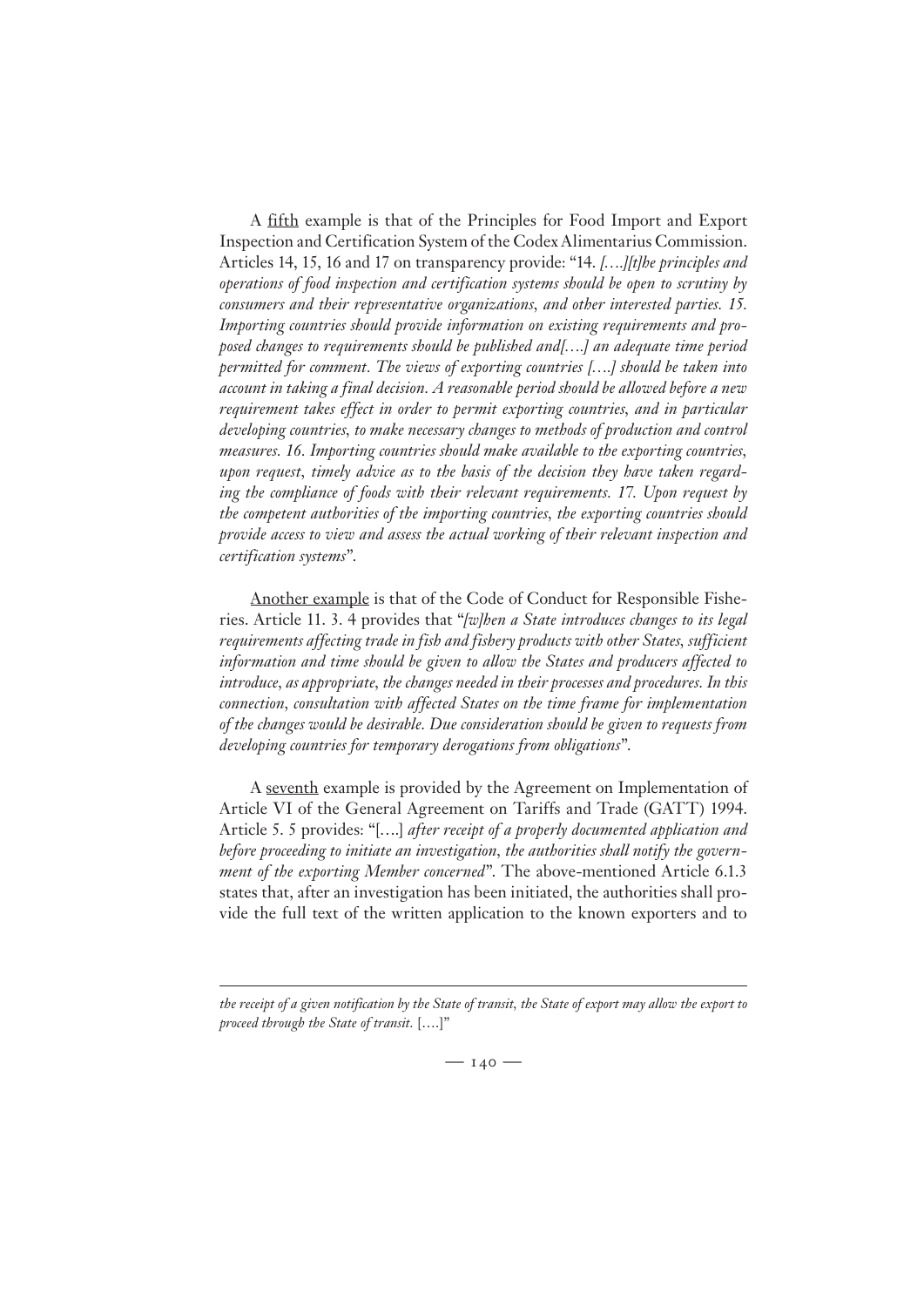A <u>fifth</u> example is that of the Principles for Food Import and Export Inspection and Certification System of the Codex Alimentarius Commission. Articles 14, 15, 16 and 17 on transparency provide: "14. *[….][t]he principles and operations of food inspection and certification systems should be open to scrutiny by consumers and their representative organizations, and other interested parties. 15. Importing countries should provide information on existing requirements and proposed changes to requirements should be published and[….] an adequate time period permitted for comment. The views of exporting countries [….] should be taken into account in taking a final decision. A reasonable period should be allowed before a new requirement takes effect in order to permit exporting countries, and in particular developing countries, to make necessary changes to methods of production and control measures. 16. Importing countries should make available to the exporting countries, upon request, timely advice as to the basis of the decision they have taken regarding the compliance of foods with their relevant requirements. 17. Upon request by the competent authorities of the importing countries, the exporting countries should provide access to view and assess the actual working of their relevant inspection and certification systems*".

<u>Another example</u> is that of the Code of Conduct for Responsible Fisheries. Article 11. 3. 4 provides that "*[w]hen a State introduces changes to its legal requirements affecting trade in fish and fishery products with other States, sufficient information and time should be given to allow the States and producers affected to introduce, as appropriate, the changes needed in their processes and procedures. In this connection, consultation with affected States on the time frame for implementation of the changes would be desirable. Due consideration should be given to requests from developing countries for temporary derogations from obligations*".

A <u>seventh</u> example is provided by the Agreement on Implementation of Article VI of the General Agreement on Tariffs and Trade (GATT) 1994. Article 5. 5 provides: "[….] *after receipt of a properly documented application and before proceeding to initiate an investigation, the authorities shall notify the government of the exporting Member concerned*". The above-mentioned Article 6.1.3 states that, after an investigation has been initiated, the authorities shall provide the full text of the written application to the known exporters and to

---

*the receipt of a given notification by the State of transit, the State of export may allow the export to proceed through the State of transit.* [….]"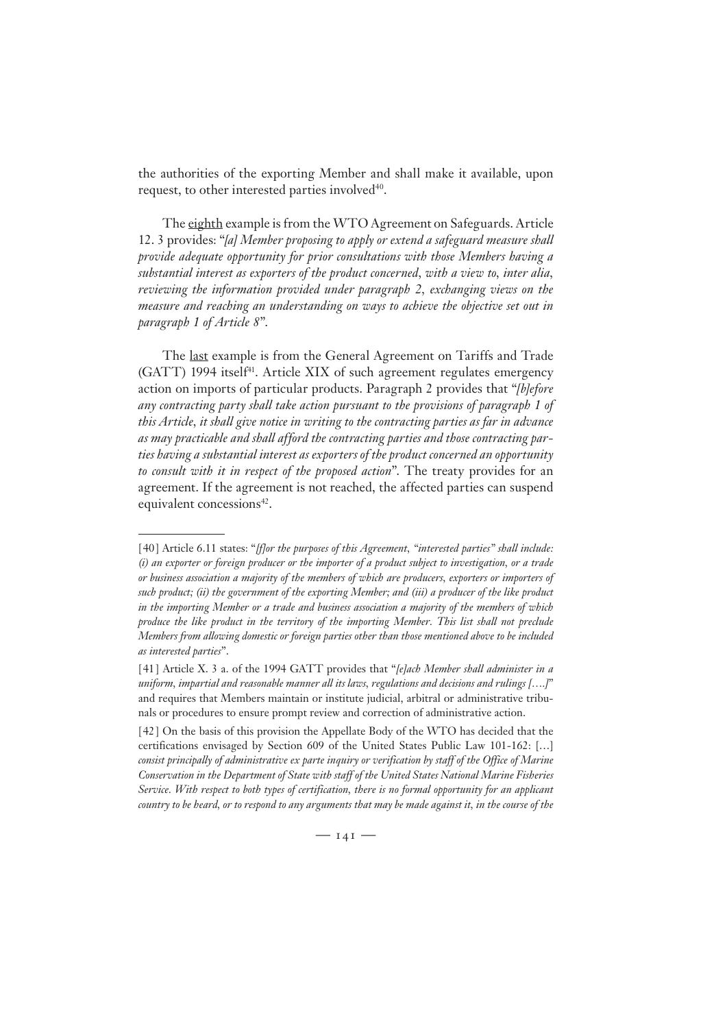the authorities of the exporting Member and shall make it available, upon request, to other interested parties involved[40].

The eighth example is from the WTO Agreement on Safeguards. Article 12. 3 provides: "*[a] Member proposing to apply or extend a safeguard measure shall provide adequate opportunity for prior consultations with those Members having a substantial interest as exporters of the product concerned, with a view to, inter alia, reviewing the information provided under paragraph 2, exchanging views on the measure and reaching an understanding on ways to achieve the objective set out in paragraph 1 of Article 8*".

The last example is from the General Agreement on Tariffs and Trade (GATT) 1994 itself[41]. Article XIX of such agreement regulates emergency action on imports of particular products. Paragraph 2 provides that "*[b]efore any contracting party shall take action pursuant to the provisions of paragraph 1 of this Article, it shall give notice in writing to the contracting parties as far in advance as may practicable and shall afford the contracting parties and those contracting parties having a substantial interest as exporters of the product concerned an opportunity to consult with it in respect of the proposed action*". The treaty provides for an agreement. If the agreement is not reached, the affected parties can suspend equivalent concessions[42].

---

[40] Article 6.11 states: "*[f]or the purposes of this Agreement, "interested parties" shall include: (i) an exporter or foreign producer or the importer of a product subject to investigation, or a trade or business association a majority of the members of which are producers, exporters or importers of such product; (ii) the government of the exporting Member; and (iii) a producer of the like product in the importing Member or a trade and business association a majority of the members of which produce the like product in the territory of the importing Member. This list shall not preclude Members from allowing domestic or foreign parties other than those mentioned above to be included as interested parties*".

[41] Article X. 3 a. of the 1994 GATT provides that "*[e]ach Member shall administer in a uniform, impartial and reasonable manner all its laws, regulations and decisions and rulings [….]*" and requires that Members maintain or institute judicial, arbitral or administrative tribunals or procedures to ensure prompt review and correction of administrative action.

[42] On the basis of this provision the Appellate Body of the WTO has decided that the certifications envisaged by Section 609 of the United States Public Law 101-162: […] *consist principally of administrative ex parte inquiry or verification by staff of the Office of Marine Conservation in the Department of State with staff of the United States National Marine Fisheries Service. With respect to both types of certification, there is no formal opportunity for an applicant country to be heard, or to respond to any arguments that may be made against it, in the course of the*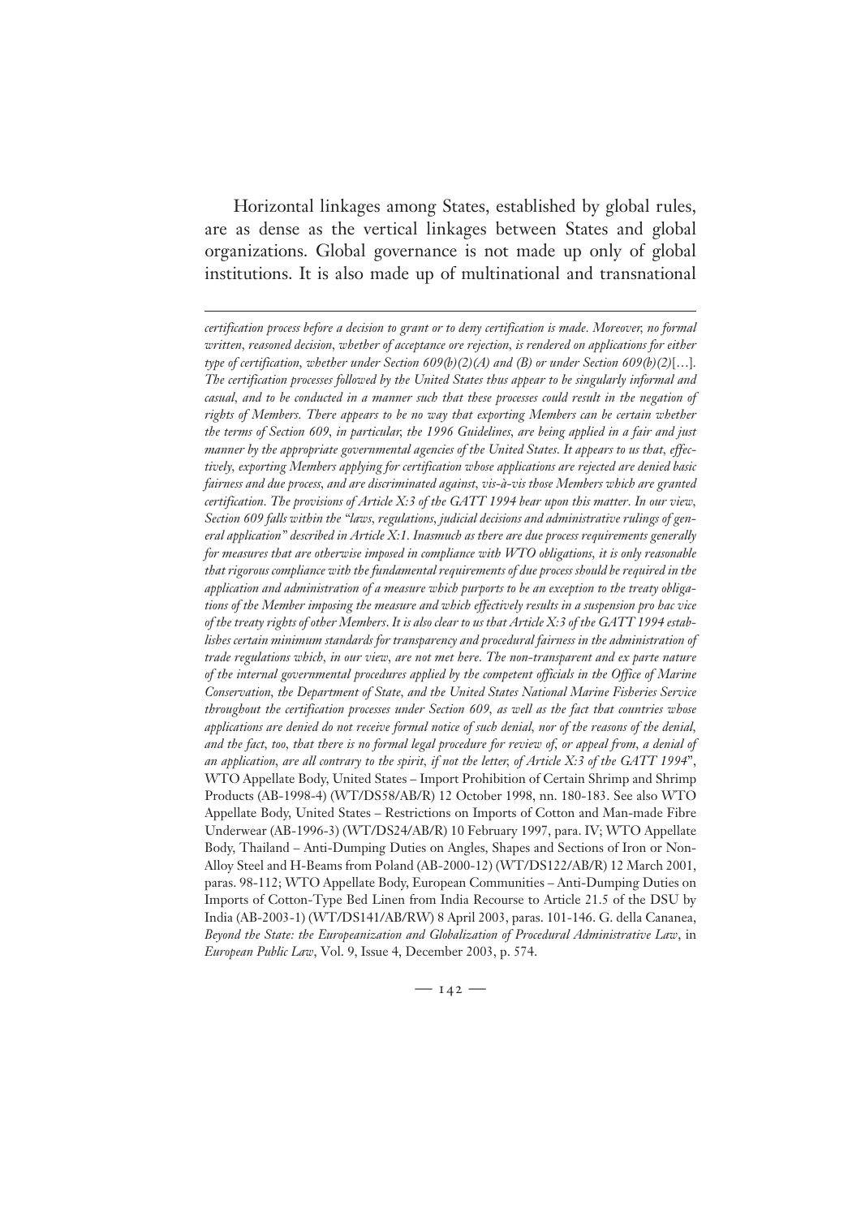Horizontal linkages among States, established by global rules, are as dense as the vertical linkages between States and global organizations. Global governance is not made up only of global institutions. It is also made up of multinational and transnational

---

*certification process before a decision to grant or to deny certification is made. Moreover, no formal written, reasoned decision, whether of acceptance ore rejection, is rendered on applications for either type of certification, whether under Section 609(b)(2)(A) and (B) or under Section 609(b)(2)[…]. The certification processes followed by the United States thus appear to be singularly informal and casual, and to be conducted in a manner such that these processes could result in the negation of rights of Members. There appears to be no way that exporting Members can be certain whether the terms of Section 609, in particular, the 1996 Guidelines, are being applied in a fair and just manner by the appropriate governmental agencies of the United States. It appears to us that, effectively, exporting Members applying for certification whose applications are rejected are denied basic fairness and due process, and are discriminated against, vis-à-vis those Members which are granted certification. The provisions of Article X:3 of the GATT 1994 bear upon this matter. In our view, Section 609 falls within the "laws, regulations, judicial decisions and administrative rulings of general application" described in Article X:1. Inasmuch as there are due process requirements generally for measures that are otherwise imposed in compliance with WTO obligations, it is only reasonable that rigorous compliance with the fundamental requirements of due process should be required in the application and administration of a measure which purports to be an exception to the treaty obligations of the Member imposing the measure and which effectively results in a suspension pro hac vice of the treaty rights of other Members. It is also clear to us that Article X:3 of the GATT 1994 establishes certain minimum standards for transparency and procedural fairness in the administration of trade regulations which, in our view, are not met here. The non-transparent and ex parte nature of the internal governmental procedures applied by the competent officials in the Office of Marine Conservation, the Department of State, and the United States National Marine Fisheries Service throughout the certification processes under Section 609, as well as the fact that countries whose applications are denied do not receive formal notice of such denial, nor of the reasons of the denial, and the fact, too, that there is no formal legal procedure for review of, or appeal from, a denial of an application, are all contrary to the spirit, if not the letter, of Article X:3 of the GATT 1994*", WTO Appellate Body, United States – Import Prohibition of Certain Shrimp and Shrimp Products (AB-1998-4) (WT/DS58/AB/R) 12 October 1998, nn. 180-183. See also WTO Appellate Body, United States – Restrictions on Imports of Cotton and Man-made Fibre Underwear (AB-1996-3) (WT/DS24/AB/R) 10 February 1997, para. IV; WTO Appellate Body, Thailand – Anti-Dumping Duties on Angles, Shapes and Sections of Iron or Non-Alloy Steel and H-Beams from Poland (AB-2000-12) (WT/DS122/AB/R) 12 March 2001, paras. 98-112; WTO Appellate Body, European Communities – Anti-Dumping Duties on Imports of Cotton-Type Bed Linen from India Recourse to Article 21.5 of the DSU by India (AB-2003-1) (WT/DS141/AB/RW) 8 April 2003, paras. 101-146. G. della Cananea, *Beyond the State: the Europeanization and Globalization of Procedural Administrative Law*, in *European Public Law*, Vol. 9, Issue 4, December 2003, p. 574.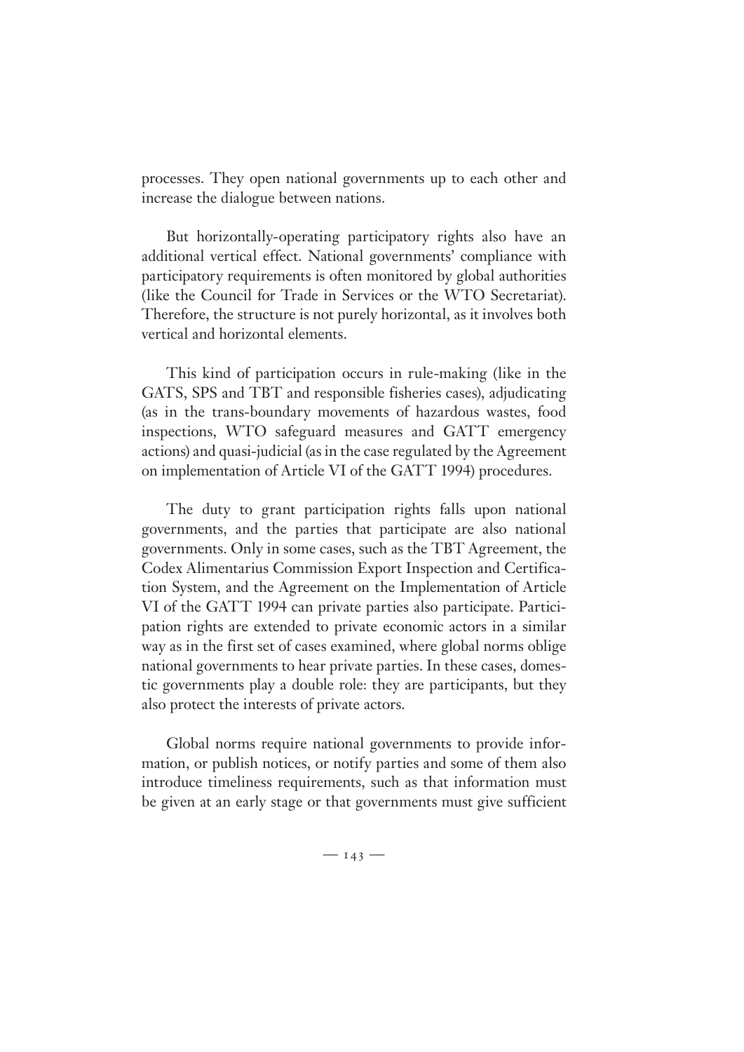processes. They open national governments up to each other and increase the dialogue between nations.

But horizontally-operating participatory rights also have an additional vertical effect. National governments' compliance with participatory requirements is often monitored by global authorities (like the Council for Trade in Services or the WTO Secretariat). Therefore, the structure is not purely horizontal, as it involves both vertical and horizontal elements.

This kind of participation occurs in rule-making (like in the GATS, SPS and TBT and responsible fisheries cases), adjudicating (as in the trans-boundary movements of hazardous wastes, food inspections, WTO safeguard measures and GATT emergency actions) and quasi-judicial (as in the case regulated by the Agreement on implementation of Article VI of the GATT 1994) procedures.

The duty to grant participation rights falls upon national governments, and the parties that participate are also national governments. Only in some cases, such as the TBT Agreement, the Codex Alimentarius Commission Export Inspection and Certification System, and the Agreement on the Implementation of Article VI of the GATT 1994 can private parties also participate. Participation rights are extended to private economic actors in a similar way as in the first set of cases examined, where global norms oblige national governments to hear private parties. In these cases, domestic governments play a double role: they are participants, but they also protect the interests of private actors.

Global norms require national governments to provide information, or publish notices, or notify parties and some of them also introduce timeliness requirements, such as that information must be given at an early stage or that governments must give sufficient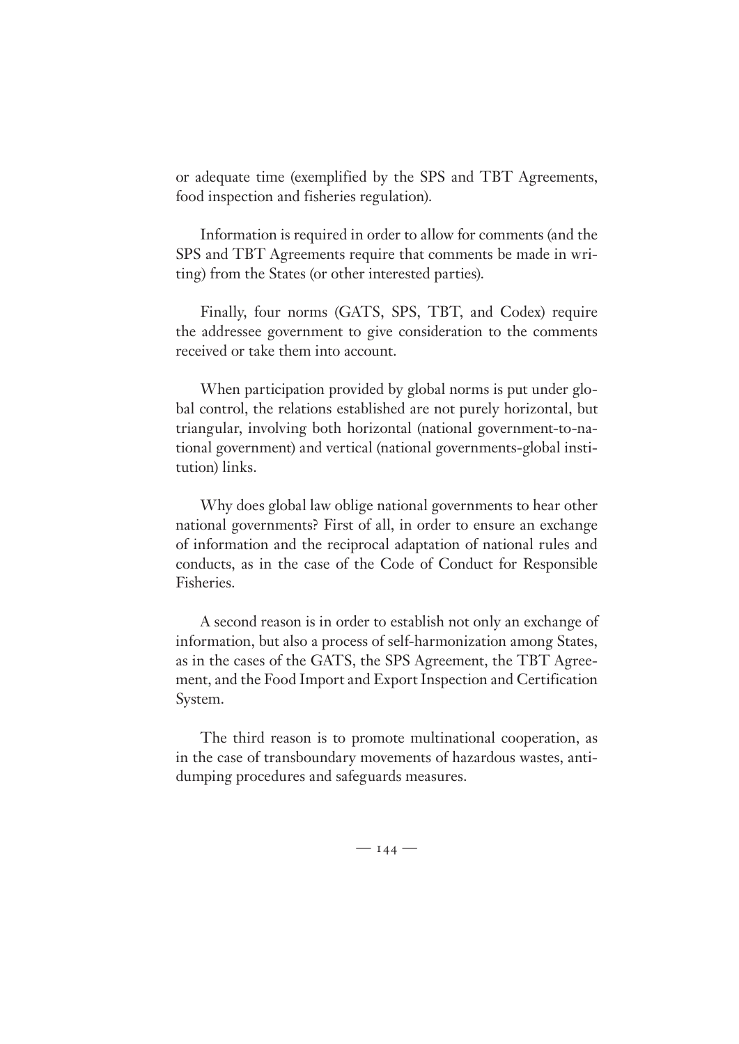or adequate time (exemplified by the SPS and TBT Agreements, food inspection and fisheries regulation).

Information is required in order to allow for comments (and the SPS and TBT Agreements require that comments be made in writing) from the States (or other interested parties).

Finally, four norms (GATS, SPS, TBT, and Codex) require the addressee government to give consideration to the comments received or take them into account.

When participation provided by global norms is put under global control, the relations established are not purely horizontal, but triangular, involving both horizontal (national government-to-national government) and vertical (national governments-global institution) links.

Why does global law oblige national governments to hear other national governments? First of all, in order to ensure an exchange of information and the reciprocal adaptation of national rules and conducts, as in the case of the Code of Conduct for Responsible Fisheries.

A second reason is in order to establish not only an exchange of information, but also a process of self-harmonization among States, as in the cases of the GATS, the SPS Agreement, the TBT Agreement, and the Food Import and Export Inspection and Certification System.

The third reason is to promote multinational cooperation, as in the case of transboundary movements of hazardous wastes, anti-dumping procedures and safeguards measures.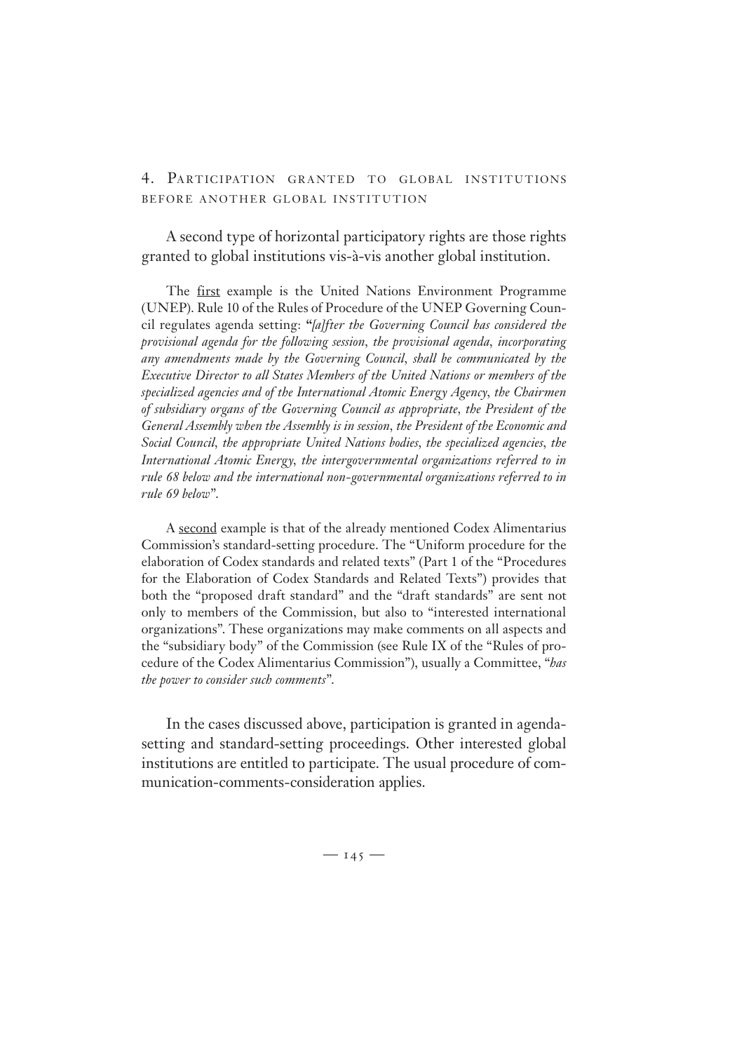## 4. Participation granted to global institutions before another global institution

A second type of horizontal participatory rights are those rights granted to global institutions vis-à-vis another global institution.

The first example is the United Nations Environment Programme (UNEP). Rule 10 of the Rules of Procedure of the UNEP Governing Council regulates agenda setting: "*[a]fter the Governing Council has considered the provisional agenda for the following session, the provisional agenda, incorporating any amendments made by the Governing Council, shall be communicated by the Executive Director to all States Members of the United Nations or members of the specialized agencies and of the International Atomic Energy Agency, the Chairmen of subsidiary organs of the Governing Council as appropriate, the President of the General Assembly when the Assembly is in session, the President of the Economic and Social Council, the appropriate United Nations bodies, the specialized agencies, the International Atomic Energy, the intergovernmental organizations referred to in rule 68 below and the international non-governmental organizations referred to in rule 69 below*".

A second example is that of the already mentioned Codex Alimentarius Commission's standard-setting procedure. The "Uniform procedure for the elaboration of Codex standards and related texts" (Part 1 of the "Procedures for the Elaboration of Codex Standards and Related Texts") provides that both the "proposed draft standard" and the "draft standards" are sent not only to members of the Commission, but also to "interested international organizations". These organizations may make comments on all aspects and the "subsidiary body" of the Commission (see Rule IX of the "Rules of procedure of the Codex Alimentarius Commission"), usually a Committee, "*has the power to consider such comments*".

In the cases discussed above, participation is granted in agenda-setting and standard-setting proceedings. Other interested global institutions are entitled to participate. The usual procedure of communication-comments-consideration applies.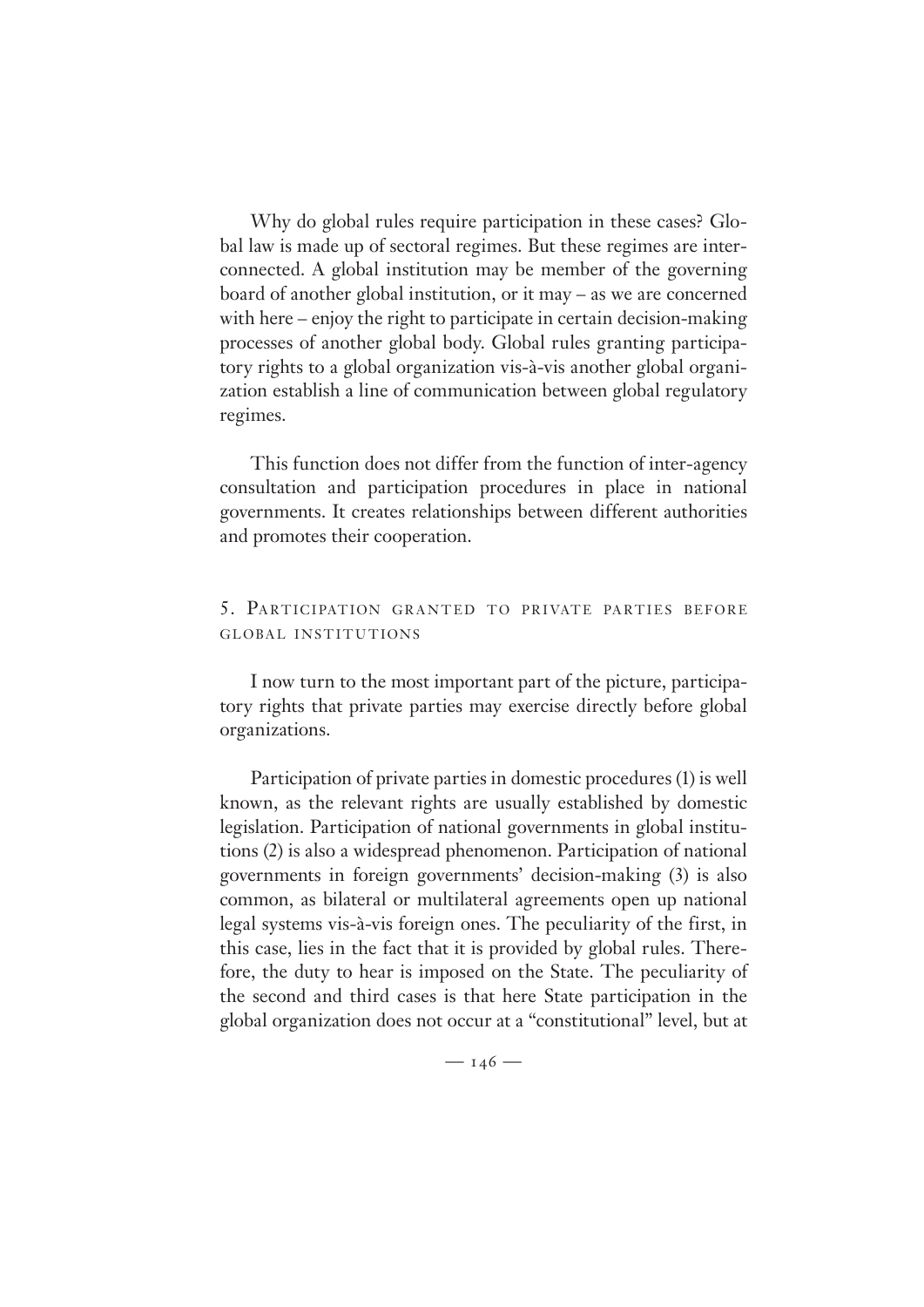Why do global rules require participation in these cases? Global law is made up of sectoral regimes. But these regimes are interconnected. A global institution may be member of the governing board of another global institution, or it may – as we are concerned with here – enjoy the right to participate in certain decision-making processes of another global body. Global rules granting participatory rights to a global organization vis-à-vis another global organization establish a line of communication between global regulatory regimes.

This function does not differ from the function of inter-agency consultation and participation procedures in place in national governments. It creates relationships between different authorities and promotes their cooperation.

## 5. Participation granted to private parties before global institutions

I now turn to the most important part of the picture, participatory rights that private parties may exercise directly before global organizations.

Participation of private parties in domestic procedures (1) is well known, as the relevant rights are usually established by domestic legislation. Participation of national governments in global institutions (2) is also a widespread phenomenon. Participation of national governments in foreign governments' decision-making (3) is also common, as bilateral or multilateral agreements open up national legal systems vis-à-vis foreign ones. The peculiarity of the first, in this case, lies in the fact that it is provided by global rules. Therefore, the duty to hear is imposed on the State. The peculiarity of the second and third cases is that here State participation in the global organization does not occur at a "constitutional" level, but at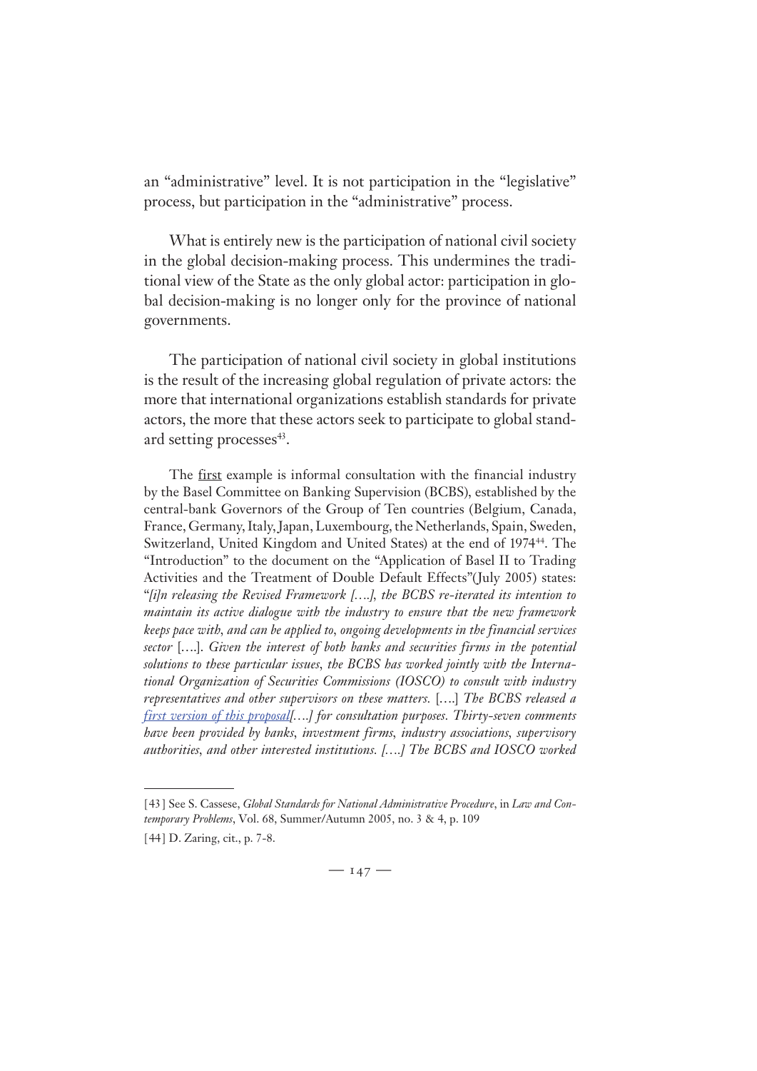an "administrative" level. It is not participation in the "legislative" process, but participation in the "administrative" process.

What is entirely new is the participation of national civil society in the global decision-making process. This undermines the traditional view of the State as the only global actor: participation in global decision-making is no longer only for the province of national governments.

The participation of national civil society in global institutions is the result of the increasing global regulation of private actors: the more that international organizations establish standards for private actors, the more that these actors seek to participate to global standard setting processes[43].

The first example is informal consultation with the financial industry by the Basel Committee on Banking Supervision (BCBS), established by the central-bank Governors of the Group of Ten countries (Belgium, Canada, France, Germany, Italy, Japan, Luxembourg, the Netherlands, Spain, Sweden, Switzerland, United Kingdom and United States) at the end of 1974[44]. The "Introduction" to the document on the "Application of Basel II to Trading Activities and the Treatment of Double Default Effects"(July 2005) states: "*[i]n releasing the Revised Framework [….], the BCBS re-iterated its intention to maintain its active dialogue with the industry to ensure that the new framework keeps pace with, and can be applied to, ongoing developments in the financial services sector* [….]. *Given the interest of both banks and securities firms in the potential solutions to these particular issues, the BCBS has worked jointly with the International Organization of Securities Commissions (IOSCO) to consult with industry representatives and other supervisors on these matters.* [….] *The BCBS released a first version of this proposal[….] for consultation purposes. Thirty-seven comments have been provided by banks, investment firms, industry associations, supervisory authorities, and other interested institutions. [….] The BCBS and IOSCO worked*

[43] See S. Cassese, *Global Standards for National Administrative Procedure*, in *Law and Contemporary Problems*, Vol. 68, Summer/Autumn 2005, no. 3 & 4, p. 109

[44] D. Zaring, cit., p. 7-8.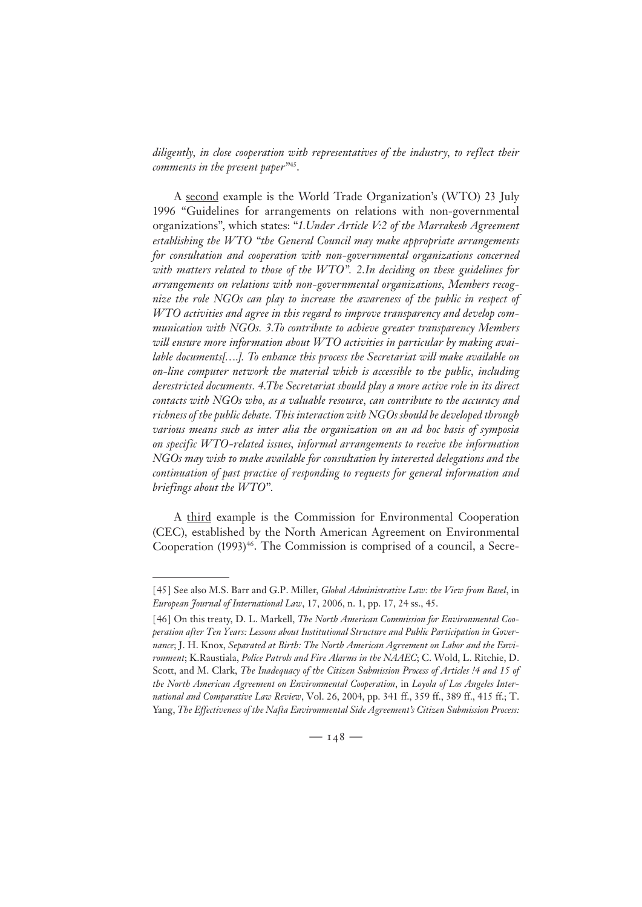*diligently, in close cooperation with representatives of the industry, to reflect their comments in the present paper*"[45].

A second example is the World Trade Organization's (WTO) 23 July 1996 "Guidelines for arrangements on relations with non-governmental organizations", which states: "*1.Under Article V:2 of the Marrakesh Agreement establishing the WTO "the General Council may make appropriate arrangements for consultation and cooperation with non-governmental organizations concerned with matters related to those of the WTO". 2.In deciding on these guidelines for arrangements on relations with non-governmental organizations, Members recognize the role NGOs can play to increase the awareness of the public in respect of WTO activities and agree in this regard to improve transparency and develop communication with NGOs. 3.To contribute to achieve greater transparency Members will ensure more information about WTO activities in particular by making available documents[….]. To enhance this process the Secretariat will make available on on-line computer network the material which is accessible to the public, including derestricted documents. 4.The Secretariat should play a more active role in its direct contacts with NGOs who, as a valuable resource, can contribute to the accuracy and richness of the public debate. This interaction with NGOs should be developed through various means such as inter alia the organization on an ad hoc basis of symposia on specific WTO-related issues, informal arrangements to receive the information NGOs may wish to make available for consultation by interested delegations and the continuation of past practice of responding to requests for general information and briefings about the WTO*".

A third example is the Commission for Environmental Cooperation (CEC), established by the North American Agreement on Environmental Cooperation (1993)[46]. The Commission is comprised of a council, a Secre-

---

[45] See also M.S. Barr and G.P. Miller, *Global Administrative Law: the View from Basel*, in *European Journal of International Law*, 17, 2006, n. 1, pp. 17, 24 ss., 45.

[46] On this treaty, D. L. Markell, *The North American Commission for Environmental Cooperation after Ten Years: Lessons about Institutional Structure and Public Participation in Governance*; J. H. Knox, *Separated at Birth: The North American Agreement on Labor and the Environment*; K.Raustiala, *Police Patrols and Fire Alarms in the NAAEC*; C. Wold, L. Ritchie, D. Scott, and M. Clark, *The Inadequacy of the Citizen Submission Process of Articles !4 and 15 of the North American Agreement on Environmental Cooperation*, in *Loyola of Los Angeles International and Comparative Law Review*, Vol. 26, 2004, pp. 341 ff., 359 ff., 389 ff., 415 ff.; T. Yang, *The Effectiveness of the Nafta Environmental Side Agreement's Citizen Submission Process:*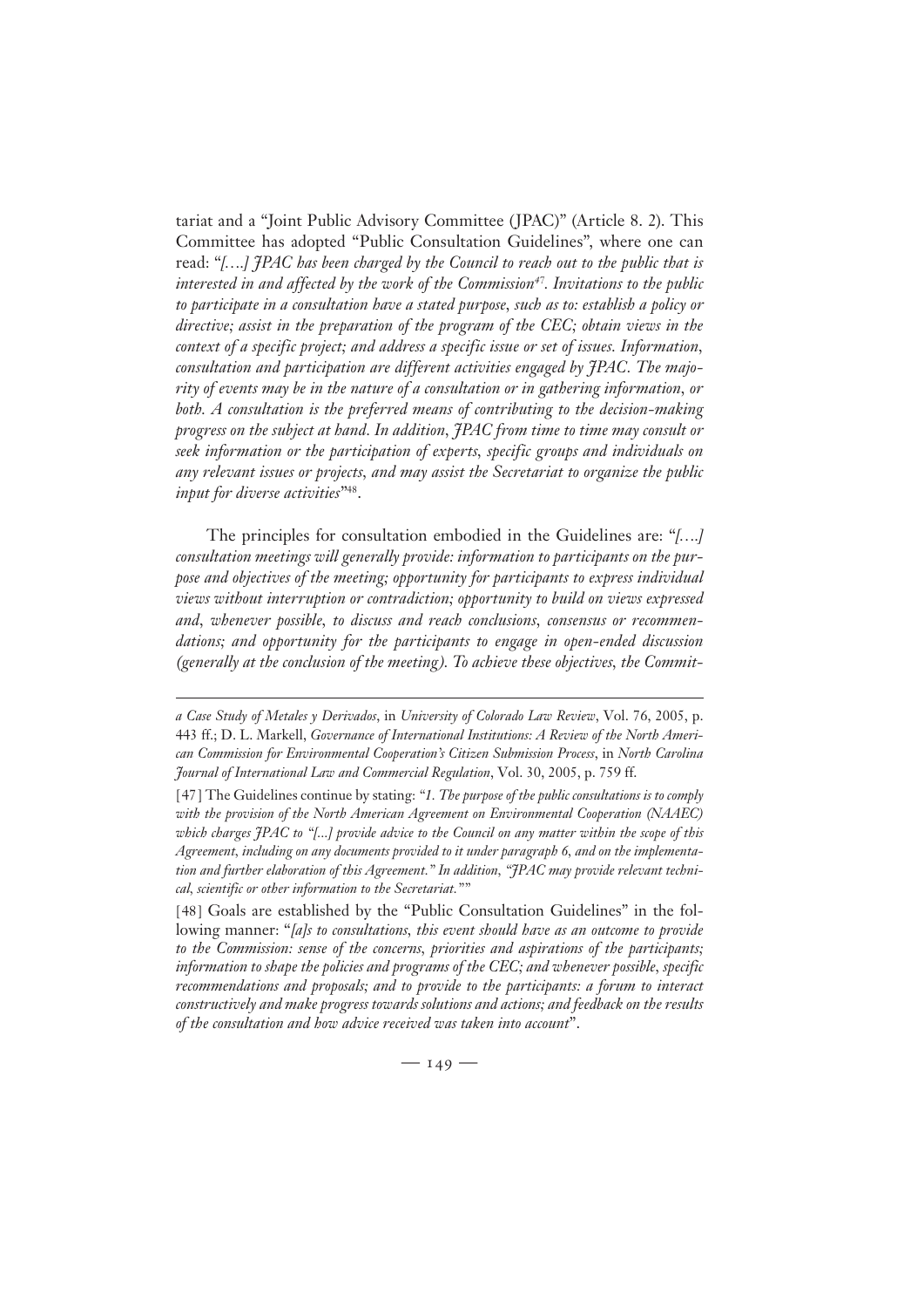tariat and a "Joint Public Advisory Committee (JPAC)" (Article 8. 2). This Committee has adopted "Public Consultation Guidelines", where one can read: "*[….] JPAC has been charged by the Council to reach out to the public that is interested in and affected by the work of the Commission*[47]*. Invitations to the public to participate in a consultation have a stated purpose, such as to: establish a policy or directive; assist in the preparation of the program of the CEC; obtain views in the context of a specific project; and address a specific issue or set of issues. Information, consultation and participation are different activities engaged by JPAC. The majority of events may be in the nature of a consultation or in gathering information, or both. A consultation is the preferred means of contributing to the decision-making progress on the subject at hand. In addition, JPAC from time to time may consult or seek information or the participation of experts, specific groups and individuals on any relevant issues or projects, and may assist the Secretariat to organize the public input for diverse activities*"[48].

The principles for consultation embodied in the Guidelines are: "*[…] consultation meetings will generally provide: information to participants on the purpose and objectives of the meeting; opportunity for participants to express individual views without interruption or contradiction; opportunity to build on views expressed and, whenever possible, to discuss and reach conclusions, consensus or recommendations; and opportunity for the participants to engage in open-ended discussion (generally at the conclusion of the meeting). To achieve these objectives, the Commit-*

---

*a Case Study of Metales y Derivados*, in *University of Colorado Law Review*, Vol. 76, 2005, p. 443 ff.; D. L. Markell, *Governance of International Institutions: A Review of the North American Commission for Environmental Cooperation's Citizen Submission Process*, in *North Carolina Journal of International Law and Commercial Regulation*, Vol. 30, 2005, p. 759 ff.

[47] The Guidelines continue by stating: "*1. The purpose of the public consultations is to comply with the provision of the North American Agreement on Environmental Cooperation (NAAEC) which charges JPAC to "[...] provide advice to the Council on any matter within the scope of this Agreement, including on any documents provided to it under paragraph 6, and on the implementation and further elaboration of this Agreement." In addition, "JPAC may provide relevant technical, scientific or other information to the Secretariat.*""

[48] Goals are established by the "Public Consultation Guidelines" in the following manner: "*[a]s to consultations, this event should have as an outcome to provide to the Commission: sense of the concerns, priorities and aspirations of the participants; information to shape the policies and programs of the CEC; and whenever possible, specific recommendations and proposals; and to provide to the participants: a forum to interact constructively and make progress towards solutions and actions; and feedback on the results of the consultation and how advice received was taken into account*".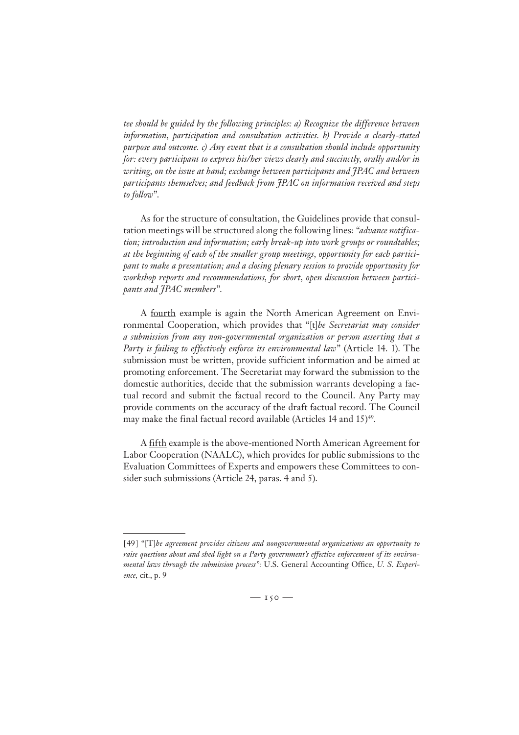*tee should be guided by the following principles: a) Recognize the difference between information, participation and consultation activities. b) Provide a clearly-stated purpose and outcome. c) Any event that is a consultation should include opportunity for: every participant to express his/her views clearly and succinctly, orally and/or in writing, on the issue at hand; exchange between participants and JPAC and between participants themselves; and feedback from JPAC on information received and steps to follow*".

As for the structure of consultation, the Guidelines provide that consultation meetings will be structured along the following lines: "*advance notification; introduction and information; early break-up into work groups or roundtables; at the beginning of each of the smaller group meetings, opportunity for each participant to make a presentation; and a closing plenary session to provide opportunity for workshop reports and recommendations, for short, open discussion between participants and JPAC members*".

A <u>fourth</u> example is again the North American Agreement on Environmental Cooperation, which provides that "[t]*he Secretariat may consider a submission from any non-governmental organization or person asserting that a Party is failing to effectively enforce its environmental law*" (Article 14. 1). The submission must be written, provide sufficient information and be aimed at promoting enforcement. The Secretariat may forward the submission to the domestic authorities, decide that the submission warrants developing a factual record and submit the factual record to the Council. Any Party may provide comments on the accuracy of the draft factual record. The Council may make the final factual record available (Articles 14 and 15)[49].

A <u>fifth</u> example is the above-mentioned North American Agreement for Labor Cooperation (NAALC), which provides for public submissions to the Evaluation Committees of Experts and empowers these Committees to consider such submissions (Article 24, paras. 4 and 5).

---

[49] "[T]*he agreement provides citizens and nongovernmental organizations an opportunity to raise questions about and shed light on a Party government's effective enforcement of its environmental laws through the submission process*": U.S. General Accounting Office, *U. S. Experience*, cit., p. 9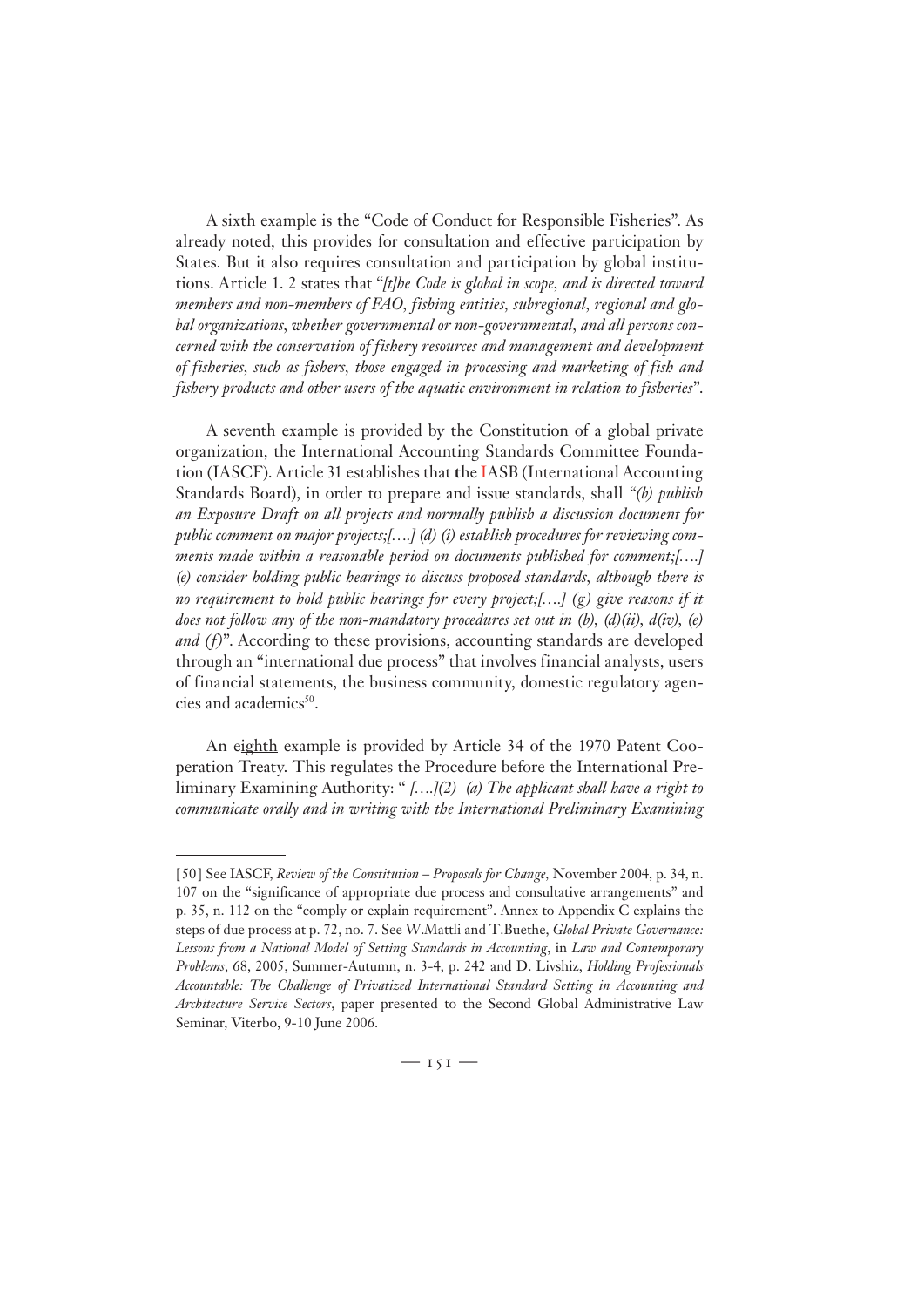A <u>sixth</u> example is the "Code of Conduct for Responsible Fisheries". As already noted, this provides for consultation and effective participation by States. But it also requires consultation and participation by global institutions. Article 1. 2 states that "*[t]he Code is global in scope, and is directed toward members and non-members of FAO, fishing entities, subregional, regional and global organizations, whether governmental or non-governmental, and all persons concerned with the conservation of fishery resources and management and development of fisheries, such as fishers, those engaged in processing and marketing of fish and fishery products and other users of the aquatic environment in relation to fisheries*".

A <u>seventh</u> example is provided by the Constitution of a global private organization, the International Accounting Standards Committee Foundation (IASCF). Article 31 establishes that the IASB (International Accounting Standards Board), in order to prepare and issue standards, shall "*(b) publish an Exposure Draft on all projects and normally publish a discussion document for public comment on major projects;[….] (d) (i) establish procedures for reviewing comments made within a reasonable period on documents published for comment;[….] (e) consider holding public hearings to discuss proposed standards, although there is no requirement to hold public hearings for every project;[….] (g) give reasons if it does not follow any of the non-mandatory procedures set out in (b), (d)(ii), d(iv), (e) and (f)*". According to these provisions, accounting standards are developed through an "international due process" that involves financial analysts, users of financial statements, the business community, domestic regulatory agencies and academics[50].

An <u>eighth</u> example is provided by Article 34 of the 1970 Patent Cooperation Treaty. This regulates the Procedure before the International Preliminary Examining Authority: " *[….](2) (a) The applicant shall have a right to communicate orally and in writing with the International Preliminary Examining*

---

[50] See IASCF, *Review of the Constitution – Proposals for Change*, November 2004, p. 34, n. 107 on the "significance of appropriate due process and consultative arrangements" and p. 35, n. 112 on the "comply or explain requirement". Annex to Appendix C explains the steps of due process at p. 72, no. 7. See W.Mattli and T.Buethe, *Global Private Governance: Lessons from a National Model of Setting Standards in Accounting*, in *Law and Contemporary Problems*, 68, 2005, Summer-Autumn, n. 3-4, p. 242 and D. Livshiz, *Holding Professionals Accountable: The Challenge of Privatized International Standard Setting in Accounting and Architecture Service Sectors*, paper presented to the Second Global Administrative Law Seminar, Viterbo, 9-10 June 2006.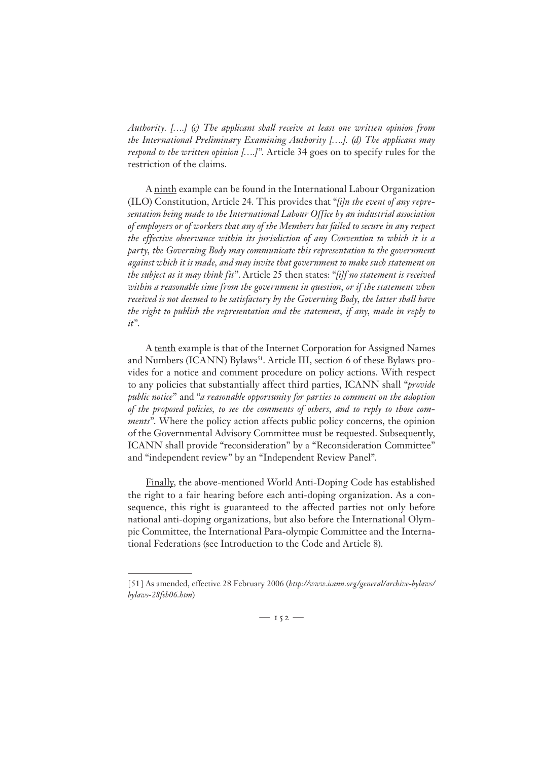*Authority. [….] (c) The applicant shall receive at least one written opinion from the International Preliminary Examining Authority [….]. (d) The applicant may respond to the written opinion [….]*". Article 34 goes on to specify rules for the restriction of the claims.

A <u>ninth</u> example can be found in the International Labour Organization (ILO) Constitution, Article 24. This provides that "*[i]n the event of any representation being made to the International Labour Office by an industrial association of employers or of workers that any of the Members has failed to secure in any respect the effective observance within its jurisdiction of any Convention to which it is a party, the Governing Body may communicate this representation to the government against which it is made, and may invite that government to make such statement on the subject as it may think fit*". Article 25 then states: "*[i]f no statement is received within a reasonable time from the government in question, or if the statement when received is not deemed to be satisfactory by the Governing Body, the latter shall have the right to publish the representation and the statement, if any, made in reply to it*".

A <u>tenth</u> example is that of the Internet Corporation for Assigned Names and Numbers (ICANN) Bylaws[51]. Article III, section 6 of these Bylaws provides for a notice and comment procedure on policy actions. With respect to any policies that substantially affect third parties, ICANN shall "*provide public notice*" and "*a reasonable opportunity for parties to comment on the adoption of the proposed policies, to see the comments of others, and to reply to those comments*". Where the policy action affects public policy concerns, the opinion of the Governmental Advisory Committee must be requested. Subsequently, ICANN shall provide "reconsideration" by a "Reconsideration Committee" and "independent review" by an "Independent Review Panel".

<u>Finally</u>, the above-mentioned World Anti-Doping Code has established the right to a fair hearing before each anti-doping organization. As a consequence, this right is guaranteed to the affected parties not only before national anti-doping organizations, but also before the International Olympic Committee, the International Para-olympic Committee and the International Federations (see Introduction to the Code and Article 8).

---

[51] As amended, effective 28 February 2006 (*http://www.icann.org/general/archive-bylaws/bylaws-28feb06.htm*)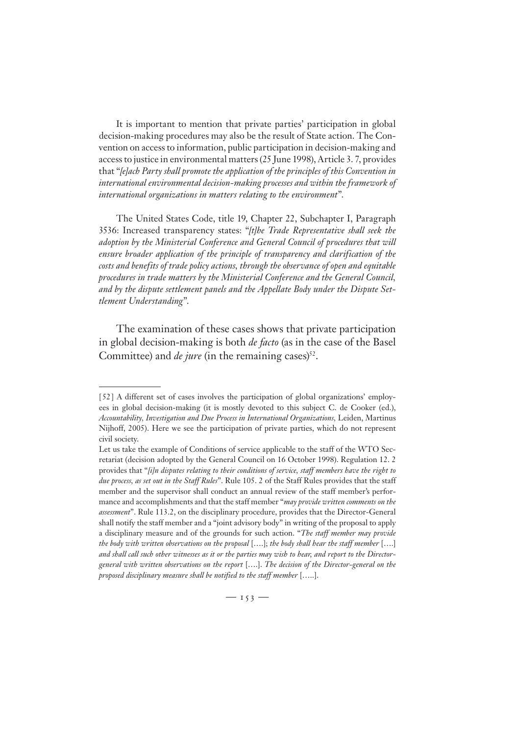It is important to mention that private parties' participation in global decision-making procedures may also be the result of State action. The Convention on access to information, public participation in decision-making and access to justice in environmental matters (25 June 1998), Article 3. 7, provides that "*[e]ach Party shall promote the application of the principles of this Convention in international environmental decision-making processes and within the framework of international organizations in matters relating to the environment*".

The United States Code, title 19, Chapter 22, Subchapter I, Paragraph 3536: Increased transparency states: "*[t]he Trade Representative shall seek the adoption by the Ministerial Conference and General Council of procedures that will ensure broader application of the principle of transparency and clarification of the costs and benefits of trade policy actions, through the observance of open and equitable procedures in trade matters by the Ministerial Conference and the General Council, and by the dispute settlement panels and the Appellate Body under the Dispute Settlement Understanding*".

The examination of these cases shows that private participation in global decision-making is both *de facto* (as in the case of the Basel Committee) and *de jure* (in the remaining cases)[52].

---

[52] A different set of cases involves the participation of global organizations' employees in global decision-making (it is mostly devoted to this subject C. de Cooker (ed.), *Accountability, Investigation and Due Process in International Organizations*, Leiden, Martinus Nijhoff, 2005). Here we see the participation of private parties, which do not represent civil society.

Let us take the example of Conditions of service applicable to the staff of the WTO Secretariat (decision adopted by the General Council on 16 October 1998). Regulation 12. 2 provides that "*[i]n disputes relating to their conditions of service, staff members have the right to due process, as set out in the Staff Rules*". Rule 105. 2 of the Staff Rules provides that the staff member and the supervisor shall conduct an annual review of the staff member's performance and accomplishments and that the staff member "*may provide written comments on the assessment*". Rule 113.2, on the disciplinary procedure, provides that the Director-General shall notify the staff member and a "joint advisory body" in writing of the proposal to apply a disciplinary measure and of the grounds for such action. "*The staff member may provide the body with written observations on the proposal* [….]; *the body shall hear the staff member* [….] *and shall call such other witnesses as it or the parties may wish to hear, and report to the Director-general with written observations on the report* [….]. *The decision of the Director-general on the proposed disciplinary measure shall be notified to the staff member* […..].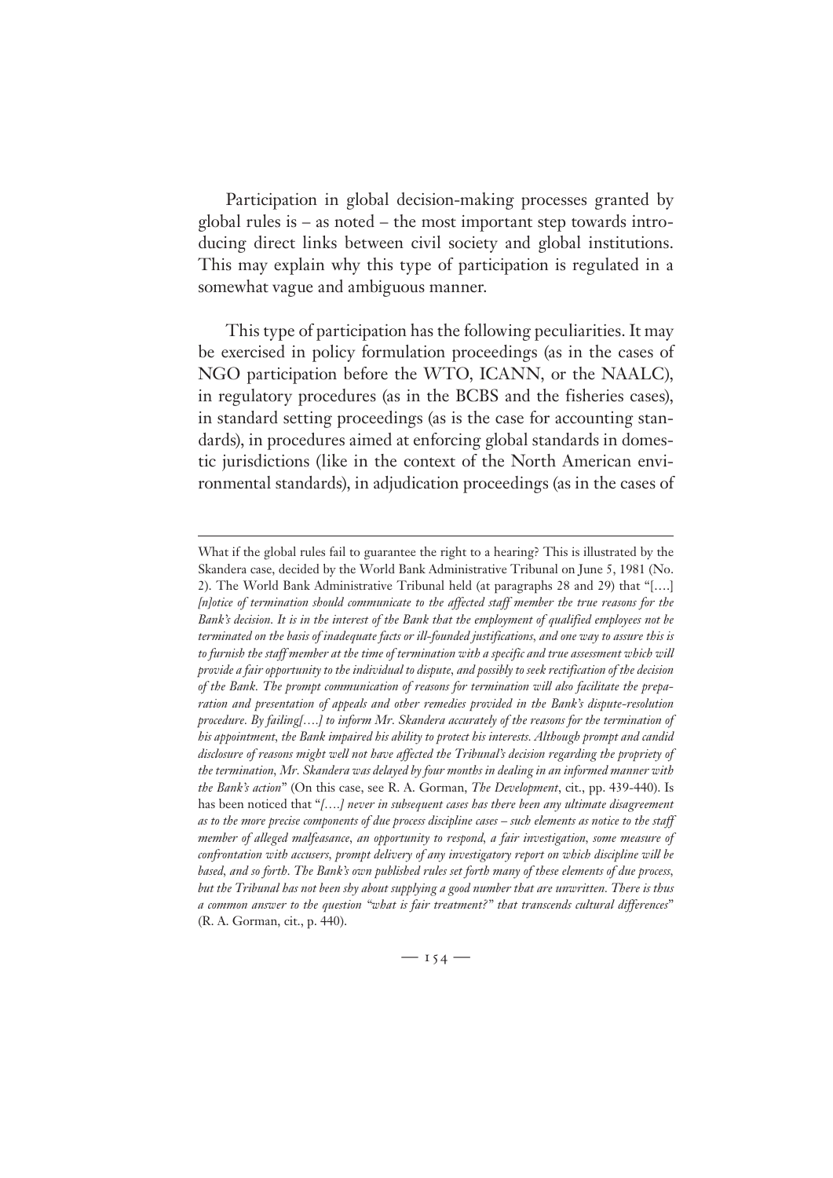Participation in global decision-making processes granted by global rules is – as noted – the most important step towards introducing direct links between civil society and global institutions. This may explain why this type of participation is regulated in a somewhat vague and ambiguous manner.

This type of participation has the following peculiarities. It may be exercised in policy formulation proceedings (as in the cases of NGO participation before the WTO, ICANN, or the NAALC), in regulatory procedures (as in the BCBS and the fisheries cases), in standard setting proceedings (as is the case for accounting standards), in procedures aimed at enforcing global standards in domestic jurisdictions (like in the context of the North American environmental standards), in adjudication proceedings (as in the cases of

---

What if the global rules fail to guarantee the right to a hearing? This is illustrated by the Skandera case, decided by the World Bank Administrative Tribunal on June 5, 1981 (No. 2). The World Bank Administrative Tribunal held (at paragraphs 28 and 29) that "[….] *[n]otice of termination should communicate to the affected staff member the true reasons for the Bank's decision. It is in the interest of the Bank that the employment of qualified employees not be terminated on the basis of inadequate facts or ill-founded justifications, and one way to assure this is to furnish the staff member at the time of termination with a specific and true assessment which will provide a fair opportunity to the individual to dispute, and possibly to seek rectification of the decision of the Bank. The prompt communication of reasons for termination will also facilitate the preparation and presentation of appeals and other remedies provided in the Bank's dispute-resolution procedure. By failing[….] to inform Mr. Skandera accurately of the reasons for the termination of his appointment, the Bank impaired his ability to protect his interests. Although prompt and candid disclosure of reasons might well not have affected the Tribunal's decision regarding the propriety of the termination, Mr. Skandera was delayed by four months in dealing in an informed manner with the Bank's action*" (On this case, see R. A. Gorman, *The Development*, cit., pp. 439-440). Is has been noticed that "*[….] never in subsequent cases has there been any ultimate disagreement as to the more precise components of due process discipline cases – such elements as notice to the staff member of alleged malfeasance, an opportunity to respond, a fair investigation, some measure of confrontation with accusers, prompt delivery of any investigatory report on which discipline will be based, and so forth. The Bank's own published rules set forth many of these elements of due process, but the Tribunal has not been shy about supplying a good number that are unwritten. There is thus a common answer to the question "what is fair treatment?" that transcends cultural differences*" (R. A. Gorman, cit., p. 440).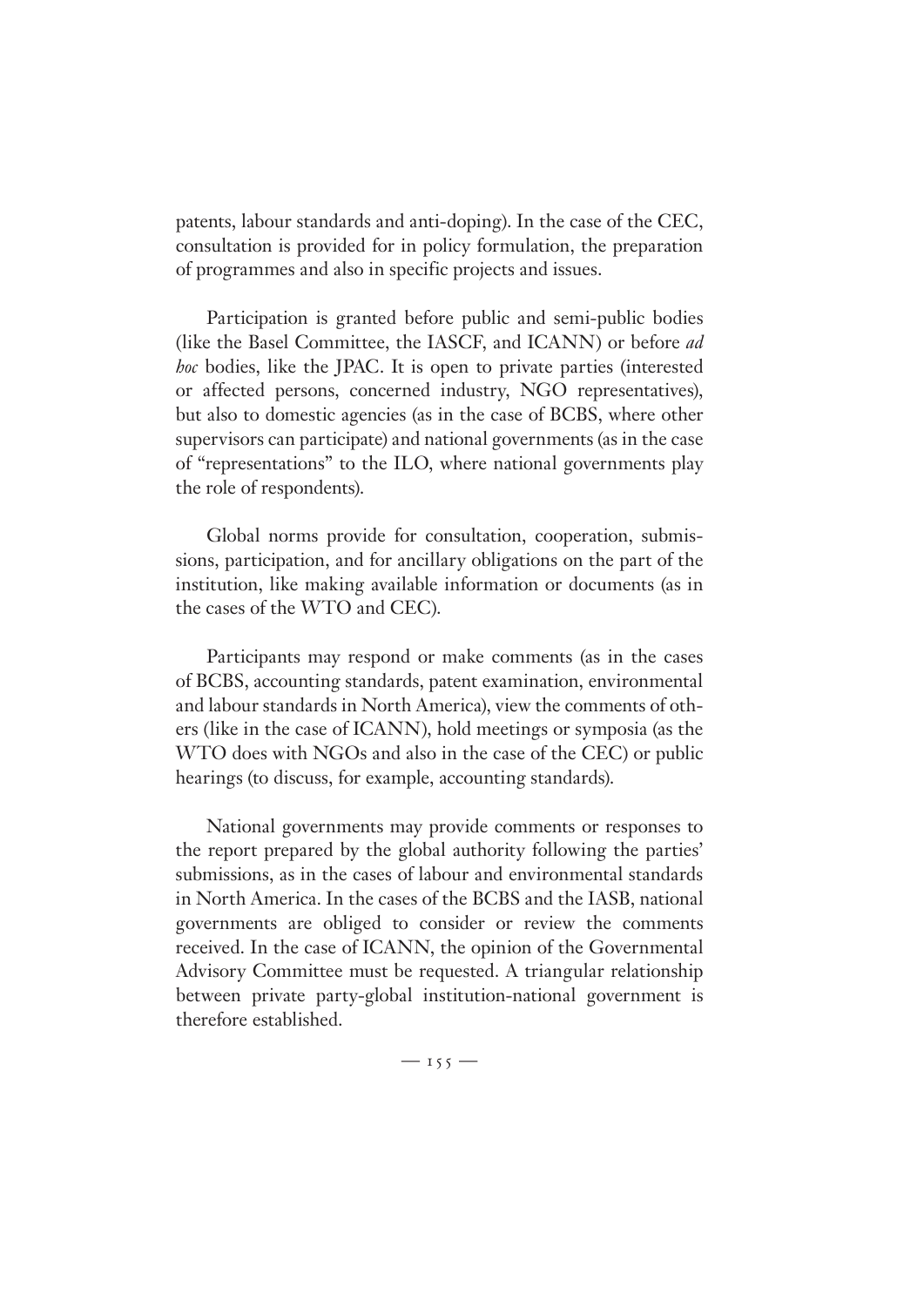patents, labour standards and anti-doping). In the case of the CEC, consultation is provided for in policy formulation, the preparation of programmes and also in specific projects and issues.

Participation is granted before public and semi-public bodies (like the Basel Committee, the IASCF, and ICANN) or before *ad hoc* bodies, like the JPAC. It is open to private parties (interested or affected persons, concerned industry, NGO representatives), but also to domestic agencies (as in the case of BCBS, where other supervisors can participate) and national governments (as in the case of "representations" to the ILO, where national governments play the role of respondents).

Global norms provide for consultation, cooperation, submissions, participation, and for ancillary obligations on the part of the institution, like making available information or documents (as in the cases of the WTO and CEC).

Participants may respond or make comments (as in the cases of BCBS, accounting standards, patent examination, environmental and labour standards in North America), view the comments of others (like in the case of ICANN), hold meetings or symposia (as the WTO does with NGOs and also in the case of the CEC) or public hearings (to discuss, for example, accounting standards).

National governments may provide comments or responses to the report prepared by the global authority following the parties' submissions, as in the cases of labour and environmental standards in North America. In the cases of the BCBS and the IASB, national governments are obliged to consider or review the comments received. In the case of ICANN, the opinion of the Governmental Advisory Committee must be requested. A triangular relationship between private party-global institution-national government is therefore established.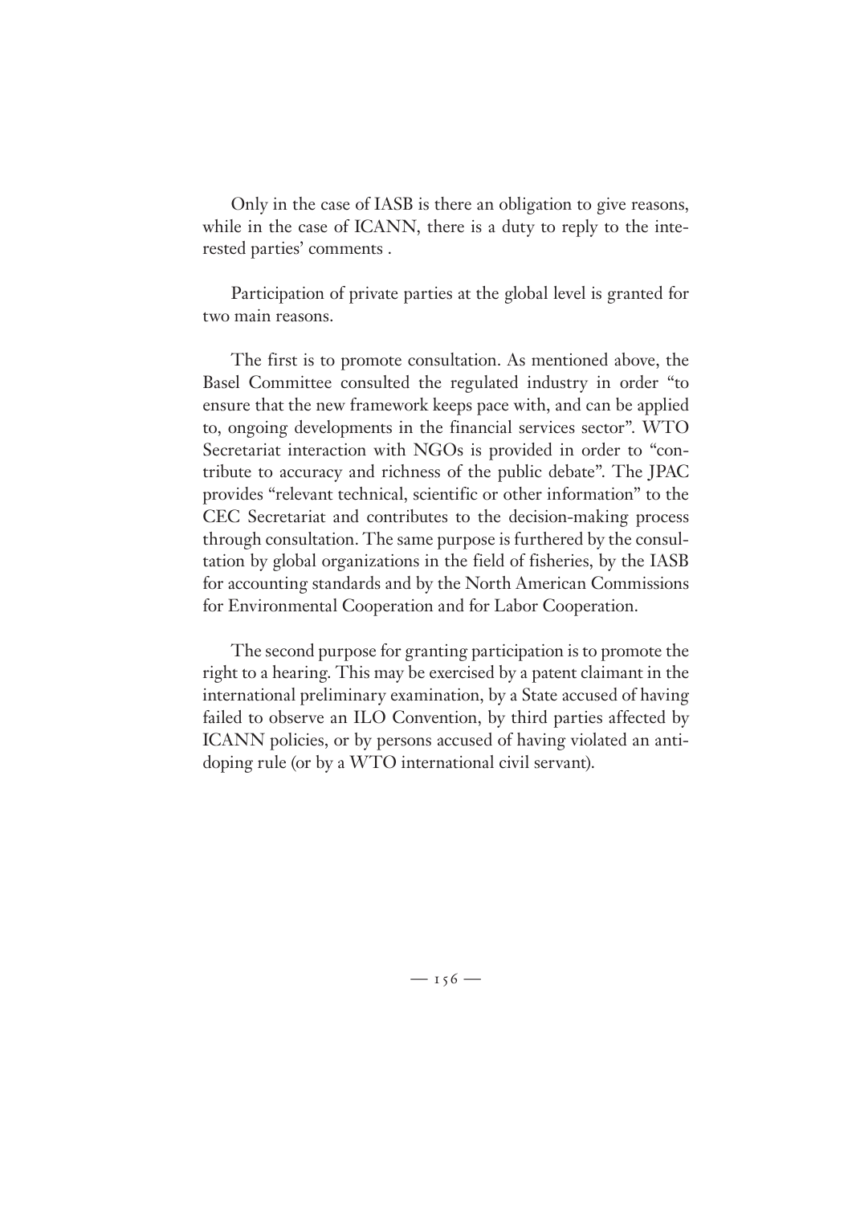Only in the case of IASB is there an obligation to give reasons, while in the case of ICANN, there is a duty to reply to the interested parties' comments .

Participation of private parties at the global level is granted for two main reasons.

The first is to promote consultation. As mentioned above, the Basel Committee consulted the regulated industry in order "to ensure that the new framework keeps pace with, and can be applied to, ongoing developments in the financial services sector". WTO Secretariat interaction with NGOs is provided in order to "contribute to accuracy and richness of the public debate". The JPAC provides "relevant technical, scientific or other information" to the CEC Secretariat and contributes to the decision-making process through consultation. The same purpose is furthered by the consultation by global organizations in the field of fisheries, by the IASB for accounting standards and by the North American Commissions for Environmental Cooperation and for Labor Cooperation.

The second purpose for granting participation is to promote the right to a hearing. This may be exercised by a patent claimant in the international preliminary examination, by a State accused of having failed to observe an ILO Convention, by third parties affected by ICANN policies, or by persons accused of having violated an anti-doping rule (or by a WTO international civil servant).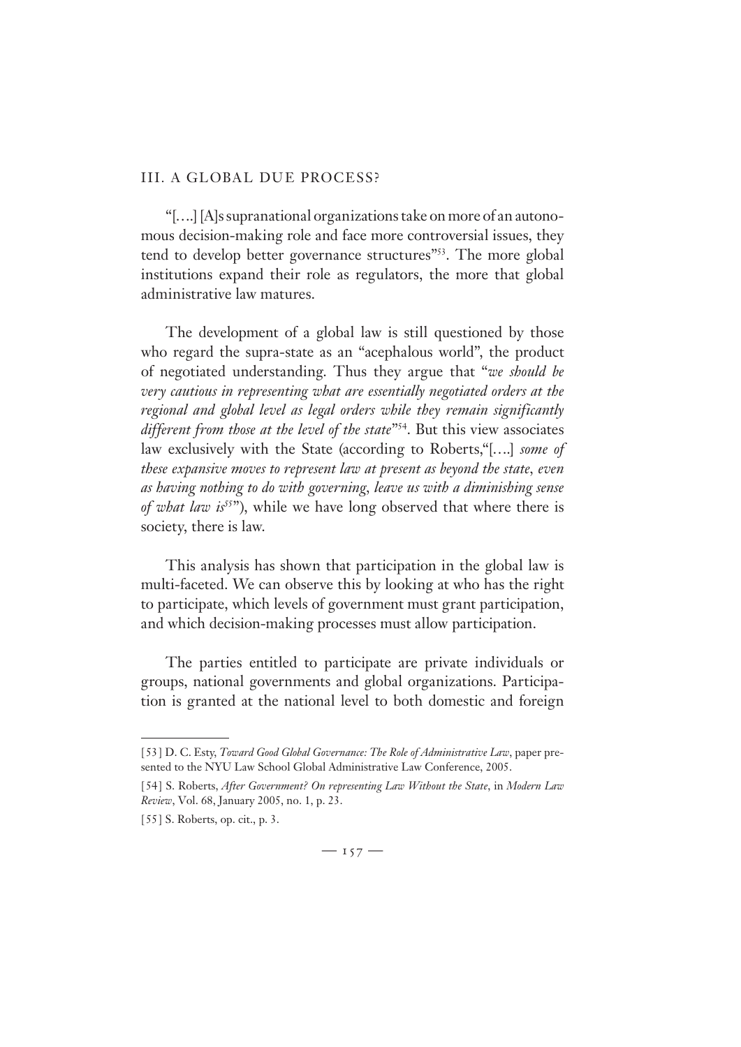## III. A GLOBAL DUE PROCESS?

"[….] [A]s supranational organizations take on more of an autonomous decision-making role and face more controversial issues, they tend to develop better governance structures"[53]. The more global institutions expand their role as regulators, the more that global administrative law matures.

The development of a global law is still questioned by those who regard the supra-state as an "acephalous world", the product of negotiated understanding. Thus they argue that "*we should be very cautious in representing what are essentially negotiated orders at the regional and global level as legal orders while they remain significantly different from those at the level of the state*"[54]. But this view associates law exclusively with the State (according to Roberts,"[….] *some of these expansive moves to represent law at present as beyond the state, even as having nothing to do with governing, leave us with a diminishing sense of what law is*[55]"), while we have long observed that where there is society, there is law.

This analysis has shown that participation in the global law is multi-faceted. We can observe this by looking at who has the right to participate, which levels of government must grant participation, and which decision-making processes must allow participation.

The parties entitled to participate are private individuals or groups, national governments and global organizations. Participation is granted at the national level to both domestic and foreign

---

[53] D. C. Esty, *Toward Good Global Governance: The Role of Administrative Law*, paper presented to the NYU Law School Global Administrative Law Conference, 2005.

[54] S. Roberts, *After Government? On representing Law Without the State*, in *Modern Law Review*, Vol. 68, January 2005, no. 1, p. 23.

[55] S. Roberts, op. cit., p. 3.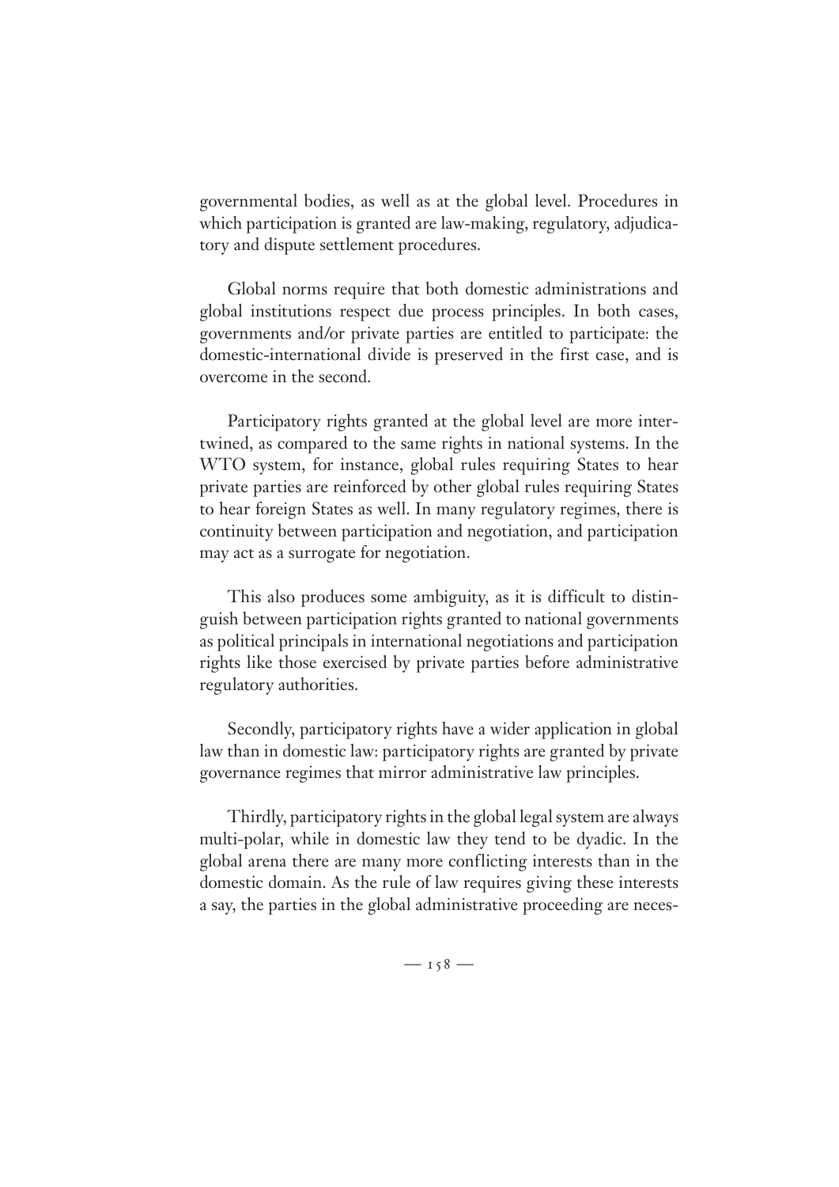governmental bodies, as well as at the global level. Procedures in which participation is granted are law-making, regulatory, adjudicatory and dispute settlement procedures.

Global norms require that both domestic administrations and global institutions respect due process principles. In both cases, governments and/or private parties are entitled to participate: the domestic-international divide is preserved in the first case, and is overcome in the second.

Participatory rights granted at the global level are more intertwined, as compared to the same rights in national systems. In the WTO system, for instance, global rules requiring States to hear private parties are reinforced by other global rules requiring States to hear foreign States as well. In many regulatory regimes, there is continuity between participation and negotiation, and participation may act as a surrogate for negotiation.

This also produces some ambiguity, as it is difficult to distinguish between participation rights granted to national governments as political principals in international negotiations and participation rights like those exercised by private parties before administrative regulatory authorities.

Secondly, participatory rights have a wider application in global law than in domestic law: participatory rights are granted by private governance regimes that mirror administrative law principles.

Thirdly, participatory rights in the global legal system are always multi-polar, while in domestic law they tend to be dyadic. In the global arena there are many more conflicting interests than in the domestic domain. As the rule of law requires giving these interests a say, the parties in the global administrative proceeding are neces-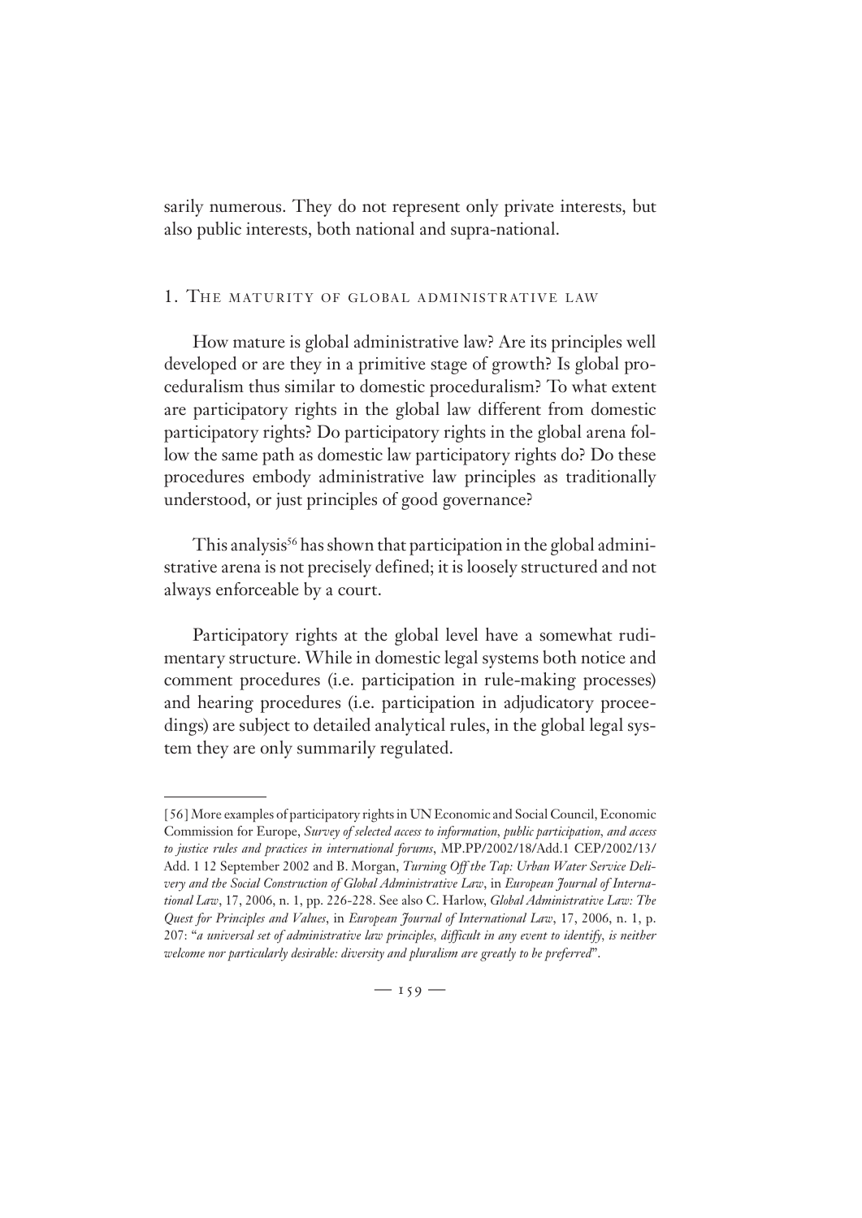sarily numerous. They do not represent only private interests, but also public interests, both national and supra-national.

## 1. The maturity of global administrative law

How mature is global administrative law? Are its principles well developed or are they in a primitive stage of growth? Is global proceduralism thus similar to domestic proceduralism? To what extent are participatory rights in the global law different from domestic participatory rights? Do participatory rights in the global arena follow the same path as domestic law participatory rights do? Do these procedures embody administrative law principles as traditionally understood, or just principles of good governance?

This analysis[56] has shown that participation in the global administrative arena is not precisely defined; it is loosely structured and not always enforceable by a court.

Participatory rights at the global level have a somewhat rudimentary structure. While in domestic legal systems both notice and comment procedures (i.e. participation in rule-making processes) and hearing procedures (i.e. participation in adjudicatory proceedings) are subject to detailed analytical rules, in the global legal system they are only summarily regulated.

---

[56] More examples of participatory rights in UN Economic and Social Council, Economic Commission for Europe, *Survey of selected access to information, public participation, and access to justice rules and practices in international forums*, MP.PP/2002/18/Add.1 CEP/2002/13/ Add. 1 12 September 2002 and B. Morgan, *Turning Off the Tap: Urban Water Service Delivery and the Social Construction of Global Administrative Law*, in *European Journal of International Law*, 17, 2006, n. 1, pp. 226-228. See also C. Harlow, *Global Administrative Law: The Quest for Principles and Values*, in *European Journal of International Law*, 17, 2006, n. 1, p. 207: "*a universal set of administrative law principles, difficult in any event to identify, is neither welcome nor particularly desirable: diversity and pluralism are greatly to be preferred*".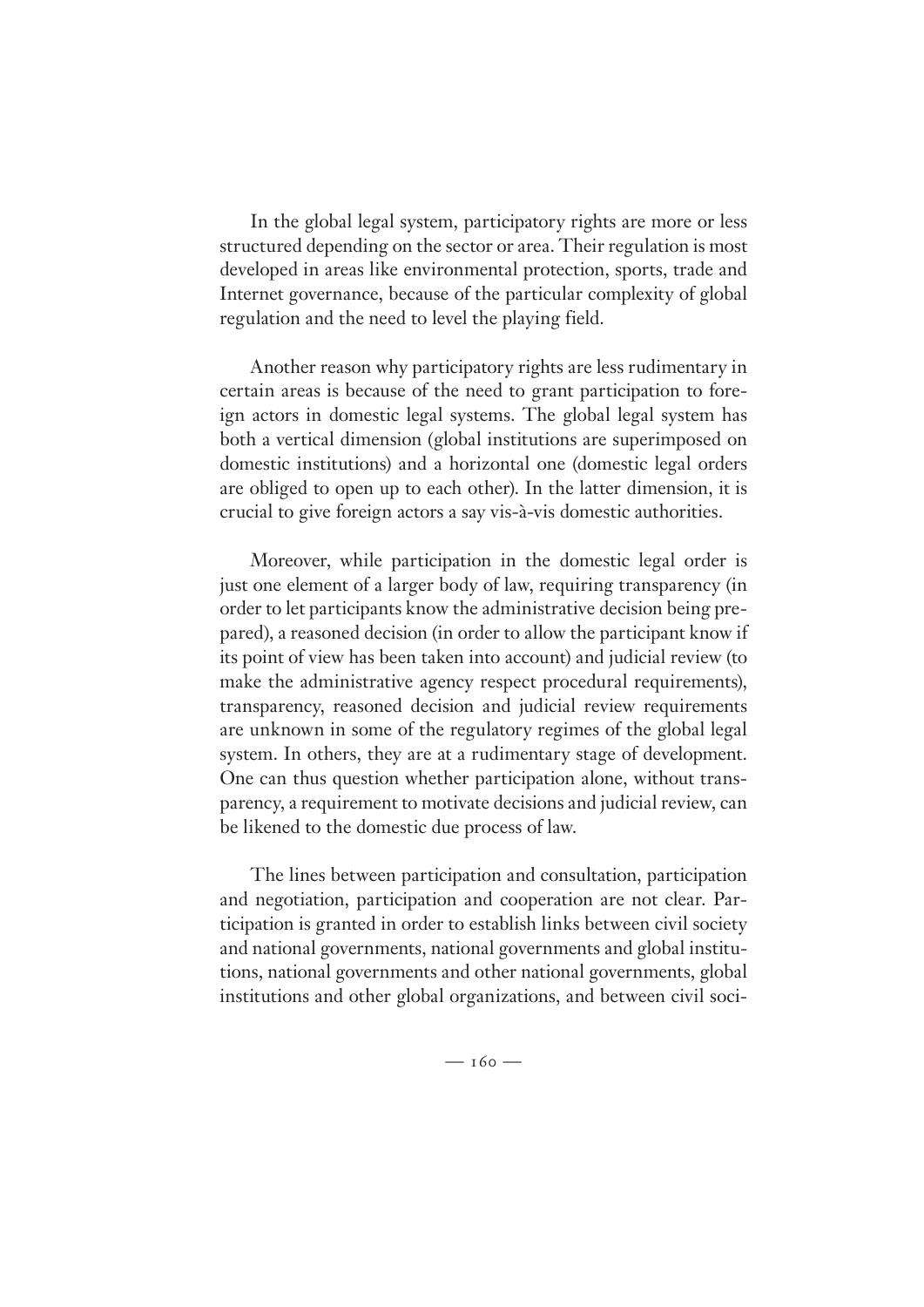In the global legal system, participatory rights are more or less structured depending on the sector or area. Their regulation is most developed in areas like environmental protection, sports, trade and Internet governance, because of the particular complexity of global regulation and the need to level the playing field.

Another reason why participatory rights are less rudimentary in certain areas is because of the need to grant participation to foreign actors in domestic legal systems. The global legal system has both a vertical dimension (global institutions are superimposed on domestic institutions) and a horizontal one (domestic legal orders are obliged to open up to each other). In the latter dimension, it is crucial to give foreign actors a say vis-à-vis domestic authorities.

Moreover, while participation in the domestic legal order is just one element of a larger body of law, requiring transparency (in order to let participants know the administrative decision being prepared), a reasoned decision (in order to allow the participant know if its point of view has been taken into account) and judicial review (to make the administrative agency respect procedural requirements), transparency, reasoned decision and judicial review requirements are unknown in some of the regulatory regimes of the global legal system. In others, they are at a rudimentary stage of development. One can thus question whether participation alone, without transparency, a requirement to motivate decisions and judicial review, can be likened to the domestic due process of law.

The lines between participation and consultation, participation and negotiation, participation and cooperation are not clear. Participation is granted in order to establish links between civil society and national governments, national governments and global institutions, national governments and other national governments, global institutions and other global organizations, and between civil soci-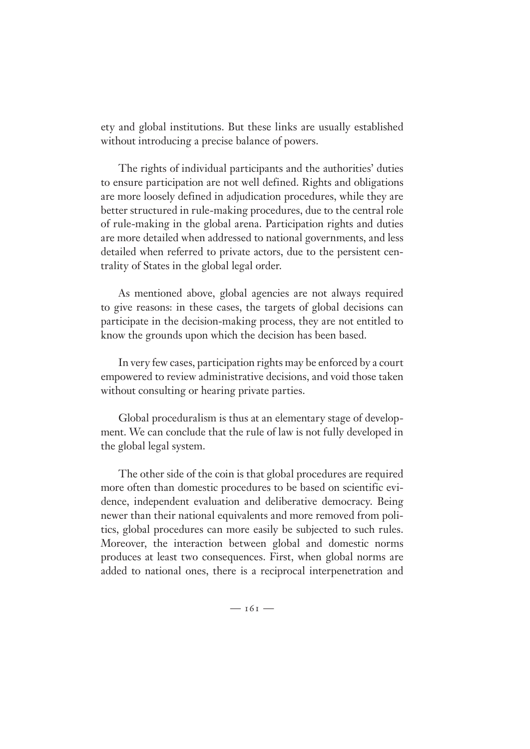ety and global institutions. But these links are usually established without introducing a precise balance of powers.

The rights of individual participants and the authorities' duties to ensure participation are not well defined. Rights and obligations are more loosely defined in adjudication procedures, while they are better structured in rule-making procedures, due to the central role of rule-making in the global arena. Participation rights and duties are more detailed when addressed to national governments, and less detailed when referred to private actors, due to the persistent centrality of States in the global legal order.

As mentioned above, global agencies are not always required to give reasons: in these cases, the targets of global decisions can participate in the decision-making process, they are not entitled to know the grounds upon which the decision has been based.

In very few cases, participation rights may be enforced by a court empowered to review administrative decisions, and void those taken without consulting or hearing private parties.

Global proceduralism is thus at an elementary stage of development. We can conclude that the rule of law is not fully developed in the global legal system.

The other side of the coin is that global procedures are required more often than domestic procedures to be based on scientific evidence, independent evaluation and deliberative democracy. Being newer than their national equivalents and more removed from politics, global procedures can more easily be subjected to such rules. Moreover, the interaction between global and domestic norms produces at least two consequences. First, when global norms are added to national ones, there is a reciprocal interpenetration and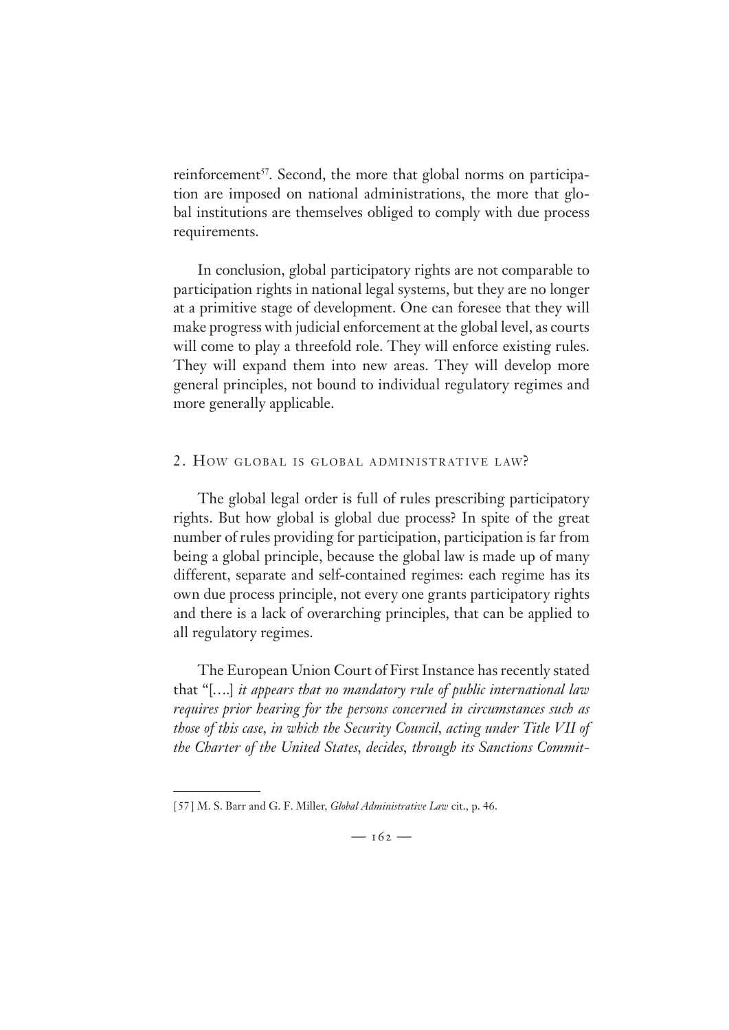reinforcement[57]. Second, the more that global norms on participation are imposed on national administrations, the more that global institutions are themselves obliged to comply with due process requirements.

In conclusion, global participatory rights are not comparable to participation rights in national legal systems, but they are no longer at a primitive stage of development. One can foresee that they will make progress with judicial enforcement at the global level, as courts will come to play a threefold role. They will enforce existing rules. They will expand them into new areas. They will develop more general principles, not bound to individual regulatory regimes and more generally applicable.

## 2. How global is global administrative law?

The global legal order is full of rules prescribing participatory rights. But how global is global due process? In spite of the great number of rules providing for participation, participation is far from being a global principle, because the global law is made up of many different, separate and self-contained regimes: each regime has its own due process principle, not every one grants participatory rights and there is a lack of overarching principles, that can be applied to all regulatory regimes.

The European Union Court of First Instance has recently stated that "[….] *it appears that no mandatory rule of public international law requires prior hearing for the persons concerned in circumstances such as those of this case, in which the Security Council, acting under Title VII of the Charter of the United States, decides, through its Sanctions Commit-*

[57] M. S. Barr and G. F. Miller, *Global Administrative Law* cit., p. 46.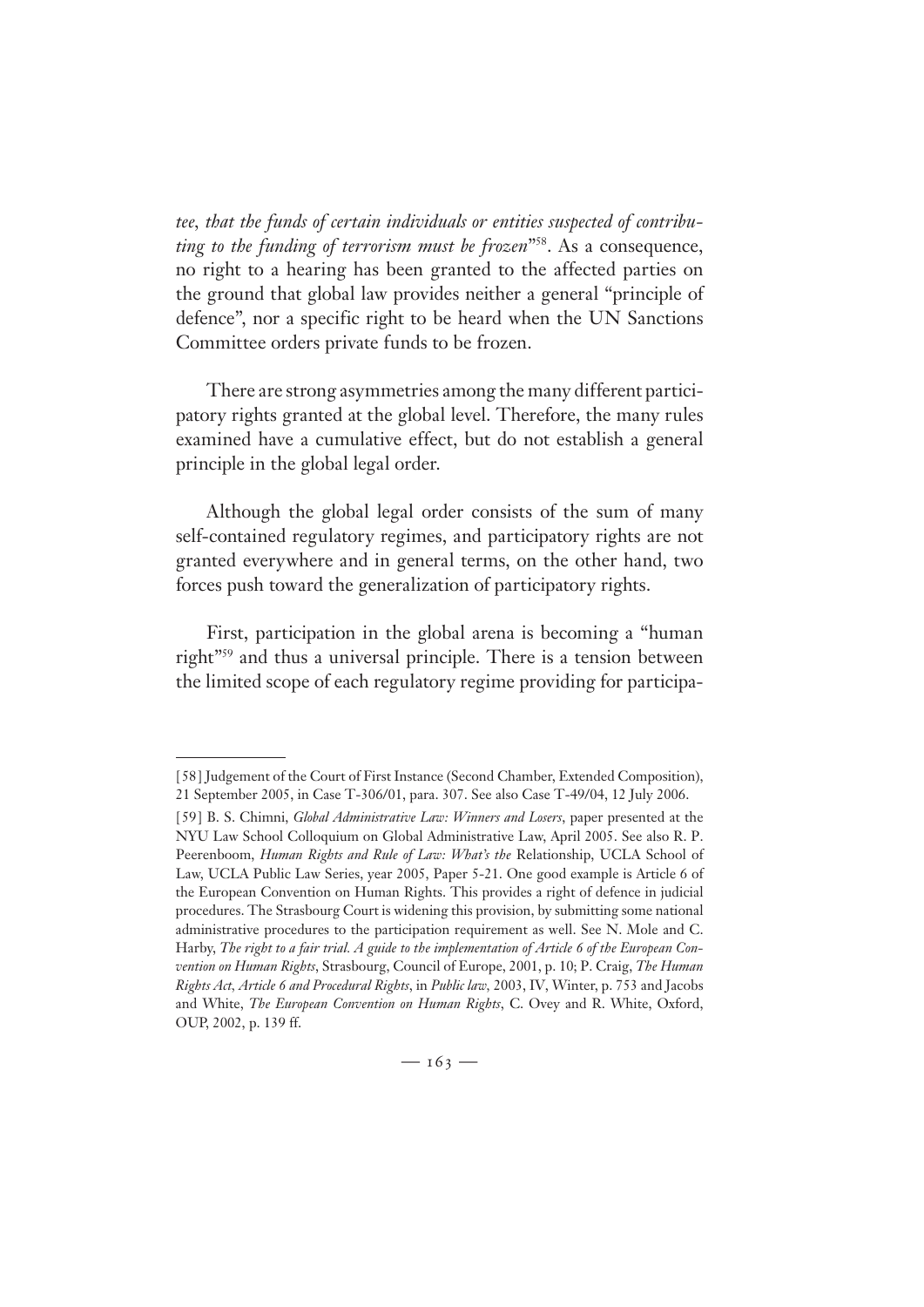*tee, that the funds of certain individuals or entities suspected of contributing to the funding of terrorism must be frozen*"[58]. As a consequence, no right to a hearing has been granted to the affected parties on the ground that global law provides neither a general "principle of defence", nor a specific right to be heard when the UN Sanctions Committee orders private funds to be frozen.

There are strong asymmetries among the many different participatory rights granted at the global level. Therefore, the many rules examined have a cumulative effect, but do not establish a general principle in the global legal order.

Although the global legal order consists of the sum of many self-contained regulatory regimes, and participatory rights are not granted everywhere and in general terms, on the other hand, two forces push toward the generalization of participatory rights.

First, participation in the global arena is becoming a "human right"[59] and thus a universal principle. There is a tension between the limited scope of each regulatory regime providing for participa-

---

[58] Judgement of the Court of First Instance (Second Chamber, Extended Composition), 21 September 2005, in Case T-306/01, para. 307. See also Case T-49/04, 12 July 2006.

[59] B. S. Chimni, *Global Administrative Law: Winners and Losers*, paper presented at the NYU Law School Colloquium on Global Administrative Law, April 2005. See also R. P. Peerenboom, *Human Rights and Rule of Law: What's the* Relationship, UCLA School of Law, UCLA Public Law Series, year 2005, Paper 5-21. One good example is Article 6 of the European Convention on Human Rights. This provides a right of defence in judicial procedures. The Strasbourg Court is widening this provision, by submitting some national administrative procedures to the participation requirement as well. See N. Mole and C. Harby, *The right to a fair trial. A guide to the implementation of Article 6 of the European Convention on Human Rights*, Strasbourg, Council of Europe, 2001, p. 10; P. Craig, *The Human Rights Act, Article 6 and Procedural Rights*, in *Public law*, 2003, IV, Winter, p. 753 and Jacobs and White, *The European Convention on Human Rights*, C. Ovey and R. White, Oxford, OUP, 2002, p. 139 ff.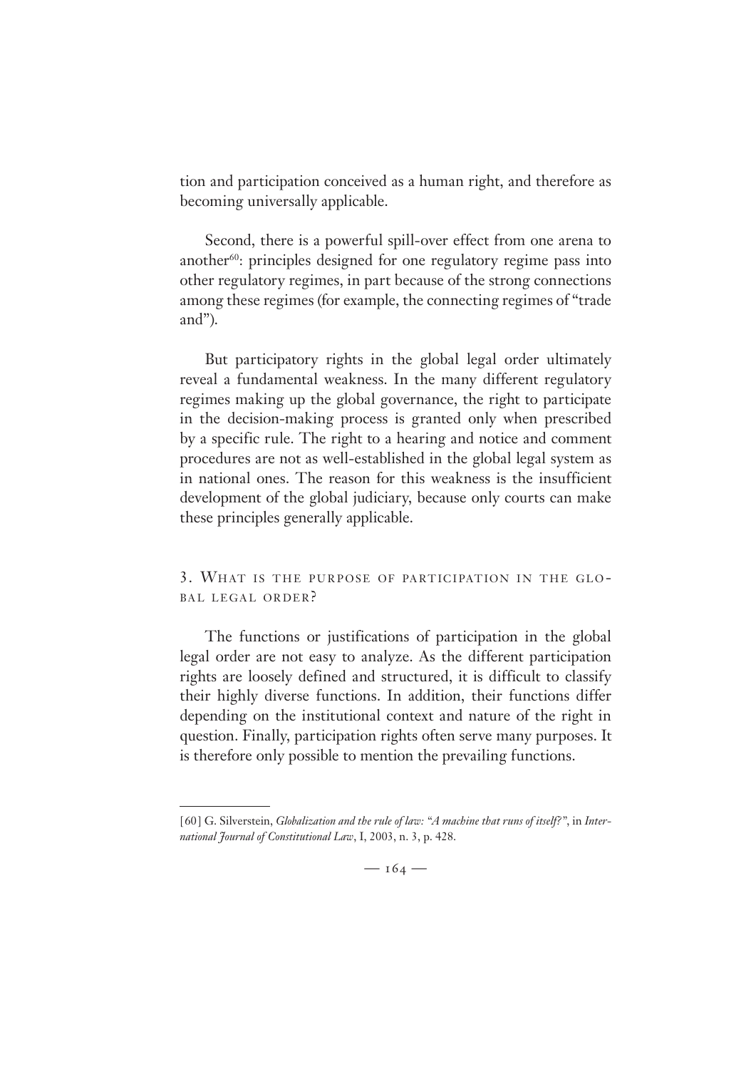tion and participation conceived as a human right, and therefore as becoming universally applicable.

Second, there is a powerful spill-over effect from one arena to another[60]: principles designed for one regulatory regime pass into other regulatory regimes, in part because of the strong connections among these regimes (for example, the connecting regimes of "trade and").

But participatory rights in the global legal order ultimately reveal a fundamental weakness. In the many different regulatory regimes making up the global governance, the right to participate in the decision-making process is granted only when prescribed by a specific rule. The right to a hearing and notice and comment procedures are not as well-established in the global legal system as in national ones. The reason for this weakness is the insufficient development of the global judiciary, because only courts can make these principles generally applicable.

## 3. What is the purpose of participation in the global legal order?

The functions or justifications of participation in the global legal order are not easy to analyze. As the different participation rights are loosely defined and structured, it is difficult to classify their highly diverse functions. In addition, their functions differ depending on the institutional context and nature of the right in question. Finally, participation rights often serve many purposes. It is therefore only possible to mention the prevailing functions.

---

[60] G. Silverstein, *Globalization and the rule of law: "A machine that runs of itself?"*, in *International Journal of Constitutional Law*, I, 2003, n. 3, p. 428.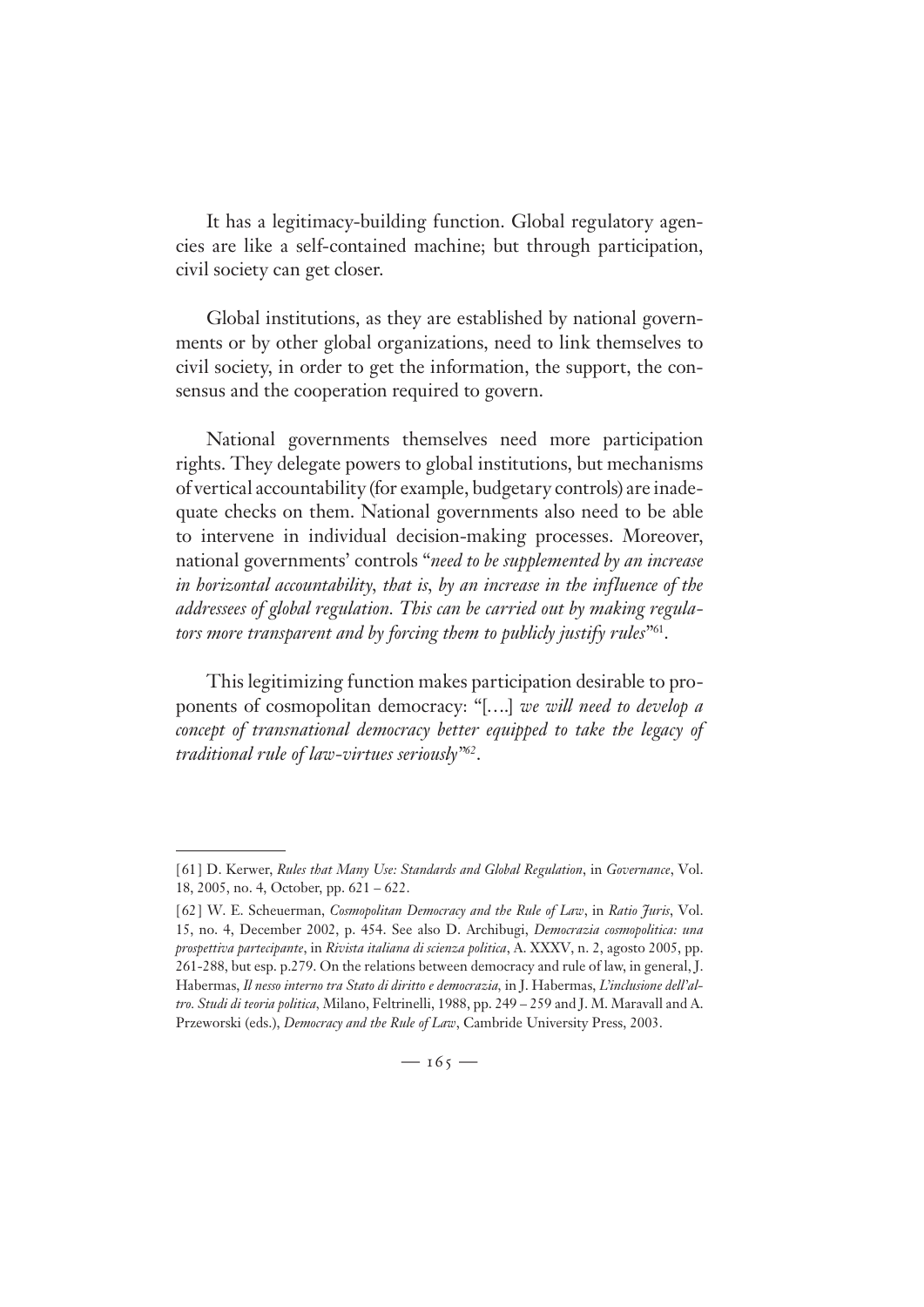It has a legitimacy-building function. Global regulatory agencies are like a self-contained machine; but through participation, civil society can get closer.

Global institutions, as they are established by national governments or by other global organizations, need to link themselves to civil society, in order to get the information, the support, the consensus and the cooperation required to govern.

National governments themselves need more participation rights. They delegate powers to global institutions, but mechanisms of vertical accountability (for example, budgetary controls) are inadequate checks on them. National governments also need to be able to intervene in individual decision-making processes. Moreover, national governments' controls "*need to be supplemented by an increase in horizontal accountability, that is, by an increase in the influence of the addressees of global regulation. This can be carried out by making regulators more transparent and by forcing them to publicly justify rules*"[61].

This legitimizing function makes participation desirable to proponents of cosmopolitan democracy: "[….] *we will need to develop a concept of transnational democracy better equipped to take the legacy of traditional rule of law-virtues seriously*"[62].

---

[61] D. Kerwer, *Rules that Many Use: Standards and Global Regulation*, in *Governance*, Vol. 18, 2005, no. 4, October, pp. 621 – 622.

[62] W. E. Scheuerman, *Cosmopolitan Democracy and the Rule of Law*, in *Ratio Juris*, Vol. 15, no. 4, December 2002, p. 454. See also D. Archibugi, *Democrazia cosmopolitica: una prospettiva partecipante*, in *Rivista italiana di scienza politica*, A. XXXV, n. 2, agosto 2005, pp. 261-288, but esp. p.279. On the relations between democracy and rule of law, in general, J. Habermas, *Il nesso interno tra Stato di diritto e democrazia*, in J. Habermas, *L'inclusione dell'altro. Studi di teoria politica*, Milano, Feltrinelli, 1988, pp. 249 – 259 and J. M. Maravall and A. Przeworski (eds.), *Democracy and the Rule of Law*, Cambride University Press, 2003.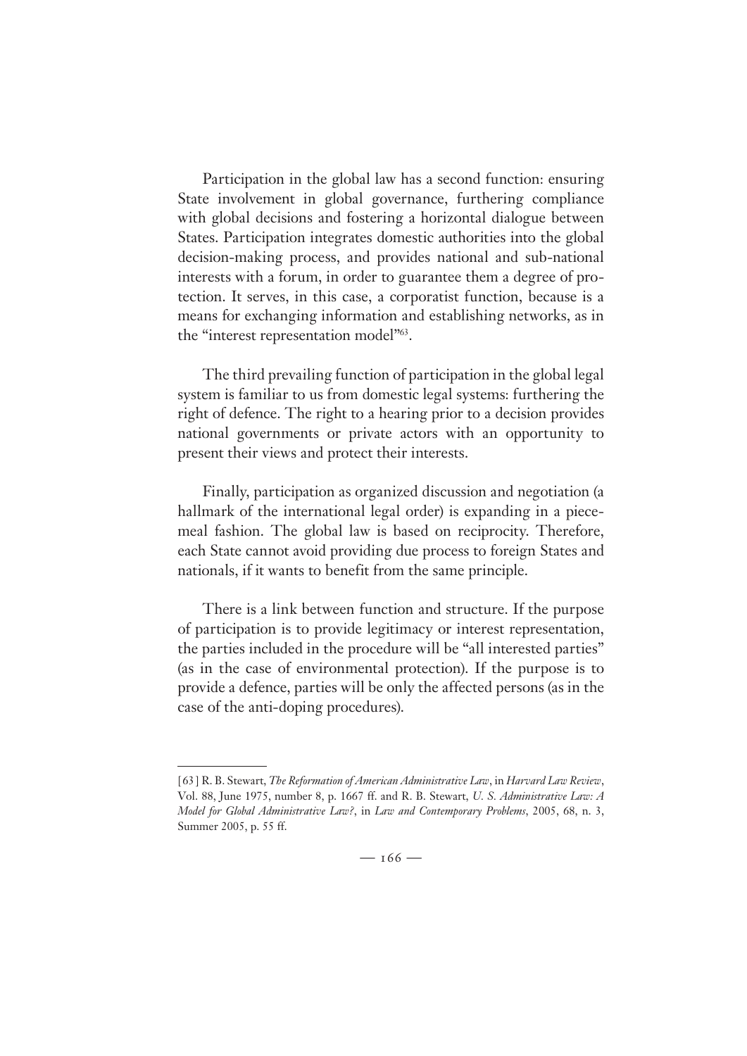Participation in the global law has a second function: ensuring State involvement in global governance, furthering compliance with global decisions and fostering a horizontal dialogue between States. Participation integrates domestic authorities into the global decision-making process, and provides national and sub-national interests with a forum, in order to guarantee them a degree of protection. It serves, in this case, a corporatist function, because is a means for exchanging information and establishing networks, as in the "interest representation model"[63].

The third prevailing function of participation in the global legal system is familiar to us from domestic legal systems: furthering the right of defence. The right to a hearing prior to a decision provides national governments or private actors with an opportunity to present their views and protect their interests.

Finally, participation as organized discussion and negotiation (a hallmark of the international legal order) is expanding in a piecemeal fashion. The global law is based on reciprocity. Therefore, each State cannot avoid providing due process to foreign States and nationals, if it wants to benefit from the same principle.

There is a link between function and structure. If the purpose of participation is to provide legitimacy or interest representation, the parties included in the procedure will be "all interested parties" (as in the case of environmental protection). If the purpose is to provide a defence, parties will be only the affected persons (as in the case of the anti-doping procedures).

---

[63] R. B. Stewart, *The Reformation of American Administrative Law*, in *Harvard Law Review*, Vol. 88, June 1975, number 8, p. 1667 ff. and R. B. Stewart, *U. S. Administrative Law: A Model for Global Administrative Law?*, in *Law and Contemporary Problems*, 2005, 68, n. 3, Summer 2005, p. 55 ff.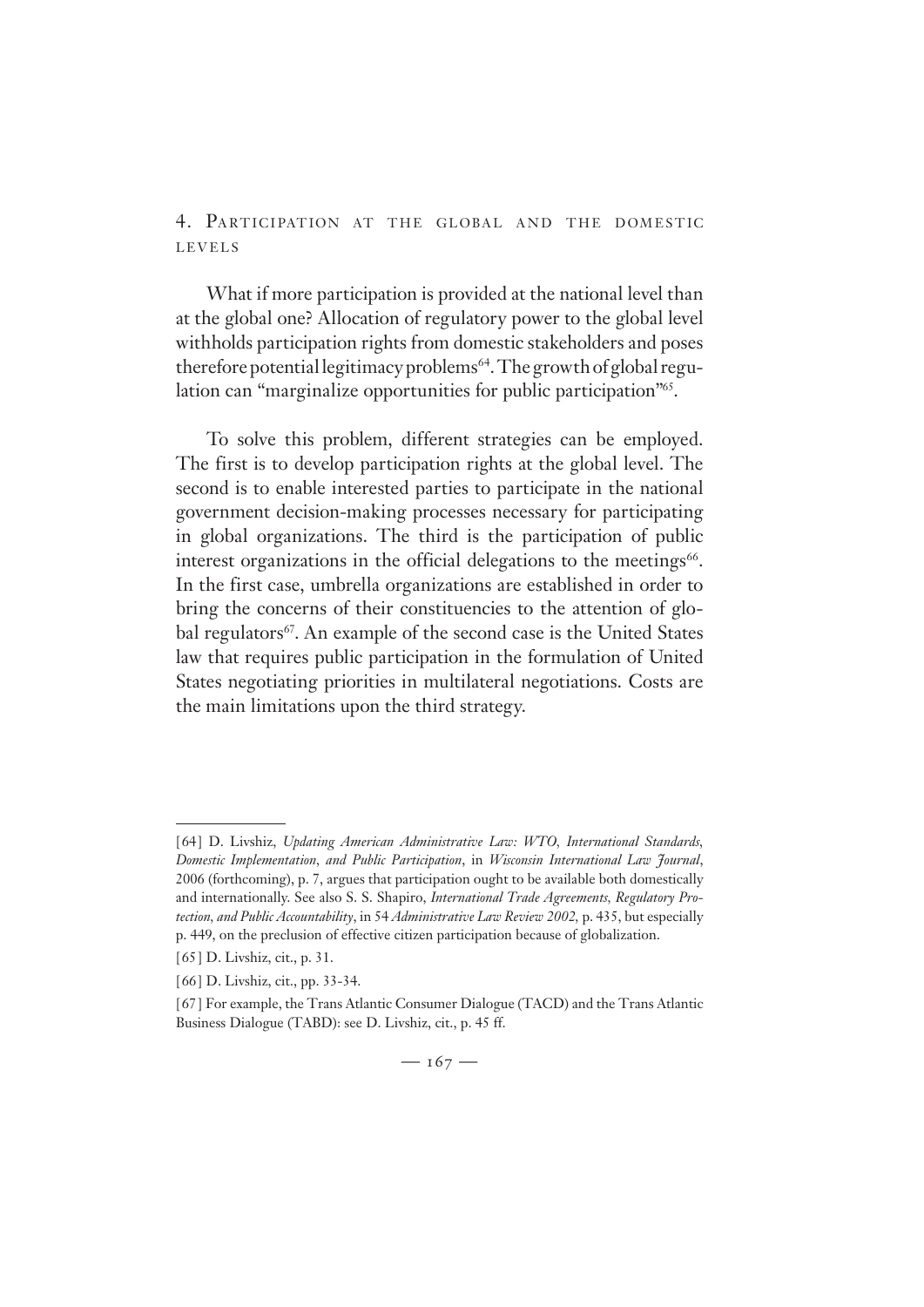## 4. Participation at the global and the domestic levels

What if more participation is provided at the national level than at the global one? Allocation of regulatory power to the global level withholds participation rights from domestic stakeholders and poses therefore potential legitimacy problems[64]. The growth of global regulation can "marginalize opportunities for public participation"[65].

To solve this problem, different strategies can be employed. The first is to develop participation rights at the global level. The second is to enable interested parties to participate in the national government decision-making processes necessary for participating in global organizations. The third is the participation of public interest organizations in the official delegations to the meetings[66]. In the first case, umbrella organizations are established in order to bring the concerns of their constituencies to the attention of global regulators[67]. An example of the second case is the United States law that requires public participation in the formulation of United States negotiating priorities in multilateral negotiations. Costs are the main limitations upon the third strategy.

---

[64] D. Livshiz, *Updating American Administrative Law: WTO, International Standards, Domestic Implementation, and Public Participation*, in *Wisconsin International Law Journal*, 2006 (forthcoming), p. 7, argues that participation ought to be available both domestically and internationally. See also S. S. Shapiro, *International Trade Agreements, Regulatory Protection, and Public Accountability*, in 54 *Administrative Law Review 2002*, p. 435, but especially p. 449, on the preclusion of effective citizen participation because of globalization.

[65] D. Livshiz, cit., p. 31.

[66] D. Livshiz, cit., pp. 33-34.

[67] For example, the Trans Atlantic Consumer Dialogue (TACD) and the Trans Atlantic Business Dialogue (TABD): see D. Livshiz, cit., p. 45 ff.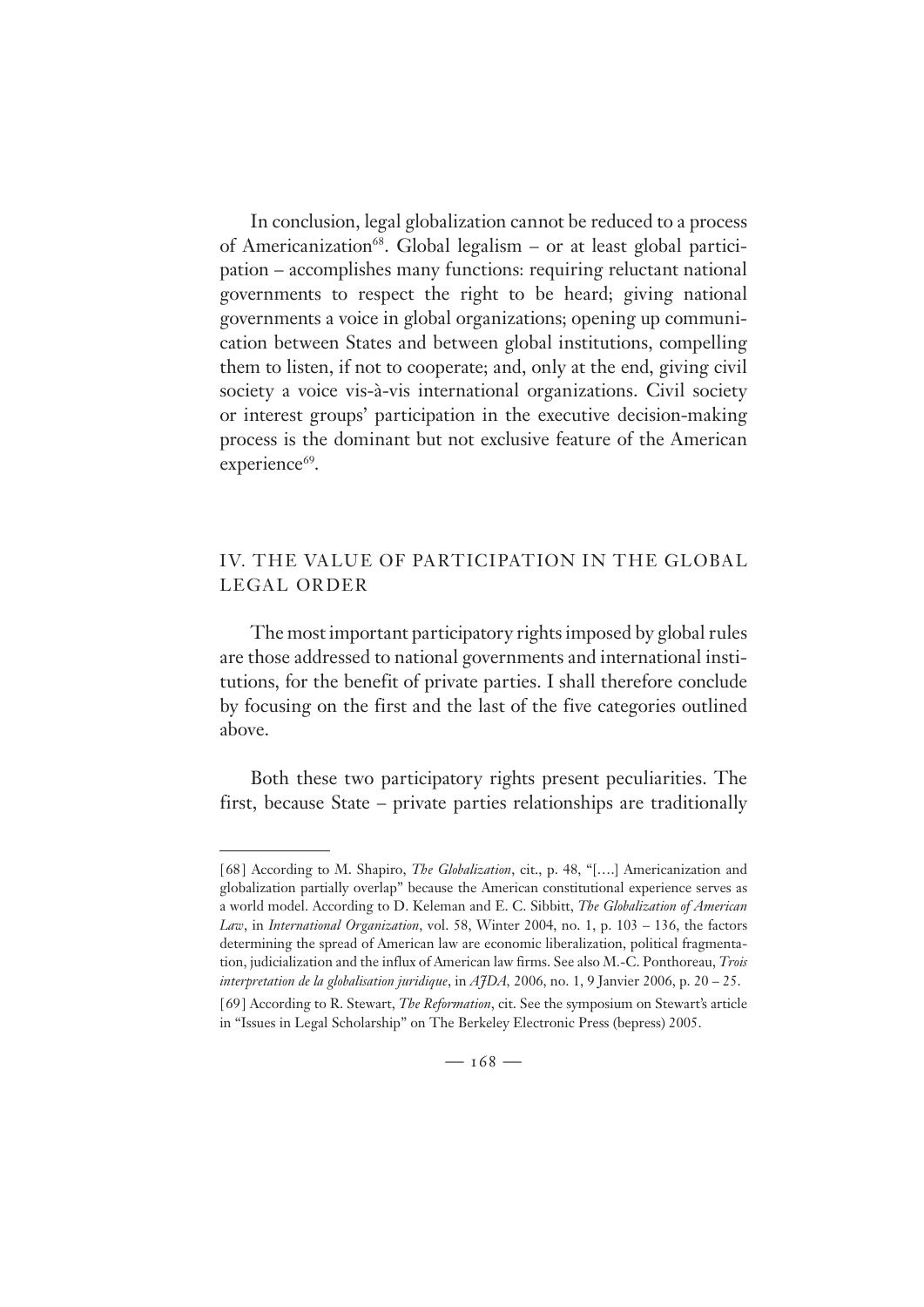In conclusion, legal globalization cannot be reduced to a process of Americanization[68]. Global legalism – or at least global participation – accomplishes many functions: requiring reluctant national governments to respect the right to be heard; giving national governments a voice in global organizations; opening up communication between States and between global institutions, compelling them to listen, if not to cooperate; and, only at the end, giving civil society a voice vis-à-vis international organizations. Civil society or interest groups' participation in the executive decision-making process is the dominant but not exclusive feature of the American experience[69].

## IV. THE VALUE OF PARTICIPATION IN THE GLOBAL LEGAL ORDER

The most important participatory rights imposed by global rules are those addressed to national governments and international institutions, for the benefit of private parties. I shall therefore conclude by focusing on the first and the last of the five categories outlined above.

Both these two participatory rights present peculiarities. The first, because State – private parties relationships are traditionally

---

[68] According to M. Shapiro, *The Globalization*, cit., p. 48, "[….] Americanization and globalization partially overlap" because the American constitutional experience serves as a world model. According to D. Keleman and E. C. Sibbitt, *The Globalization of American Law*, in *International Organization*, vol. 58, Winter 2004, no. 1, p. 103 – 136, the factors determining the spread of American law are economic liberalization, political fragmentation, judicialization and the influx of American law firms. See also M.-C. Ponthoreau, *Trois interpretation de la globalisation juridique*, in *AJDA*, 2006, no. 1, 9 Janvier 2006, p. 20 – 25.

[69] According to R. Stewart, *The Reformation*, cit. See the symposium on Stewart's article in "Issues in Legal Scholarship" on The Berkeley Electronic Press (bepress) 2005.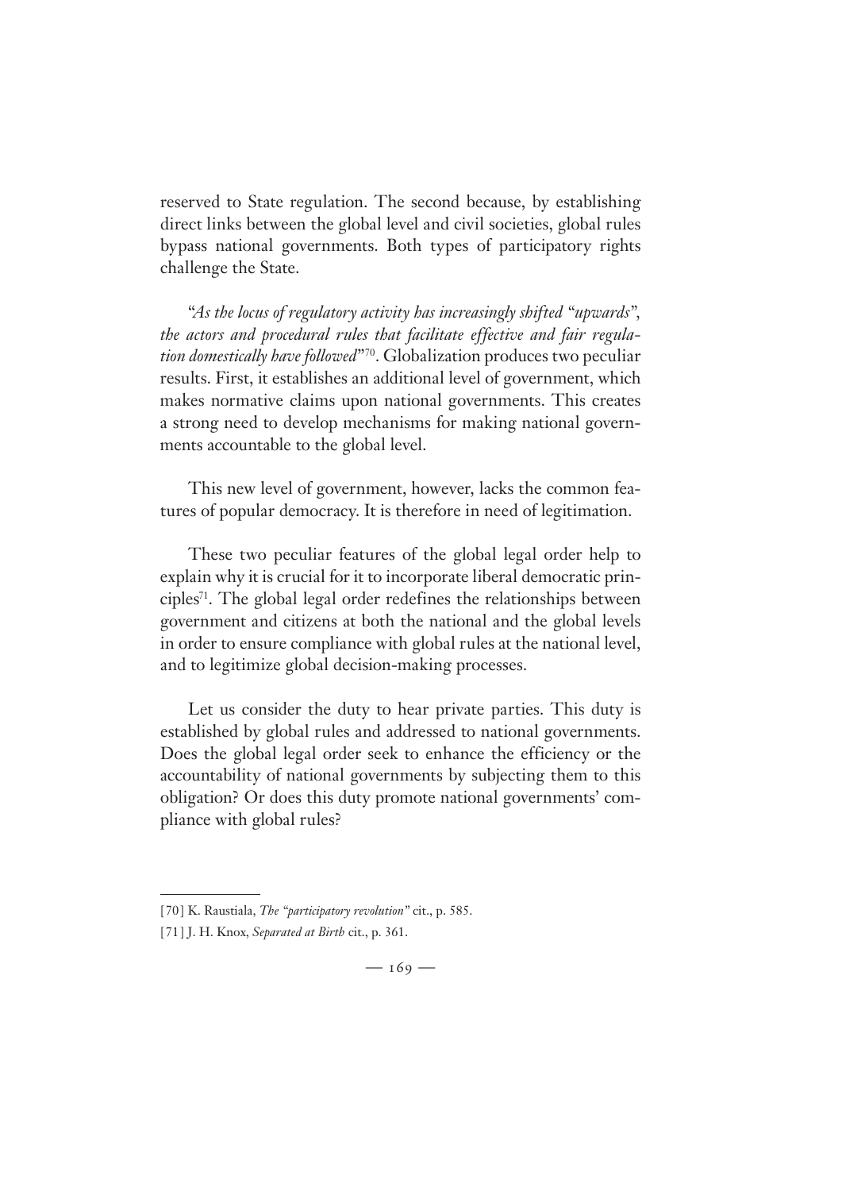reserved to State regulation. The second because, by establishing direct links between the global level and civil societies, global rules bypass national governments. Both types of participatory rights challenge the State.

"*As the locus of regulatory activity has increasingly shifted "upwards", the actors and procedural rules that facilitate effective and fair regulation domestically have followed*"[70]. Globalization produces two peculiar results. First, it establishes an additional level of government, which makes normative claims upon national governments. This creates a strong need to develop mechanisms for making national governments accountable to the global level.

This new level of government, however, lacks the common features of popular democracy. It is therefore in need of legitimation.

These two peculiar features of the global legal order help to explain why it is crucial for it to incorporate liberal democratic principles[71]. The global legal order redefines the relationships between government and citizens at both the national and the global levels in order to ensure compliance with global rules at the national level, and to legitimize global decision-making processes.

Let us consider the duty to hear private parties. This duty is established by global rules and addressed to national governments. Does the global legal order seek to enhance the efficiency or the accountability of national governments by subjecting them to this obligation? Or does this duty promote national governments' compliance with global rules?

---

[70] K. Raustiala, *The "participatory revolution"* cit., p. 585.

[71] J. H. Knox, *Separated at Birth* cit., p. 361.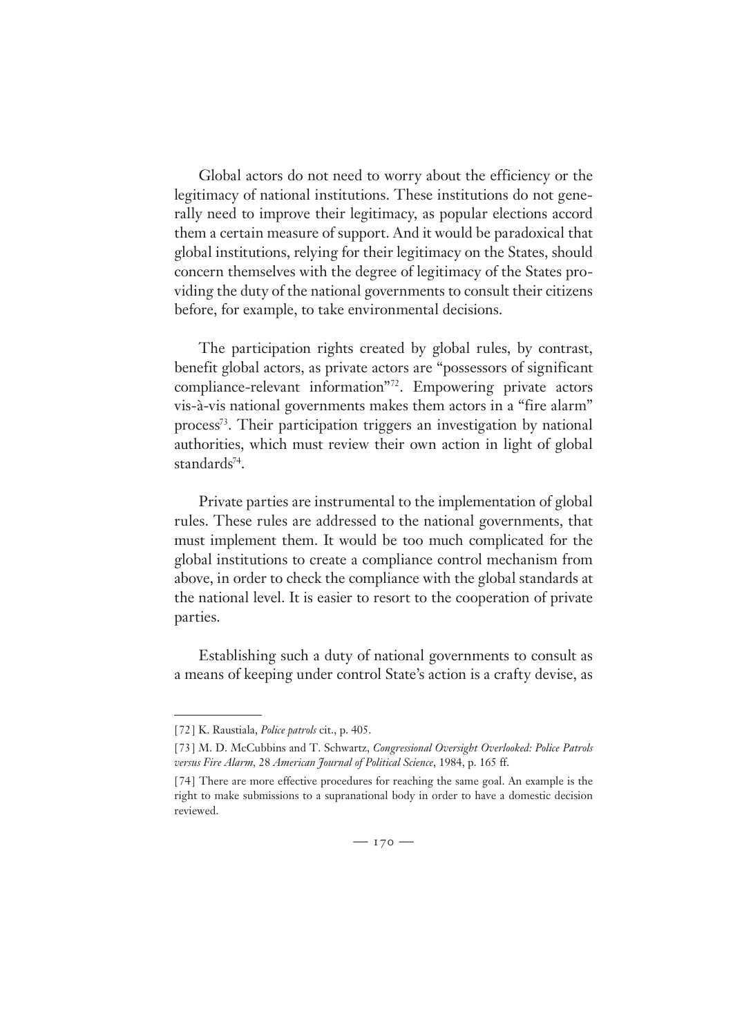Global actors do not need to worry about the efficiency or the legitimacy of national institutions. These institutions do not generally need to improve their legitimacy, as popular elections accord them a certain measure of support. And it would be paradoxical that global institutions, relying for their legitimacy on the States, should concern themselves with the degree of legitimacy of the States providing the duty of the national governments to consult their citizens before, for example, to take environmental decisions.

The participation rights created by global rules, by contrast, benefit global actors, as private actors are "possessors of significant compliance-relevant information"[72]. Empowering private actors vis-à-vis national governments makes them actors in a "fire alarm" process[73]. Their participation triggers an investigation by national authorities, which must review their own action in light of global standards[74].

Private parties are instrumental to the implementation of global rules. These rules are addressed to the national governments, that must implement them. It would be too much complicated for the global institutions to create a compliance control mechanism from above, in order to check the compliance with the global standards at the national level. It is easier to resort to the cooperation of private parties.

Establishing such a duty of national governments to consult as a means of keeping under control State's action is a crafty devise, as

---

[72] K. Raustiala, *Police patrols* cit., p. 405.

[73] M. D. McCubbins and T. Schwartz, *Congressional Oversight Overlooked: Police Patrols versus Fire Alarm*, 28 *American Journal of Political Science*, 1984, p. 165 ff.

[74] There are more effective procedures for reaching the same goal. An example is the right to make submissions to a supranational body in order to have a domestic decision reviewed.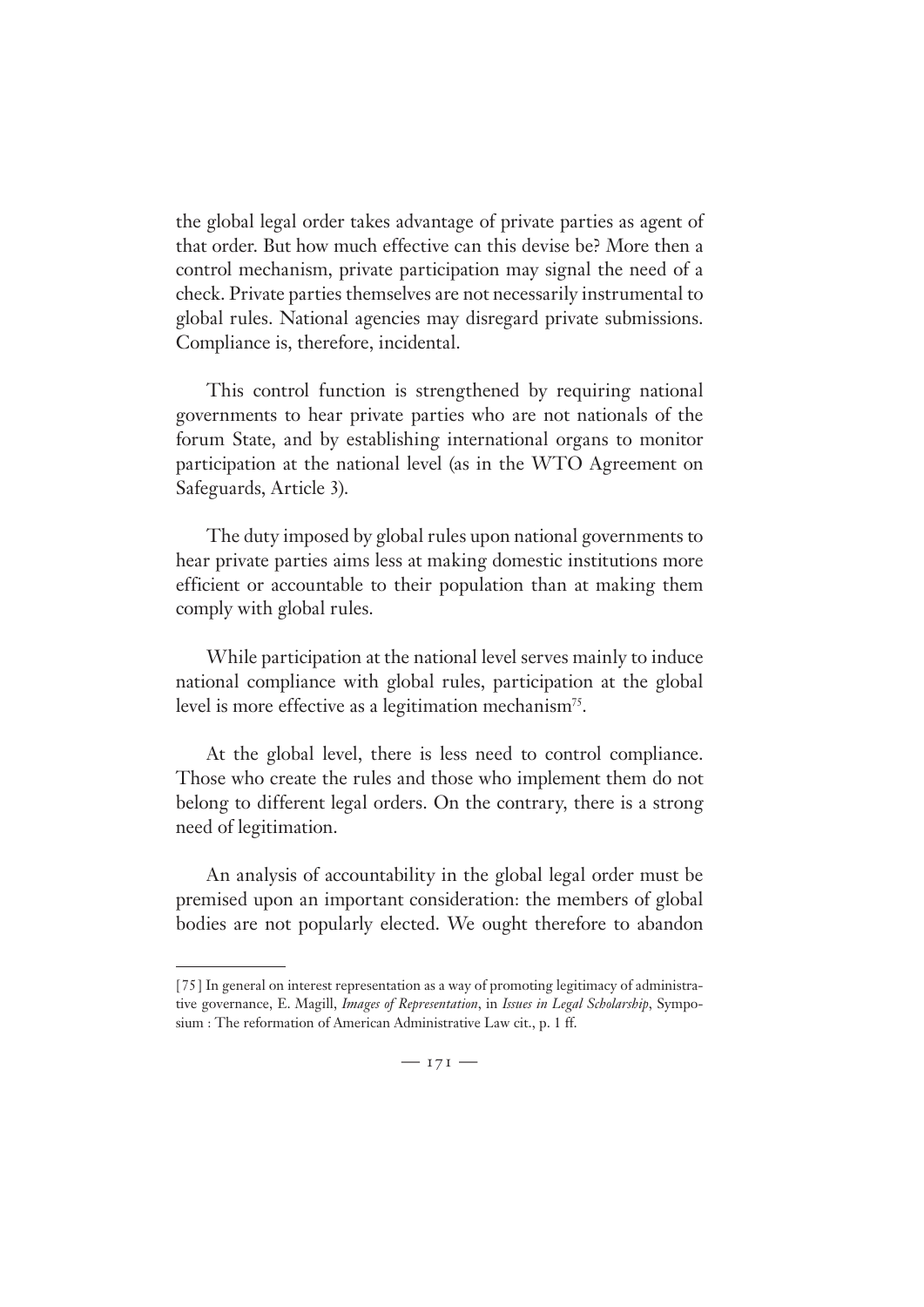the global legal order takes advantage of private parties as agent of that order. But how much effective can this devise be? More then a control mechanism, private participation may signal the need of a check. Private parties themselves are not necessarily instrumental to global rules. National agencies may disregard private submissions. Compliance is, therefore, incidental.

This control function is strengthened by requiring national governments to hear private parties who are not nationals of the forum State, and by establishing international organs to monitor participation at the national level (as in the WTO Agreement on Safeguards, Article 3).

The duty imposed by global rules upon national governments to hear private parties aims less at making domestic institutions more efficient or accountable to their population than at making them comply with global rules.

While participation at the national level serves mainly to induce national compliance with global rules, participation at the global level is more effective as a legitimation mechanism[75].

At the global level, there is less need to control compliance. Those who create the rules and those who implement them do not belong to different legal orders. On the contrary, there is a strong need of legitimation.

An analysis of accountability in the global legal order must be premised upon an important consideration: the members of global bodies are not popularly elected. We ought therefore to abandon

---

[75] In general on interest representation as a way of promoting legitimacy of administrative governance, E. Magill, *Images of Representation*, in *Issues in Legal Scholarship*, Symposium : The reformation of American Administrative Law cit., p. 1 ff.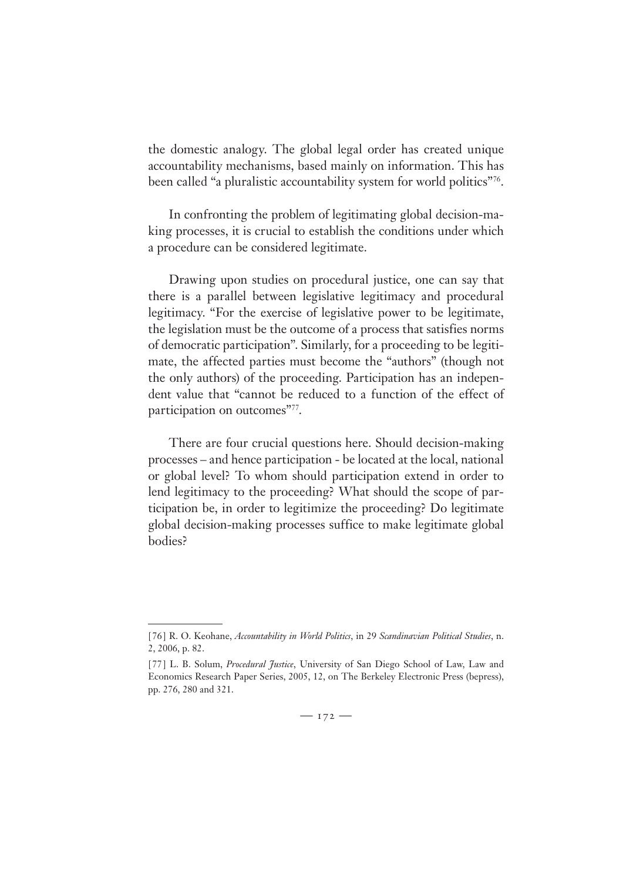the domestic analogy. The global legal order has created unique accountability mechanisms, based mainly on information. This has been called "a pluralistic accountability system for world politics"[76].

In confronting the problem of legitimating global decision-making processes, it is crucial to establish the conditions under which a procedure can be considered legitimate.

Drawing upon studies on procedural justice, one can say that there is a parallel between legislative legitimacy and procedural legitimacy. "For the exercise of legislative power to be legitimate, the legislation must be the outcome of a process that satisfies norms of democratic participation". Similarly, for a proceeding to be legitimate, the affected parties must become the "authors" (though not the only authors) of the proceeding. Participation has an independent value that "cannot be reduced to a function of the effect of participation on outcomes"[77].

There are four crucial questions here. Should decision-making processes – and hence participation - be located at the local, national or global level? To whom should participation extend in order to lend legitimacy to the proceeding? What should the scope of participation be, in order to legitimize the proceeding? Do legitimate global decision-making processes suffice to make legitimate global bodies?

---

[76] R. O. Keohane, *Accountability in World Politics*, in 29 *Scandinavian Political Studies*, n. 2, 2006, p. 82.

[77] L. B. Solum, *Procedural Justice*, University of San Diego School of Law, Law and Economics Research Paper Series, 2005, 12, on The Berkeley Electronic Press (bepress), pp. 276, 280 and 321.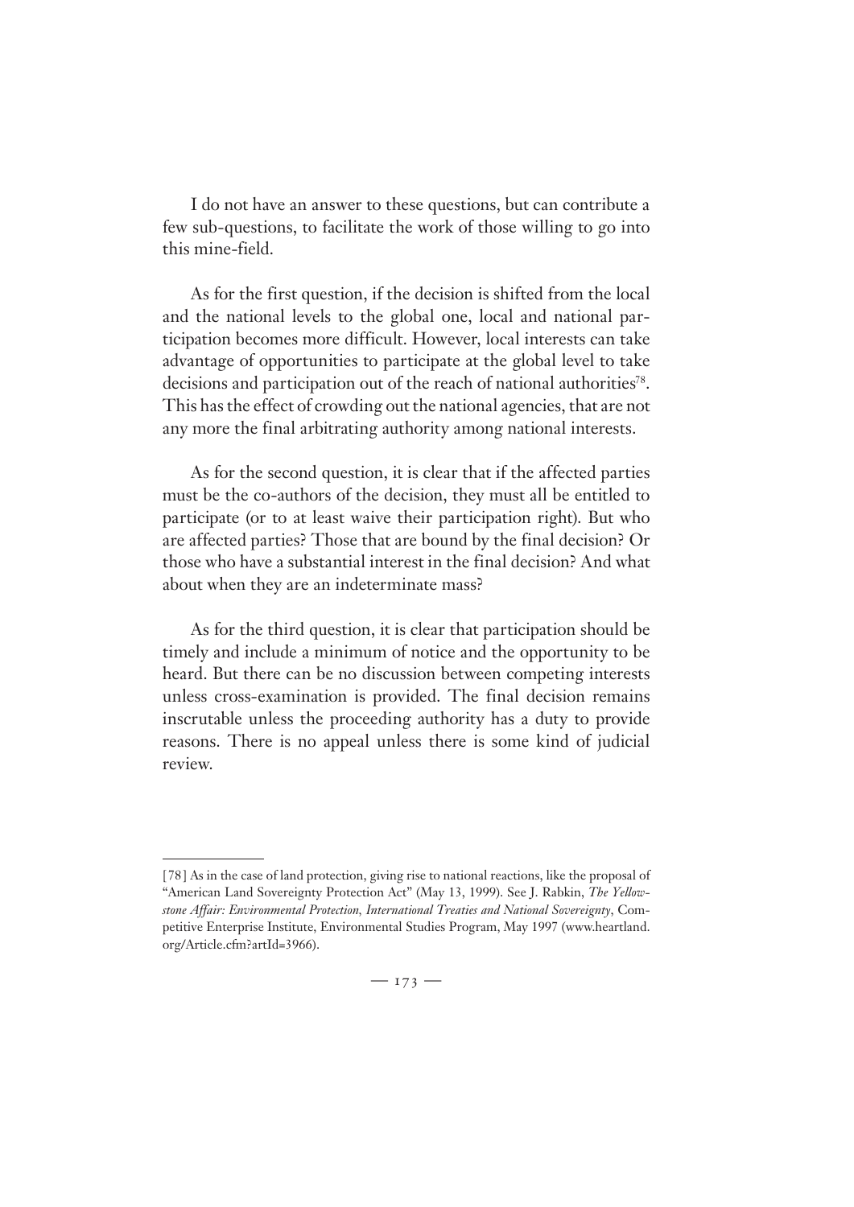I do not have an answer to these questions, but can contribute a few sub-questions, to facilitate the work of those willing to go into this mine-field.

As for the first question, if the decision is shifted from the local and the national levels to the global one, local and national participation becomes more difficult. However, local interests can take advantage of opportunities to participate at the global level to take decisions and participation out of the reach of national authorities[78]. This has the effect of crowding out the national agencies, that are not any more the final arbitrating authority among national interests.

As for the second question, it is clear that if the affected parties must be the co-authors of the decision, they must all be entitled to participate (or to at least waive their participation right). But who are affected parties? Those that are bound by the final decision? Or those who have a substantial interest in the final decision? And what about when they are an indeterminate mass?

As for the third question, it is clear that participation should be timely and include a minimum of notice and the opportunity to be heard. But there can be no discussion between competing interests unless cross-examination is provided. The final decision remains inscrutable unless the proceeding authority has a duty to provide reasons. There is no appeal unless there is some kind of judicial review.

---

[78] As in the case of land protection, giving rise to national reactions, like the proposal of "American Land Sovereignty Protection Act" (May 13, 1999). See J. Rabkin, *The Yellowstone Affair: Environmental Protection, International Treaties and National Sovereignty*, Competitive Enterprise Institute, Environmental Studies Program, May 1997 (www.heartland.org/Article.cfm?artId=3966).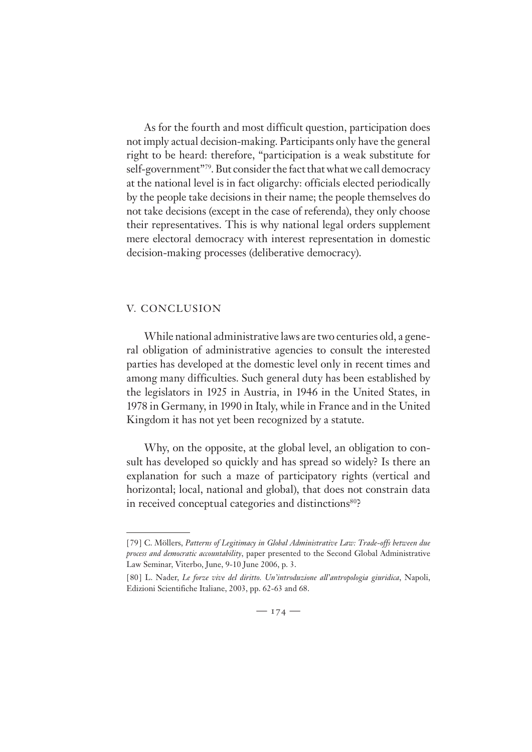As for the fourth and most difficult question, participation does not imply actual decision-making. Participants only have the general right to be heard: therefore, "participation is a weak substitute for self-government"[79]. But consider the fact that what we call democracy at the national level is in fact oligarchy: officials elected periodically by the people take decisions in their name; the people themselves do not take decisions (except in the case of referenda), they only choose their representatives. This is why national legal orders supplement mere electoral democracy with interest representation in domestic decision-making processes (deliberative democracy).

## V. CONCLUSION

While national administrative laws are two centuries old, a general obligation of administrative agencies to consult the interested parties has developed at the domestic level only in recent times and among many difficulties. Such general duty has been established by the legislators in 1925 in Austria, in 1946 in the United States, in 1978 in Germany, in 1990 in Italy, while in France and in the United Kingdom it has not yet been recognized by a statute.

Why, on the opposite, at the global level, an obligation to consult has developed so quickly and has spread so widely? Is there an explanation for such a maze of participatory rights (vertical and horizontal; local, national and global), that does not constrain data in received conceptual categories and distinctions[80]?

---

[79] C. Möllers, *Patterns of Legitimacy in Global Administrative Law: Trade-offs between due process and democratic accountability*, paper presented to the Second Global Administrative Law Seminar, Viterbo, June, 9-10 June 2006, p. 3.

[80] L. Nader, *Le forze vive del diritto. Un'introduzione all'antropologia giuridica*, Napoli, Edizioni Scientifiche Italiane, 2003, pp. 62-63 and 68.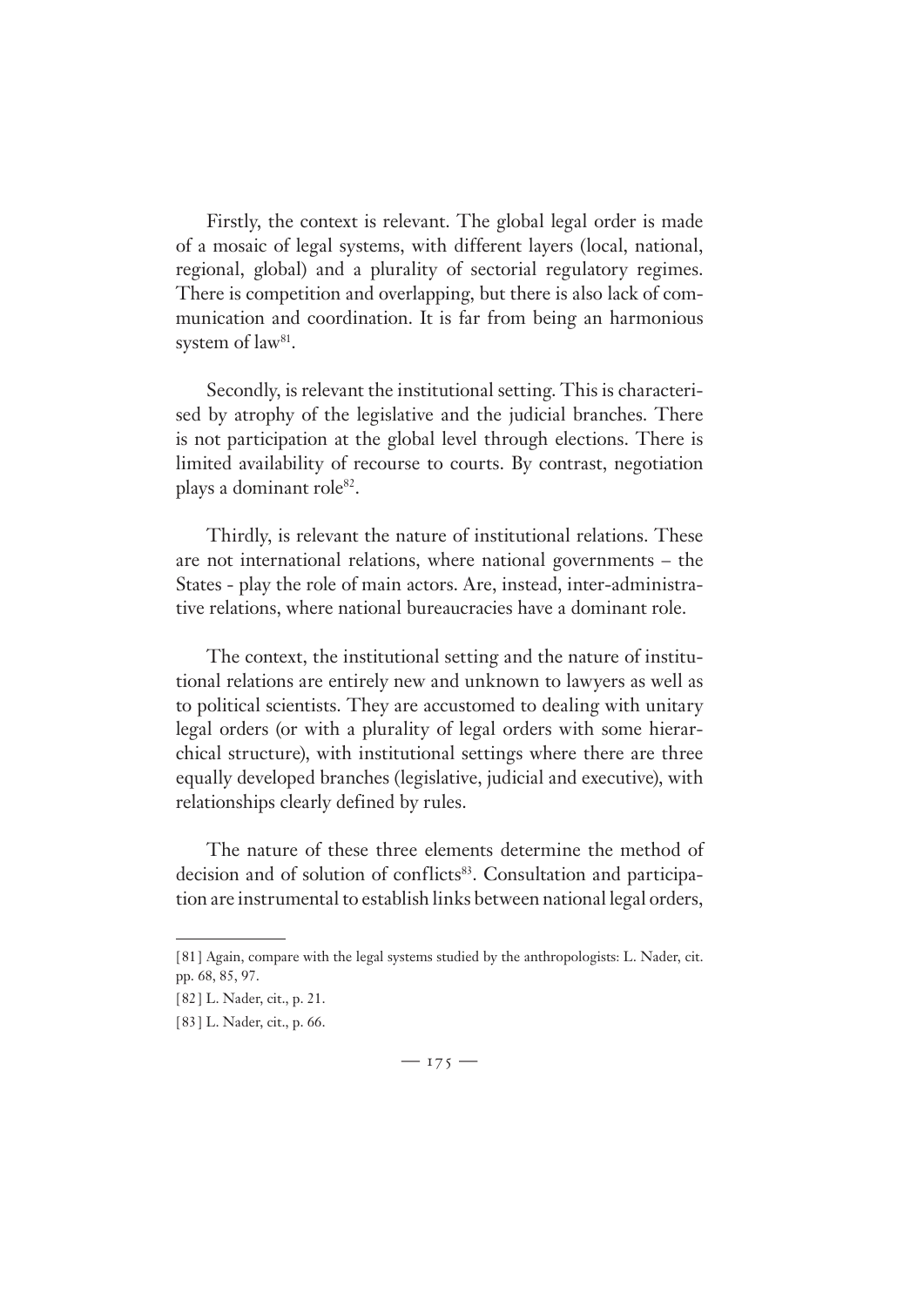Firstly, the context is relevant. The global legal order is made of a mosaic of legal systems, with different layers (local, national, regional, global) and a plurality of sectorial regulatory regimes. There is competition and overlapping, but there is also lack of communication and coordination. It is far from being an harmonious system of law[81].

Secondly, is relevant the institutional setting. This is characterised by atrophy of the legislative and the judicial branches. There is not participation at the global level through elections. There is limited availability of recourse to courts. By contrast, negotiation plays a dominant role[82].

Thirdly, is relevant the nature of institutional relations. These are not international relations, where national governments – the States - play the role of main actors. Are, instead, inter-administrative relations, where national bureaucracies have a dominant role.

The context, the institutional setting and the nature of institutional relations are entirely new and unknown to lawyers as well as to political scientists. They are accustomed to dealing with unitary legal orders (or with a plurality of legal orders with some hierarchical structure), with institutional settings where there are three equally developed branches (legislative, judicial and executive), with relationships clearly defined by rules.

The nature of these three elements determine the method of decision and of solution of conflicts[83]. Consultation and participation are instrumental to establish links between national legal orders,

---

[81] Again, compare with the legal systems studied by the anthropologists: L. Nader, cit. pp. 68, 85, 97.

[82] L. Nader, cit., p. 21.

[83] L. Nader, cit., p. 66.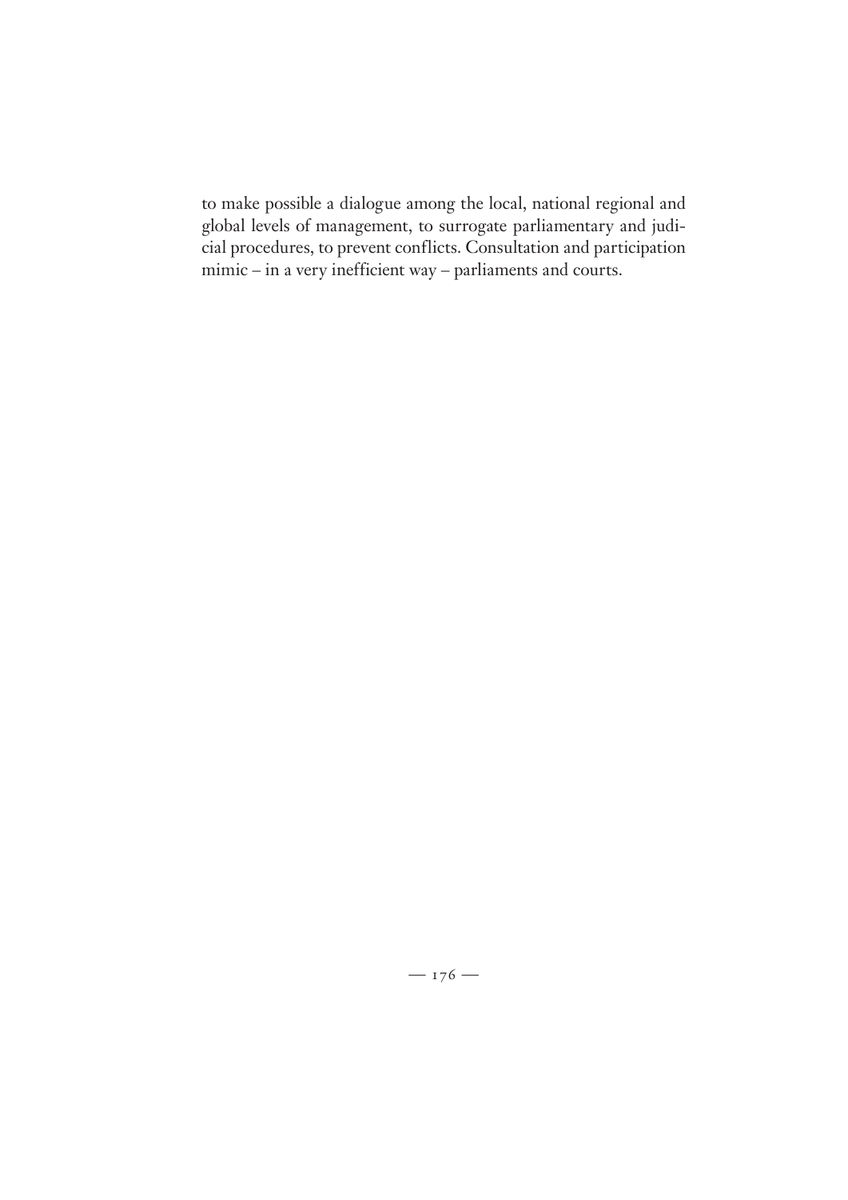to make possible a dialogue among the local, national regional and global levels of management, to surrogate parliamentary and judicial procedures, to prevent conflicts. Consultation and participation mimic – in a very inefficient way – parliaments and courts.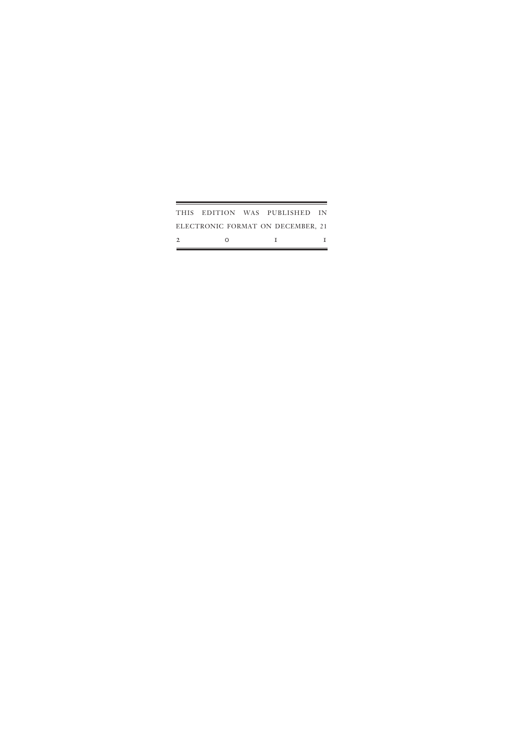THIS EDITION WAS PUBLISHED IN ELECTRONIC FORMAT ON DECEMBER, 21 2011